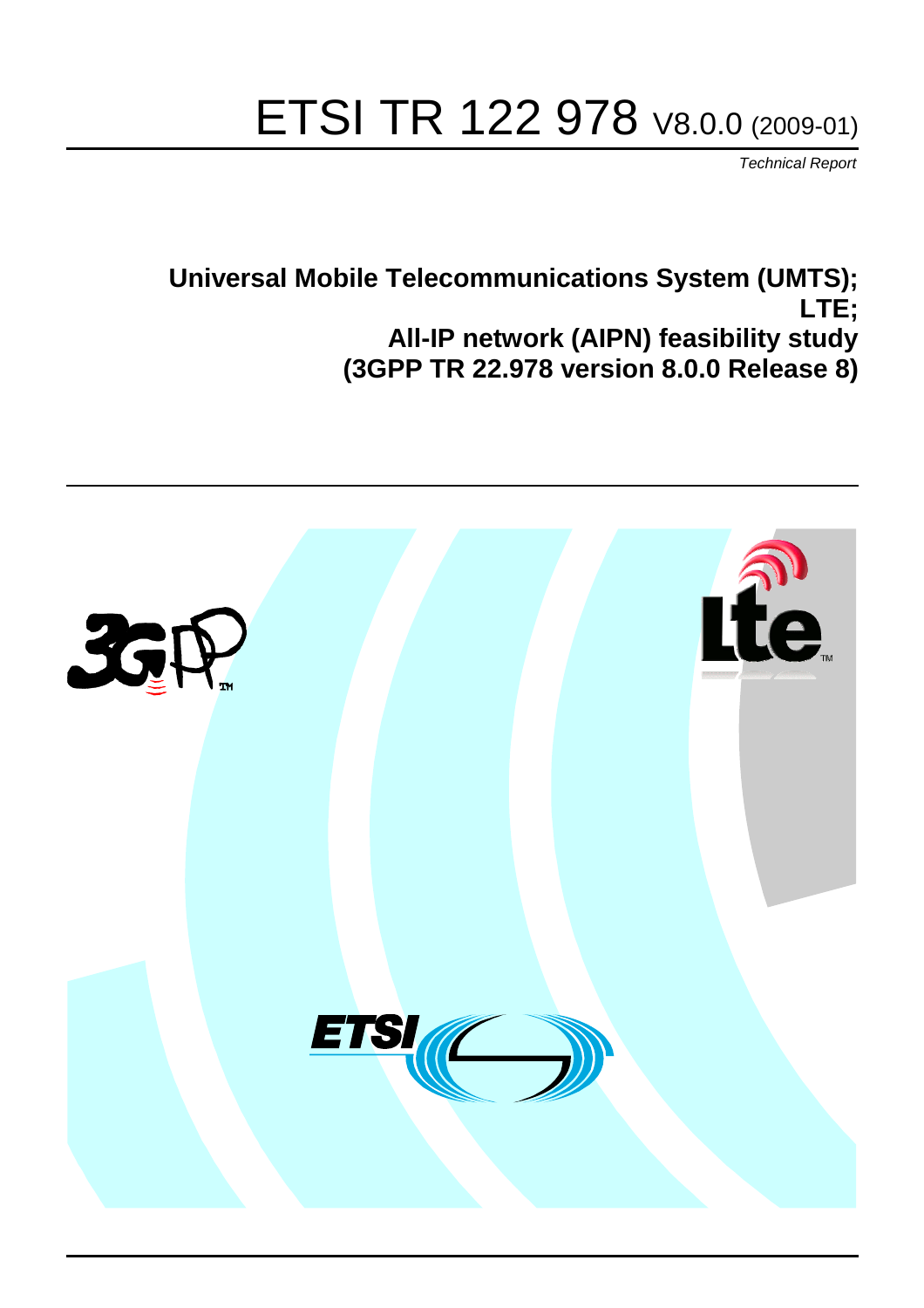# ETSI TR 122 978 V8.0.0 (2009-01)

*Technical Report*

**Universal Mobile Telecommunications System (UMTS); LTE; All-IP network (AIPN) feasibility study (3GPP TR 22.978 version 8.0.0 Release 8)**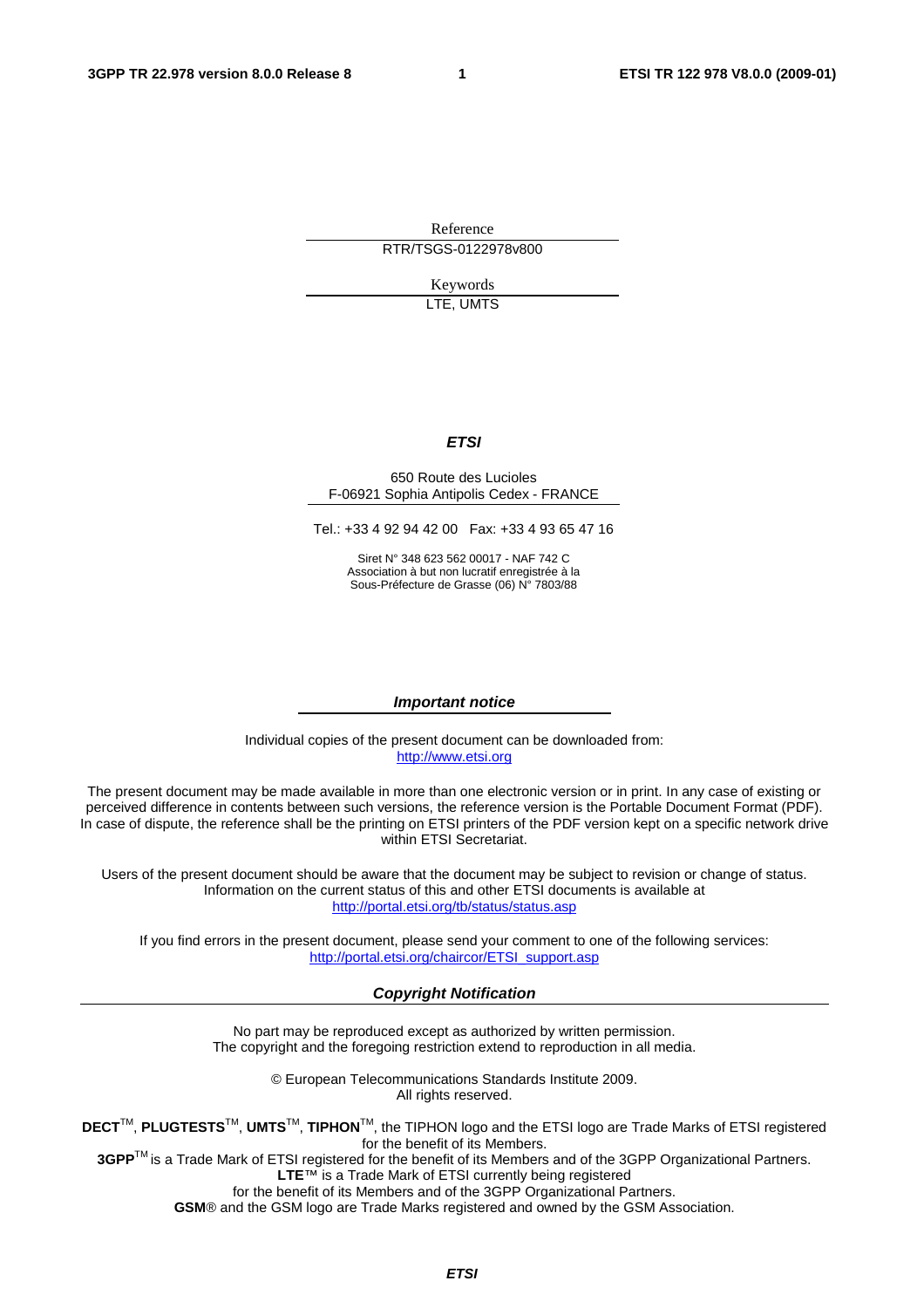Reference

RTR/TSGS-0122978v800

Keywords

LTE, UMTS

***ETSI***

650 Route des Lucioles
F-06921 Sophia Antipolis Cedex - FRANCE

Tel.: +33 4 92 94 42 00 Fax: +33 4 93 65 47 16

Siret N° 348 623 562 00017 - NAF 742 C
Association à but non lucratif enregistrée à la
Sous-Préfecture de Grasse (06) N° 7803/88

***Important notice***

Individual copies of the present document can be downloaded from:
http://www.etsi.org

The present document may be made available in more than one electronic version or in print. In any case of existing or perceived difference in contents between such versions, the reference version is the Portable Document Format (PDF). In case of dispute, the reference shall be the printing on ETSI printers of the PDF version kept on a specific network drive within ETSI Secretariat.

Users of the present document should be aware that the document may be subject to revision or change of status. Information on the current status of this and other ETSI documents is available at
http://portal.etsi.org/tb/status/status.asp

If you find errors in the present document, please send your comment to one of the following services:
http://portal.etsi.org/chaircor/ETSI_support.asp

***Copyright Notification***

No part may be reproduced except as authorized by written permission.
The copyright and the foregoing restriction extend to reproduction in all media.

© European Telecommunications Standards Institute 2009.
All rights reserved.

**DECT**™, **PLUGTESTS**™, **UMTS**™, **TIPHON**™, the TIPHON logo and the ETSI logo are Trade Marks of ETSI registered for the benefit of its Members.
**3GPP**™ is a Trade Mark of ETSI registered for the benefit of its Members and of the 3GPP Organizational Partners.
**LTE**™ is a Trade Mark of ETSI currently being registered
for the benefit of its Members and of the 3GPP Organizational Partners.
**GSM**® and the GSM logo are Trade Marks registered and owned by the GSM Association.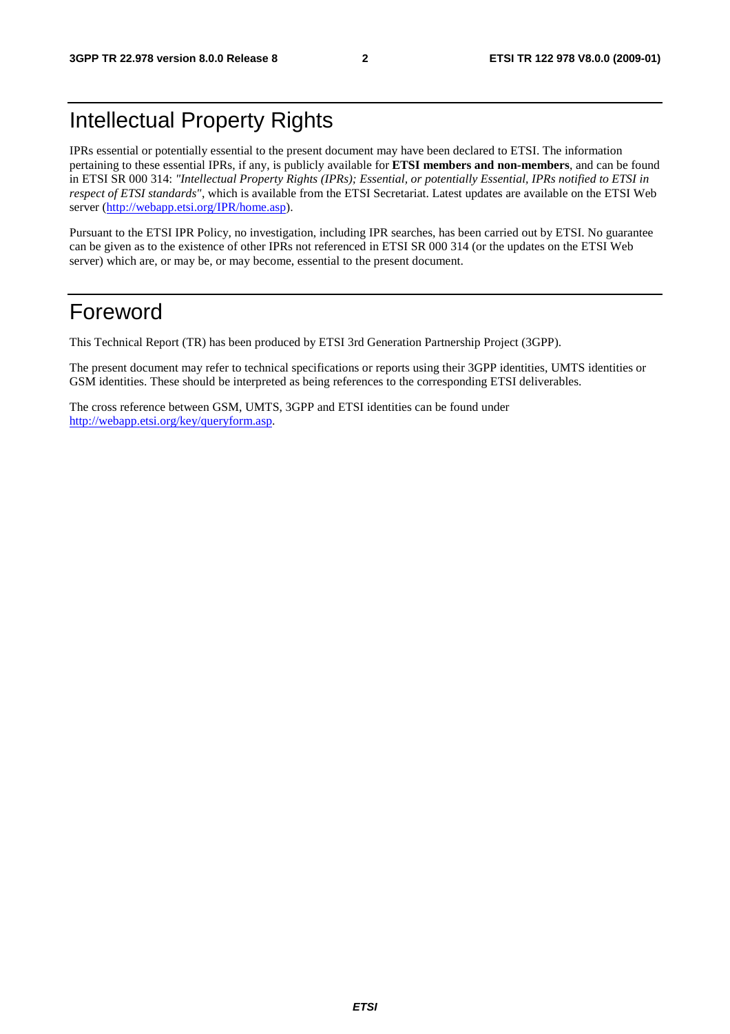# Intellectual Property Rights

IPRs essential or potentially essential to the present document may have been declared to ETSI. The information pertaining to these essential IPRs, if any, is publicly available for **ETSI members and non-members**, and can be found in ETSI SR 000 314: *"Intellectual Property Rights (IPRs); Essential, or potentially Essential, IPRs notified to ETSI in respect of ETSI standards"*, which is available from the ETSI Secretariat. Latest updates are available on the ETSI Web server (http://webapp.etsi.org/IPR/home.asp).

Pursuant to the ETSI IPR Policy, no investigation, including IPR searches, has been carried out by ETSI. No guarantee can be given as to the existence of other IPRs not referenced in ETSI SR 000 314 (or the updates on the ETSI Web server) which are, or may be, or may become, essential to the present document.

# Foreword

This Technical Report (TR) has been produced by ETSI 3rd Generation Partnership Project (3GPP).

The present document may refer to technical specifications or reports using their 3GPP identities, UMTS identities or GSM identities. These should be interpreted as being references to the corresponding ETSI deliverables.

The cross reference between GSM, UMTS, 3GPP and ETSI identities can be found under http://webapp.etsi.org/key/queryform.asp.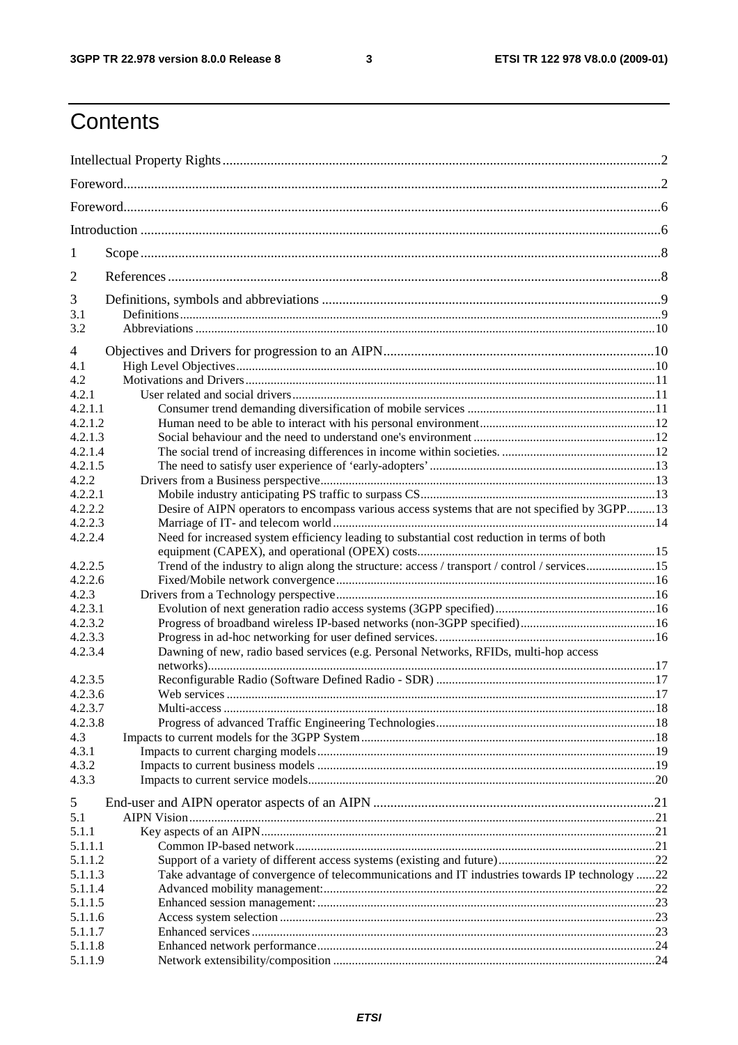# Contents

Intellectual Property Rights ..... 2

Foreword ..... 2

Foreword ..... 6

Introduction ..... 6

1 Scope ..... 8

2 References ..... 8

3 Definitions, symbols and abbreviations ..... 9

3.1 Definitions ..... 9

3.2 Abbreviations ..... 10

4 Objectives and Drivers for progression to an AIPN ..... 10

4.1 High Level Objectives ..... 10

4.2 Motivations and Drivers ..... 11

4.2.1 User related and social drivers ..... 11

4.2.1.1 Consumer trend demanding diversification of mobile services ..... 11

4.2.1.2 Human need to be able to interact with his personal environment ..... 12

4.2.1.3 Social behaviour and the need to understand one's environment ..... 12

4.2.1.4 The social trend of increasing differences in income within societies. ..... 12

4.2.1.5 The need to satisfy user experience of 'early-adopters' ..... 13

4.2.2 Drivers from a Business perspective ..... 13

4.2.2.1 Mobile industry anticipating PS traffic to surpass CS ..... 13

4.2.2.2 Desire of AIPN operators to encompass various access systems that are not specified by 3GPP ..... 13

4.2.2.3 Marriage of IT- and telecom world ..... 14

4.2.2.4 Need for increased system efficiency leading to substantial cost reduction in terms of both equipment (CAPEX), and operational (OPEX) costs ..... 15

4.2.2.5 Trend of the industry to align along the structure: access / transport / control / services ..... 15

4.2.2.6 Fixed/Mobile network convergence ..... 16

4.2.3 Drivers from a Technology perspective ..... 16

4.2.3.1 Evolution of next generation radio access systems (3GPP specified) ..... 16

4.2.3.2 Progress of broadband wireless IP-based networks (non-3GPP specified) ..... 16

4.2.3.3 Progress in ad-hoc networking for user defined services. ..... 16

4.2.3.4 Dawning of new, radio based services (e.g. Personal Networks, RFIDs, multi-hop access networks) ..... 17

4.2.3.5 Reconfigurable Radio (Software Defined Radio - SDR) ..... 17

4.2.3.6 Web services ..... 17

4.2.3.7 Multi-access ..... 18

4.2.3.8 Progress of advanced Traffic Engineering Technologies ..... 18

4.3 Impacts to current models for the 3GPP System ..... 18

4.3.1 Impacts to current charging models ..... 19

4.3.2 Impacts to current business models ..... 19

4.3.3 Impacts to current service models ..... 20

5 End-user and AIPN operator aspects of an AIPN ..... 21

5.1 AIPN Vision ..... 21

5.1.1 Key aspects of an AIPN ..... 21

5.1.1.1 Common IP-based network ..... 21

5.1.1.2 Support of a variety of different access systems (existing and future) ..... 22

5.1.1.3 Take advantage of convergence of telecommunications and IT industries towards IP technology ..... 22

5.1.1.4 Advanced mobility management: ..... 22

5.1.1.5 Enhanced session management: ..... 23

5.1.1.6 Access system selection ..... 23

5.1.1.7 Enhanced services ..... 23

5.1.1.8 Enhanced network performance ..... 24

5.1.1.9 Network extensibility/composition ..... 24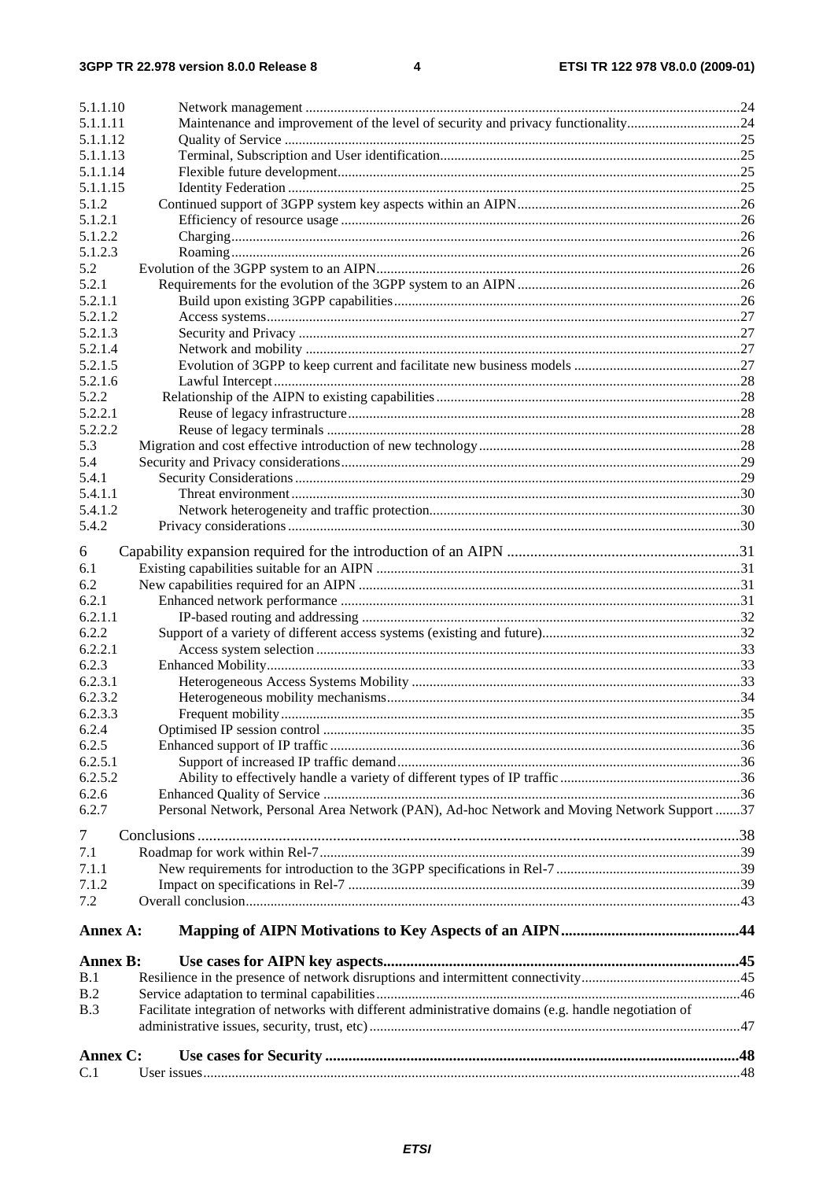5.1.1.10 Network management .....24
5.1.1.11 Maintenance and improvement of the level of security and privacy functionality.....24
5.1.1.12 Quality of Service .....25
5.1.1.13 Terminal, Subscription and User identification.....25
5.1.1.14 Flexible future development.....25
5.1.1.15 Identity Federation .....25
5.1.2 Continued support of 3GPP system key aspects within an AIPN.....26
5.1.2.1 Efficiency of resource usage .....26
5.1.2.2 Charging.....26
5.1.2.3 Roaming.....26
5.2 Evolution of the 3GPP system to an AIPN.....26
5.2.1 Requirements for the evolution of the 3GPP system to an AIPN .....26
5.2.1.1 Build upon existing 3GPP capabilities.....26
5.2.1.2 Access systems.....27
5.2.1.3 Security and Privacy .....27
5.2.1.4 Network and mobility .....27
5.2.1.5 Evolution of 3GPP to keep current and facilitate new business models .....27
5.2.1.6 Lawful Intercept.....28
5.2.2 Relationship of the AIPN to existing capabilities.....28
5.2.2.1 Reuse of legacy infrastructure.....28
5.2.2.2 Reuse of legacy terminals .....28
5.3 Migration and cost effective introduction of new technology.....28
5.4 Security and Privacy considerations.....29
5.4.1 Security Considerations .....29
5.4.1.1 Threat environment.....30
5.4.1.2 Network heterogeneity and traffic protection.....30
5.4.2 Privacy considerations.....30

6 Capability expansion required for the introduction of an AIPN .....31
6.1 Existing capabilities suitable for an AIPN .....31
6.2 New capabilities required for an AIPN .....31
6.2.1 Enhanced network performance .....31
6.2.1.1 IP-based routing and addressing .....32
6.2.2 Support of a variety of different access systems (existing and future).....32
6.2.2.1 Access system selection .....33
6.2.3 Enhanced Mobility.....33
6.2.3.1 Heterogeneous Access Systems Mobility .....33
6.2.3.2 Heterogeneous mobility mechanisms.....34
6.2.3.3 Frequent mobility.....35
6.2.4 Optimised IP session control .....35
6.2.5 Enhanced support of IP traffic .....36
6.2.5.1 Support of increased IP traffic demand.....36
6.2.5.2 Ability to effectively handle a variety of different types of IP traffic .....36
6.2.6 Enhanced Quality of Service .....36
6.2.7 Personal Network, Personal Area Network (PAN), Ad-hoc Network and Moving Network Support .....37

7 Conclusions.....38
7.1 Roadmap for work within Rel-7.....39
7.1.1 New requirements for introduction to the 3GPP specifications in Rel-7 .....39
7.1.2 Impact on specifications in Rel-7 .....39
7.2 Overall conclusion.....43

**Annex A: Mapping of AIPN Motivations to Key Aspects of an AIPN.....44**

**Annex B: Use cases for AIPN key aspects.....45**
B.1 Resilience in the presence of network disruptions and intermittent connectivity.....45
B.2 Service adaptation to terminal capabilities.....46
B.3 Facilitate integration of networks with different administrative domains (e.g. handle negotiation of administrative issues, security, trust, etc).....47

**Annex C: Use cases for Security .....48**
C.1 User issues.....48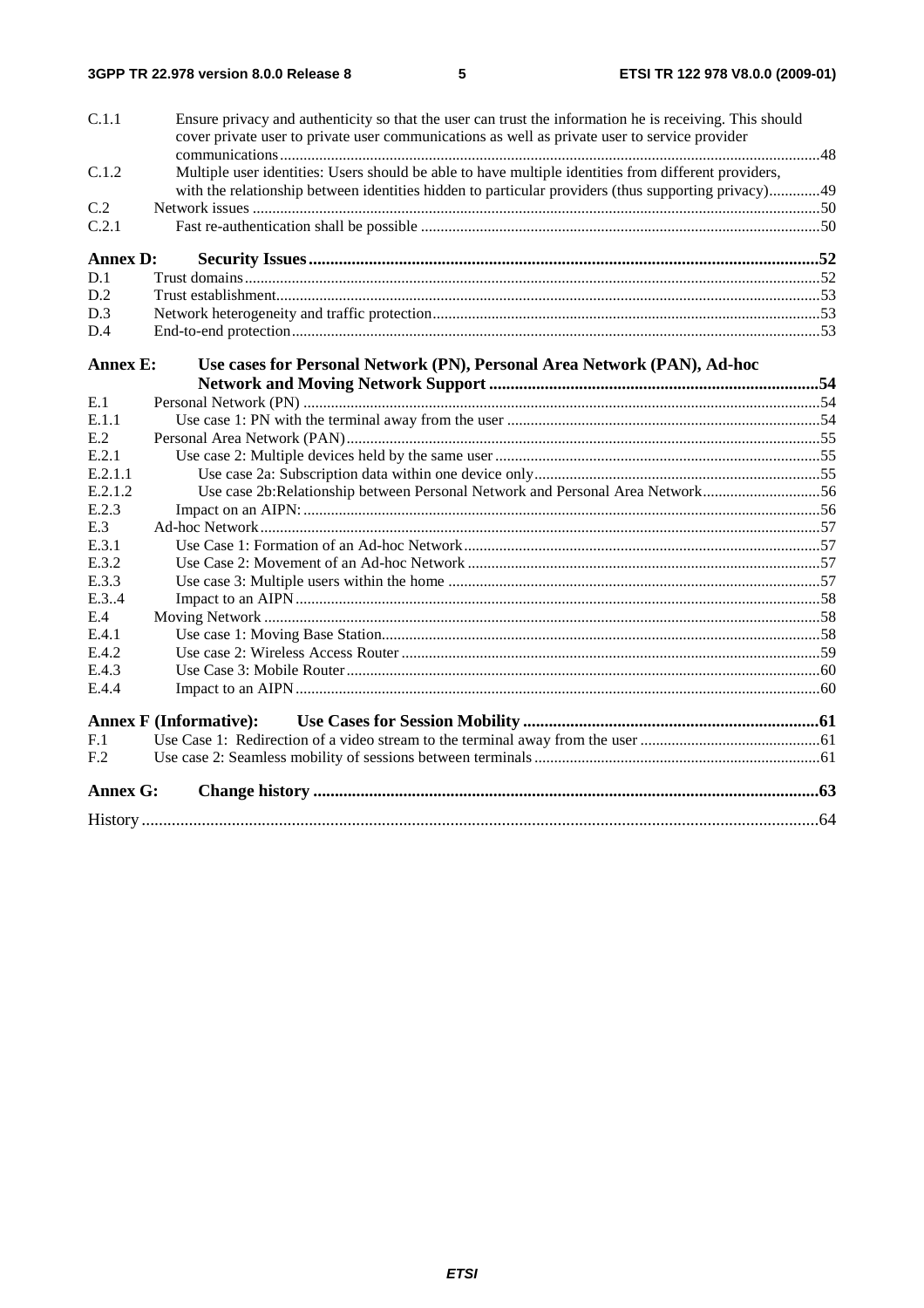C.1.1 Ensure privacy and authenticity so that the user can trust the information he is receiving. This should cover private user to private user communications as well as private user to service provider communications ..... 48
C.1.2 Multiple user identities: Users should be able to have multiple identities from different providers, with the relationship between identities hidden to particular providers (thus supporting privacy) ..... 49
C.2 Network issues ..... 50
C.2.1 Fast re-authentication shall be possible ..... 50

**Annex D: Security Issues ..... 52**
D.1 Trust domains ..... 52
D.2 Trust establishment ..... 53
D.3 Network heterogeneity and traffic protection ..... 53
D.4 End-to-end protection ..... 53

**Annex E: Use cases for Personal Network (PN), Personal Area Network (PAN), Ad-hoc Network and Moving Network Support ..... 54**
E.1 Personal Network (PN) ..... 54
E.1.1 Use case 1: PN with the terminal away from the user ..... 54
E.2 Personal Area Network (PAN) ..... 55
E.2.1 Use case 2: Multiple devices held by the same user ..... 55
E.2.1.1 Use case 2a: Subscription data within one device only ..... 55
E.2.1.2 Use case 2b:Relationship between Personal Network and Personal Area Network ..... 56
E.2.3 Impact on an AIPN: ..... 56
E.3 Ad-hoc Network ..... 57
E.3.1 Use Case 1: Formation of an Ad-hoc Network ..... 57
E.3.2 Use Case 2: Movement of an Ad-hoc Network ..... 57
E.3.3 Use case 3: Multiple users within the home ..... 57
E.3..4 Impact to an AIPN ..... 58
E.4 Moving Network ..... 58
E.4.1 Use case 1: Moving Base Station ..... 58
E.4.2 Use case 2: Wireless Access Router ..... 59
E.4.3 Use Case 3: Mobile Router ..... 60
E.4.4 Impact to an AIPN ..... 60

**Annex F (Informative): Use Cases for Session Mobility ..... 61**
F.1 Use Case 1: Redirection of a video stream to the terminal away from the user ..... 61
F.2 Use case 2: Seamless mobility of sessions between terminals ..... 61

**Annex G: Change history ..... 63**

History ..... 64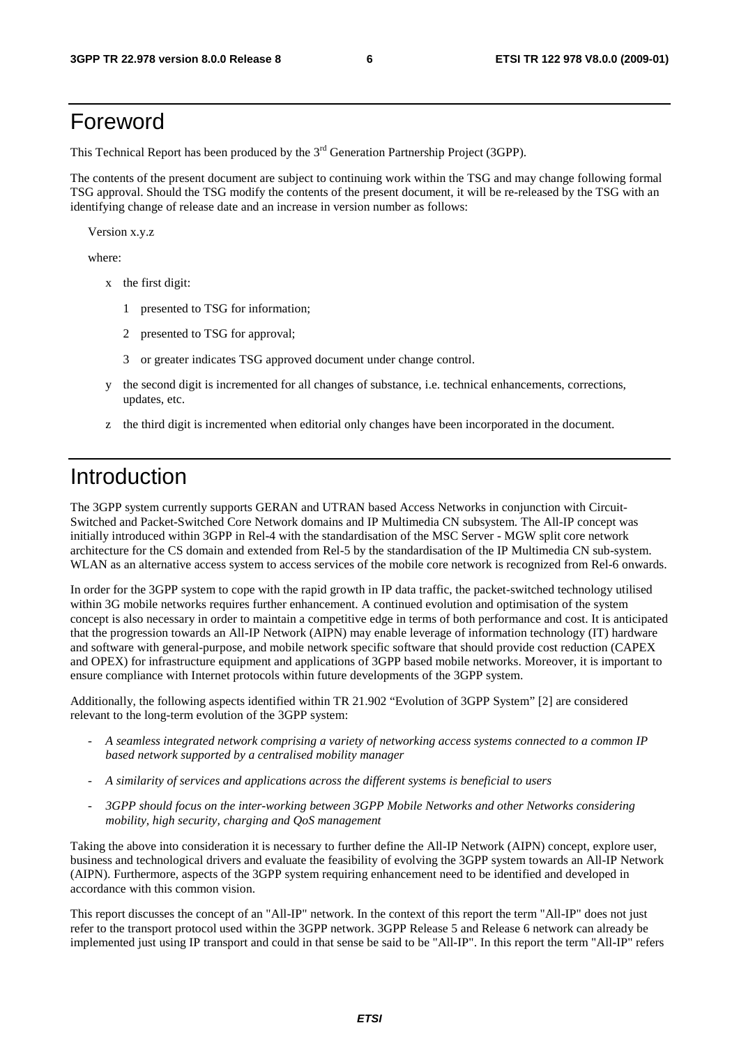# Foreword

This Technical Report has been produced by the 3rd Generation Partnership Project (3GPP).

The contents of the present document are subject to continuing work within the TSG and may change following formal TSG approval. Should the TSG modify the contents of the present document, it will be re-released by the TSG with an identifying change of release date and an increase in version number as follows:

Version x.y.z

where:

- x the first digit:
  - 1 presented to TSG for information;
  - 2 presented to TSG for approval;
  - 3 or greater indicates TSG approved document under change control.
- y the second digit is incremented for all changes of substance, i.e. technical enhancements, corrections, updates, etc.
- z the third digit is incremented when editorial only changes have been incorporated in the document.

# Introduction

The 3GPP system currently supports GERAN and UTRAN based Access Networks in conjunction with Circuit-Switched and Packet-Switched Core Network domains and IP Multimedia CN subsystem. The All-IP concept was initially introduced within 3GPP in Rel-4 with the standardisation of the MSC Server - MGW split core network architecture for the CS domain and extended from Rel-5 by the standardisation of the IP Multimedia CN sub-system. WLAN as an alternative access system to access services of the mobile core network is recognized from Rel-6 onwards.

In order for the 3GPP system to cope with the rapid growth in IP data traffic, the packet-switched technology utilised within 3G mobile networks requires further enhancement. A continued evolution and optimisation of the system concept is also necessary in order to maintain a competitive edge in terms of both performance and cost. It is anticipated that the progression towards an All-IP Network (AIPN) may enable leverage of information technology (IT) hardware and software with general-purpose, and mobile network specific software that should provide cost reduction (CAPEX and OPEX) for infrastructure equipment and applications of 3GPP based mobile networks. Moreover, it is important to ensure compliance with Internet protocols within future developments of the 3GPP system.

Additionally, the following aspects identified within TR 21.902 "Evolution of 3GPP System" [2] are considered relevant to the long-term evolution of the 3GPP system:

- *A seamless integrated network comprising a variety of networking access systems connected to a common IP based network supported by a centralised mobility manager*
- *A similarity of services and applications across the different systems is beneficial to users*
- *3GPP should focus on the inter-working between 3GPP Mobile Networks and other Networks considering mobility, high security, charging and QoS management*

Taking the above into consideration it is necessary to further define the All-IP Network (AIPN) concept, explore user, business and technological drivers and evaluate the feasibility of evolving the 3GPP system towards an All-IP Network (AIPN). Furthermore, aspects of the 3GPP system requiring enhancement need to be identified and developed in accordance with this common vision.

This report discusses the concept of an "All-IP" network. In the context of this report the term "All-IP" does not just refer to the transport protocol used within the 3GPP network. 3GPP Release 5 and Release 6 network can already be implemented just using IP transport and could in that sense be said to be "All-IP". In this report the term "All-IP" refers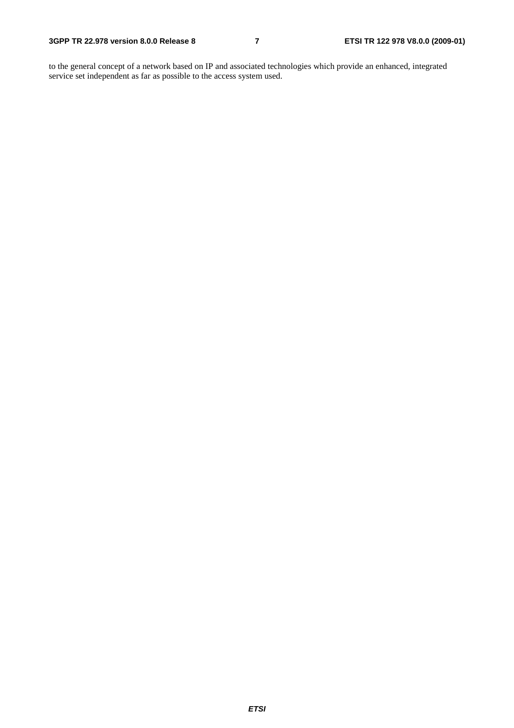to the general concept of a network based on IP and associated technologies which provide an enhanced, integrated service set independent as far as possible to the access system used.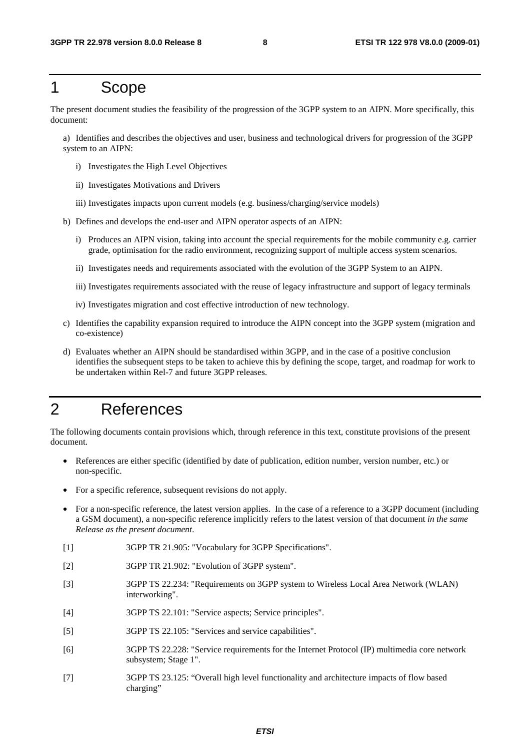# 1 Scope

The present document studies the feasibility of the progression of the 3GPP system to an AIPN. More specifically, this document:

a) Identifies and describes the objectives and user, business and technological drivers for progression of the 3GPP system to an AIPN:

   i) Investigates the High Level Objectives

   ii) Investigates Motivations and Drivers

   iii) Investigates impacts upon current models (e.g. business/charging/service models)

b) Defines and develops the end-user and AIPN operator aspects of an AIPN:

   i) Produces an AIPN vision, taking into account the special requirements for the mobile community e.g. carrier grade, optimisation for the radio environment, recognizing support of multiple access system scenarios.

   ii) Investigates needs and requirements associated with the evolution of the 3GPP System to an AIPN.

   iii) Investigates requirements associated with the reuse of legacy infrastructure and support of legacy terminals

   iv) Investigates migration and cost effective introduction of new technology.

c) Identifies the capability expansion required to introduce the AIPN concept into the 3GPP system (migration and co-existence)

d) Evaluates whether an AIPN should be standardised within 3GPP, and in the case of a positive conclusion identifies the subsequent steps to be taken to achieve this by defining the scope, target, and roadmap for work to be undertaken within Rel-7 and future 3GPP releases.

# 2 References

The following documents contain provisions which, through reference in this text, constitute provisions of the present document.

- References are either specific (identified by date of publication, edition number, version number, etc.) or non-specific.
- For a specific reference, subsequent revisions do not apply.
- For a non-specific reference, the latest version applies. In the case of a reference to a 3GPP document (including a GSM document), a non-specific reference implicitly refers to the latest version of that document *in the same Release as the present document*.

[1] 3GPP TR 21.905: "Vocabulary for 3GPP Specifications".

[2] 3GPP TR 21.902: "Evolution of 3GPP system".

[3] 3GPP TS 22.234: "Requirements on 3GPP system to Wireless Local Area Network (WLAN) interworking".

[4] 3GPP TS 22.101: "Service aspects; Service principles".

[5] 3GPP TS 22.105: "Services and service capabilities".

[6] 3GPP TS 22.228: "Service requirements for the Internet Protocol (IP) multimedia core network subsystem; Stage 1".

[7] 3GPP TS 23.125: "Overall high level functionality and architecture impacts of flow based charging"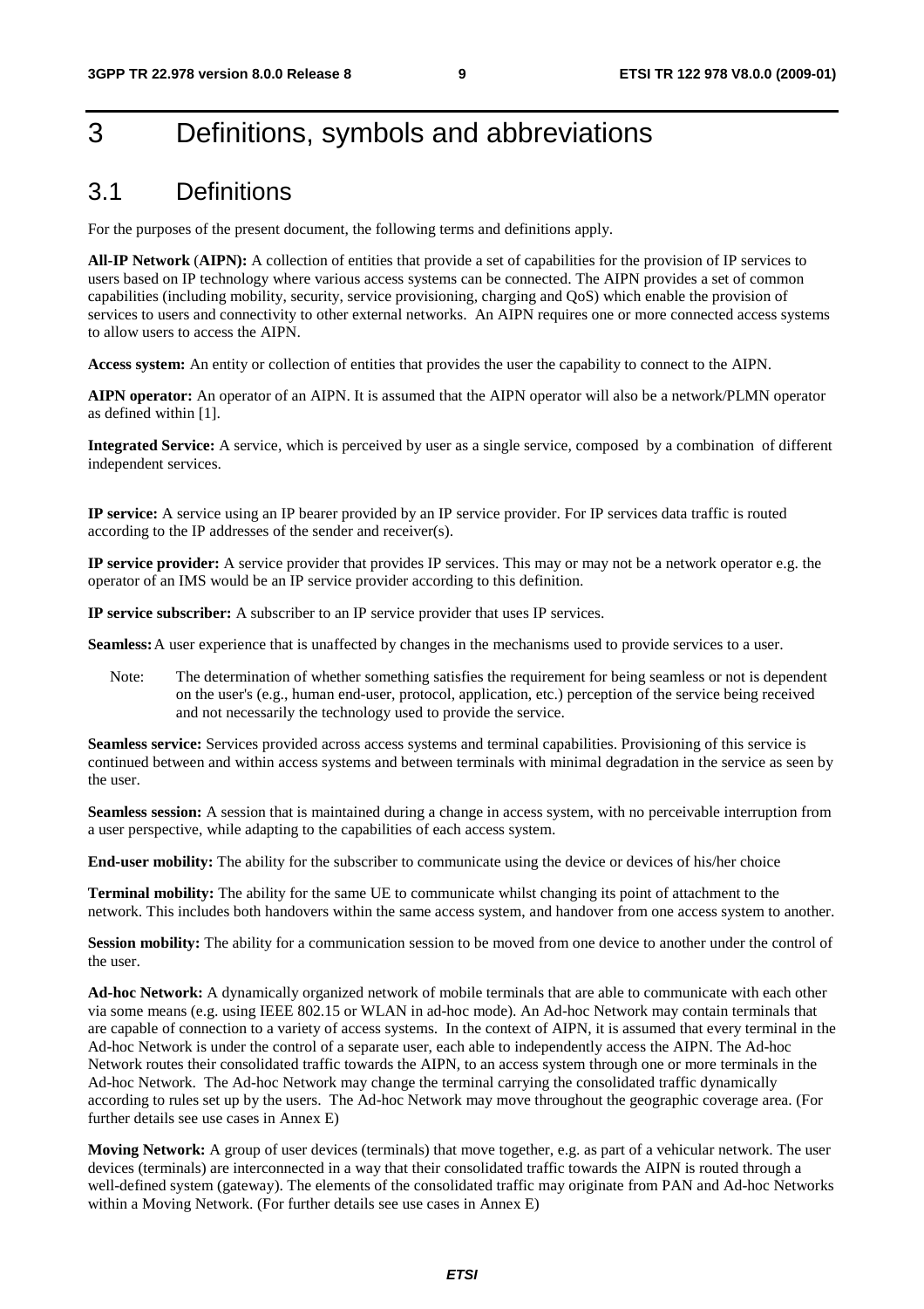# 3 Definitions, symbols and abbreviations

## 3.1 Definitions

For the purposes of the present document, the following terms and definitions apply.

**All-IP Network (AIPN):** A collection of entities that provide a set of capabilities for the provision of IP services to users based on IP technology where various access systems can be connected. The AIPN provides a set of common capabilities (including mobility, security, service provisioning, charging and QoS) which enable the provision of services to users and connectivity to other external networks. An AIPN requires one or more connected access systems to allow users to access the AIPN.

**Access system:** An entity or collection of entities that provides the user the capability to connect to the AIPN.

**AIPN operator:** An operator of an AIPN. It is assumed that the AIPN operator will also be a network/PLMN operator as defined within [1].

**Integrated Service:** A service, which is perceived by user as a single service, composed by a combination of different independent services.

**IP service:** A service using an IP bearer provided by an IP service provider. For IP services data traffic is routed according to the IP addresses of the sender and receiver(s).

**IP service provider:** A service provider that provides IP services. This may or may not be a network operator e.g. the operator of an IMS would be an IP service provider according to this definition.

**IP service subscriber:** A subscriber to an IP service provider that uses IP services.

**Seamless:** A user experience that is unaffected by changes in the mechanisms used to provide services to a user.

Note: The determination of whether something satisfies the requirement for being seamless or not is dependent on the user's (e.g., human end-user, protocol, application, etc.) perception of the service being received and not necessarily the technology used to provide the service.

**Seamless service:** Services provided across access systems and terminal capabilities. Provisioning of this service is continued between and within access systems and between terminals with minimal degradation in the service as seen by the user.

**Seamless session:** A session that is maintained during a change in access system, with no perceivable interruption from a user perspective, while adapting to the capabilities of each access system.

**End-user mobility:** The ability for the subscriber to communicate using the device or devices of his/her choice

**Terminal mobility:** The ability for the same UE to communicate whilst changing its point of attachment to the network. This includes both handovers within the same access system, and handover from one access system to another.

**Session mobility:** The ability for a communication session to be moved from one device to another under the control of the user.

**Ad-hoc Network:** A dynamically organized network of mobile terminals that are able to communicate with each other via some means (e.g. using IEEE 802.15 or WLAN in ad-hoc mode). An Ad-hoc Network may contain terminals that are capable of connection to a variety of access systems. In the context of AIPN, it is assumed that every terminal in the Ad-hoc Network is under the control of a separate user, each able to independently access the AIPN. The Ad-hoc Network routes their consolidated traffic towards the AIPN, to an access system through one or more terminals in the Ad-hoc Network. The Ad-hoc Network may change the terminal carrying the consolidated traffic dynamically according to rules set up by the users. The Ad-hoc Network may move throughout the geographic coverage area. (For further details see use cases in Annex E)

**Moving Network:** A group of user devices (terminals) that move together, e.g. as part of a vehicular network. The user devices (terminals) are interconnected in a way that their consolidated traffic towards the AIPN is routed through a well-defined system (gateway). The elements of the consolidated traffic may originate from PAN and Ad-hoc Networks within a Moving Network. (For further details see use cases in Annex E)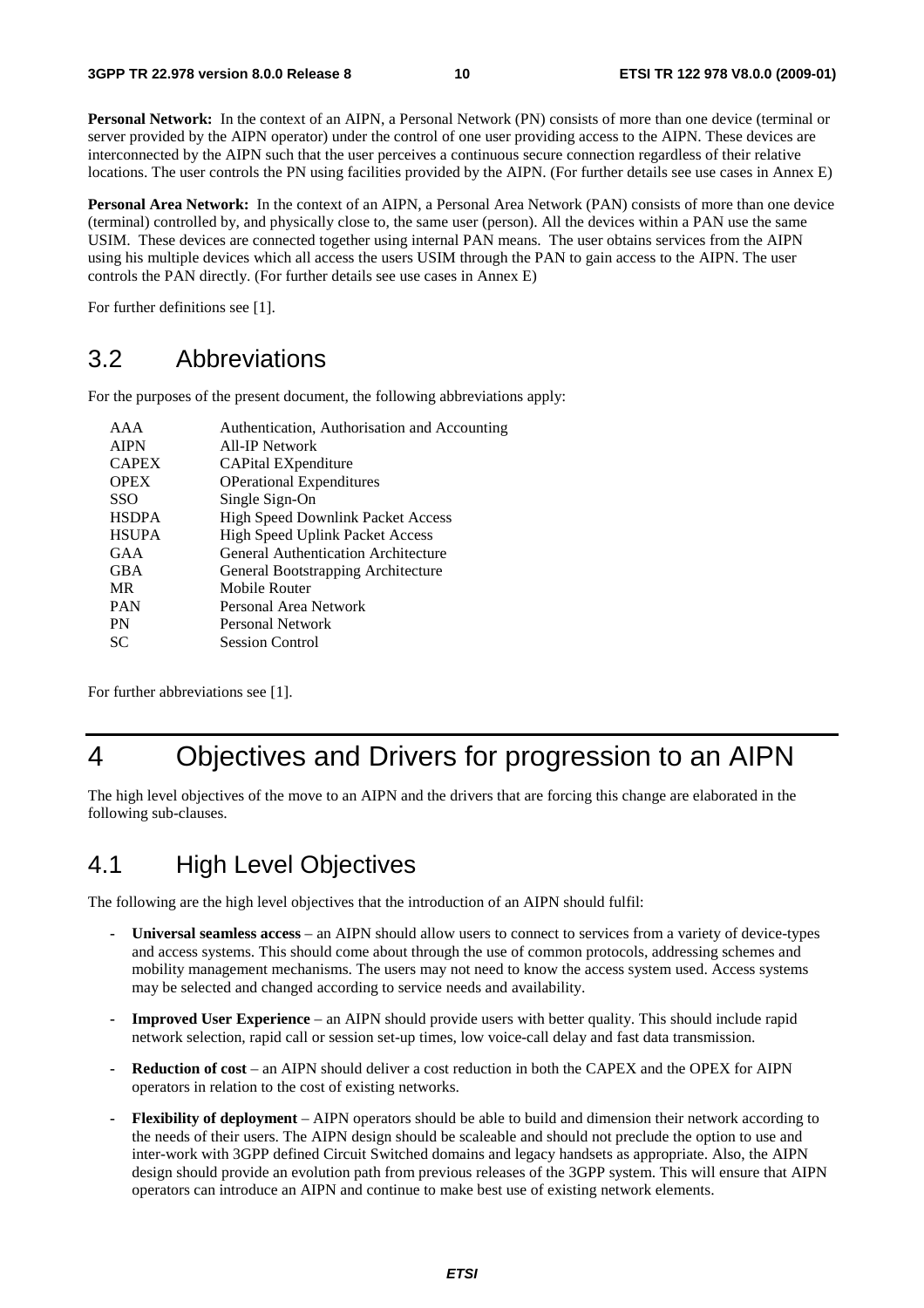**Personal Network:** In the context of an AIPN, a Personal Network (PN) consists of more than one device (terminal or server provided by the AIPN operator) under the control of one user providing access to the AIPN. These devices are interconnected by the AIPN such that the user perceives a continuous secure connection regardless of their relative locations. The user controls the PN using facilities provided by the AIPN. (For further details see use cases in Annex E)

**Personal Area Network:** In the context of an AIPN, a Personal Area Network (PAN) consists of more than one device (terminal) controlled by, and physically close to, the same user (person). All the devices within a PAN use the same USIM. These devices are connected together using internal PAN means. The user obtains services from the AIPN using his multiple devices which all access the users USIM through the PAN to gain access to the AIPN. The user controls the PAN directly. (For further details see use cases in Annex E)

For further definitions see [1].

## 3.2 Abbreviations

For the purposes of the present document, the following abbreviations apply:

| | |
|---|---|
| AAA | Authentication, Authorisation and Accounting |
| AIPN | All-IP Network |
| CAPEX | CAPital EXpenditure |
| OPEX | OPerational Expenditures |
| SSO | Single Sign-On |
| HSDPA | High Speed Downlink Packet Access |
| HSUPA | High Speed Uplink Packet Access |
| GAA | General Authentication Architecture |
| GBA | General Bootstrapping Architecture |
| MR | Mobile Router |
| PAN | Personal Area Network |
| PN | Personal Network |
| SC | Session Control |

For further abbreviations see [1].

# 4 Objectives and Drivers for progression to an AIPN

The high level objectives of the move to an AIPN and the drivers that are forcing this change are elaborated in the following sub-clauses.

## 4.1 High Level Objectives

The following are the high level objectives that the introduction of an AIPN should fulfil:

- **Universal seamless access** – an AIPN should allow users to connect to services from a variety of device-types and access systems. This should come about through the use of common protocols, addressing schemes and mobility management mechanisms. The users may not need to know the access system used. Access systems may be selected and changed according to service needs and availability.
- **Improved User Experience** – an AIPN should provide users with better quality. This should include rapid network selection, rapid call or session set-up times, low voice-call delay and fast data transmission.
- **Reduction of cost** – an AIPN should deliver a cost reduction in both the CAPEX and the OPEX for AIPN operators in relation to the cost of existing networks.
- **Flexibility of deployment** – AIPN operators should be able to build and dimension their network according to the needs of their users. The AIPN design should be scaleable and should not preclude the option to use and inter-work with 3GPP defined Circuit Switched domains and legacy handsets as appropriate. Also, the AIPN design should provide an evolution path from previous releases of the 3GPP system. This will ensure that AIPN operators can introduce an AIPN and continue to make best use of existing network elements.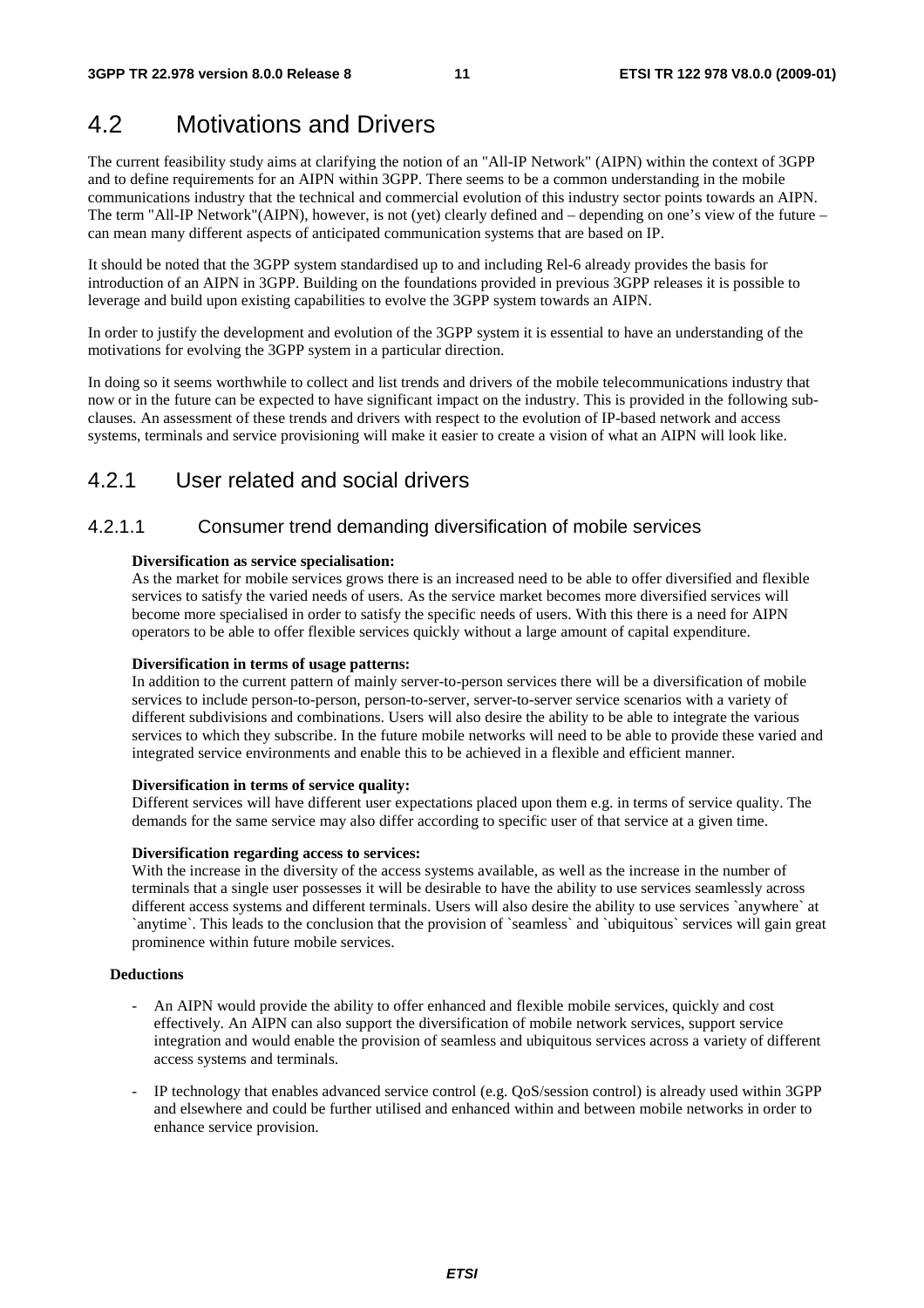## 4.2 Motivations and Drivers

The current feasibility study aims at clarifying the notion of an "All-IP Network" (AIPN) within the context of 3GPP and to define requirements for an AIPN within 3GPP. There seems to be a common understanding in the mobile communications industry that the technical and commercial evolution of this industry sector points towards an AIPN. The term "All-IP Network"(AIPN), however, is not (yet) clearly defined and – depending on one's view of the future – can mean many different aspects of anticipated communication systems that are based on IP.

It should be noted that the 3GPP system standardised up to and including Rel-6 already provides the basis for introduction of an AIPN in 3GPP. Building on the foundations provided in previous 3GPP releases it is possible to leverage and build upon existing capabilities to evolve the 3GPP system towards an AIPN.

In order to justify the development and evolution of the 3GPP system it is essential to have an understanding of the motivations for evolving the 3GPP system in a particular direction.

In doing so it seems worthwhile to collect and list trends and drivers of the mobile telecommunications industry that now or in the future can be expected to have significant impact on the industry. This is provided in the following sub-clauses. An assessment of these trends and drivers with respect to the evolution of IP-based network and access systems, terminals and service provisioning will make it easier to create a vision of what an AIPN will look like.

### 4.2.1 User related and social drivers

#### 4.2.1.1 Consumer trend demanding diversification of mobile services

**Diversification as service specialisation:**
As the market for mobile services grows there is an increased need to be able to offer diversified and flexible services to satisfy the varied needs of users. As the service market becomes more diversified services will become more specialised in order to satisfy the specific needs of users. With this there is a need for AIPN operators to be able to offer flexible services quickly without a large amount of capital expenditure.

**Diversification in terms of usage patterns:**
In addition to the current pattern of mainly server-to-person services there will be a diversification of mobile services to include person-to-person, person-to-server, server-to-server service scenarios with a variety of different subdivisions and combinations. Users will also desire the ability to be able to integrate the various services to which they subscribe. In the future mobile networks will need to be able to provide these varied and integrated service environments and enable this to be achieved in a flexible and efficient manner.

**Diversification in terms of service quality:**
Different services will have different user expectations placed upon them e.g. in terms of service quality. The demands for the same service may also differ according to specific user of that service at a given time.

**Diversification regarding access to services:**
With the increase in the diversity of the access systems available, as well as the increase in the number of terminals that a single user possesses it will be desirable to have the ability to use services seamlessly across different access systems and different terminals. Users will also desire the ability to use services `anywhere` at `anytime`. This leads to the conclusion that the provision of `seamless` and `ubiquitous` services will gain great prominence within future mobile services.

**Deductions**

- An AIPN would provide the ability to offer enhanced and flexible mobile services, quickly and cost effectively. An AIPN can also support the diversification of mobile network services, support service integration and would enable the provision of seamless and ubiquitous services across a variety of different access systems and terminals.
- IP technology that enables advanced service control (e.g. QoS/session control) is already used within 3GPP and elsewhere and could be further utilised and enhanced within and between mobile networks in order to enhance service provision.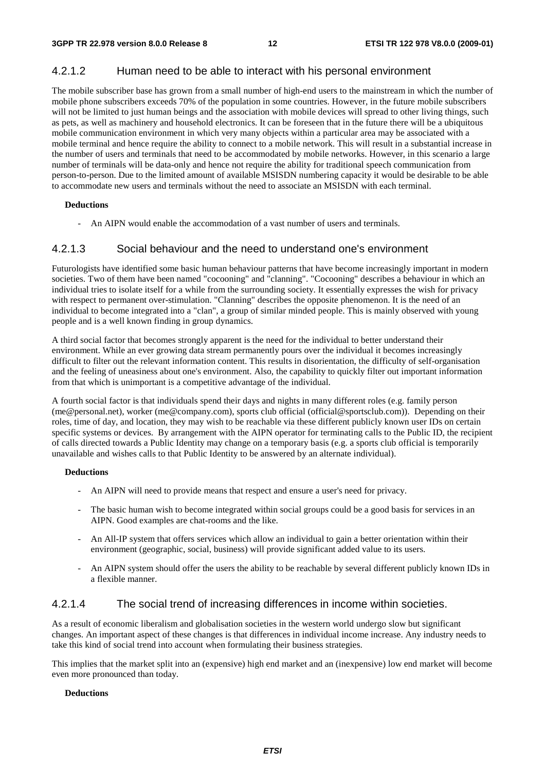#### 4.2.1.2 Human need to be able to interact with his personal environment

The mobile subscriber base has grown from a small number of high-end users to the mainstream in which the number of mobile phone subscribers exceeds 70% of the population in some countries. However, in the future mobile subscribers will not be limited to just human beings and the association with mobile devices will spread to other living things, such as pets, as well as machinery and household electronics. It can be foreseen that in the future there will be a ubiquitous mobile communication environment in which very many objects within a particular area may be associated with a mobile terminal and hence require the ability to connect to a mobile network. This will result in a substantial increase in the number of users and terminals that need to be accommodated by mobile networks. However, in this scenario a large number of terminals will be data-only and hence not require the ability for traditional speech communication from person-to-person. Due to the limited amount of available MSISDN numbering capacity it would be desirable to be able to accommodate new users and terminals without the need to associate an MSISDN with each terminal.

**Deductions**

- An AIPN would enable the accommodation of a vast number of users and terminals.

#### 4.2.1.3 Social behaviour and the need to understand one's environment

Futurologists have identified some basic human behaviour patterns that have become increasingly important in modern societies. Two of them have been named "cocooning" and "clanning". "Cocooning" describes a behaviour in which an individual tries to isolate itself for a while from the surrounding society. It essentially expresses the wish for privacy with respect to permanent over-stimulation. "Clanning" describes the opposite phenomenon. It is the need of an individual to become integrated into a "clan", a group of similar minded people. This is mainly observed with young people and is a well known finding in group dynamics.

A third social factor that becomes strongly apparent is the need for the individual to better understand their environment. While an ever growing data stream permanently pours over the individual it becomes increasingly difficult to filter out the relevant information content. This results in disorientation, the difficulty of self-organisation and the feeling of uneasiness about one's environment. Also, the capability to quickly filter out important information from that which is unimportant is a competitive advantage of the individual.

A fourth social factor is that individuals spend their days and nights in many different roles (e.g. family person (me@personal.net), worker (me@company.com), sports club official (official@sportsclub.com)). Depending on their roles, time of day, and location, they may wish to be reachable via these different publicly known user IDs on certain specific systems or devices. By arrangement with the AIPN operator for terminating calls to the Public ID, the recipient of calls directed towards a Public Identity may change on a temporary basis (e.g. a sports club official is temporarily unavailable and wishes calls to that Public Identity to be answered by an alternate individual).

**Deductions**

- An AIPN will need to provide means that respect and ensure a user's need for privacy.
- The basic human wish to become integrated within social groups could be a good basis for services in an AIPN. Good examples are chat-rooms and the like.
- An All-IP system that offers services which allow an individual to gain a better orientation within their environment (geographic, social, business) will provide significant added value to its users.
- An AIPN system should offer the users the ability to be reachable by several different publicly known IDs in a flexible manner.

#### 4.2.1.4 The social trend of increasing differences in income within societies.

As a result of economic liberalism and globalisation societies in the western world undergo slow but significant changes. An important aspect of these changes is that differences in individual income increase. Any industry needs to take this kind of social trend into account when formulating their business strategies.

This implies that the market split into an (expensive) high end market and an (inexpensive) low end market will become even more pronounced than today.

**Deductions**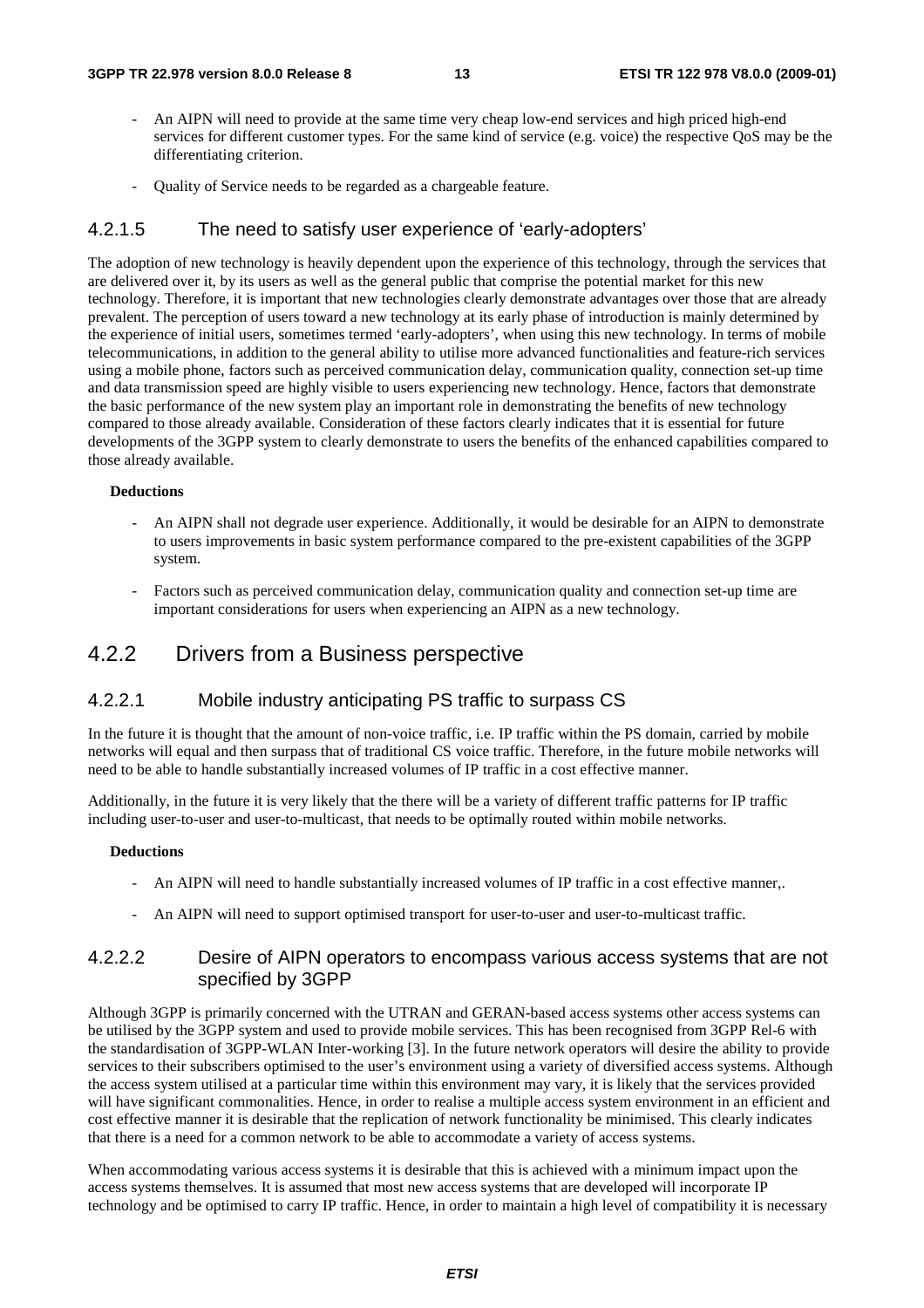- An AIPN will need to provide at the same time very cheap low-end services and high priced high-end services for different customer types. For the same kind of service (e.g. voice) the respective QoS may be the differentiating criterion.

- Quality of Service needs to be regarded as a chargeable feature.

#### 4.2.1.5 The need to satisfy user experience of 'early-adopters'

The adoption of new technology is heavily dependent upon the experience of this technology, through the services that are delivered over it, by its users as well as the general public that comprise the potential market for this new technology. Therefore, it is important that new technologies clearly demonstrate advantages over those that are already prevalent. The perception of users toward a new technology at its early phase of introduction is mainly determined by the experience of initial users, sometimes termed 'early-adopters', when using this new technology. In terms of mobile telecommunications, in addition to the general ability to utilise more advanced functionalities and feature-rich services using a mobile phone, factors such as perceived communication delay, communication quality, connection set-up time and data transmission speed are highly visible to users experiencing new technology. Hence, factors that demonstrate the basic performance of the new system play an important role in demonstrating the benefits of new technology compared to those already available. Consideration of these factors clearly indicates that it is essential for future developments of the 3GPP system to clearly demonstrate to users the benefits of the enhanced capabilities compared to those already available.

**Deductions**

- An AIPN shall not degrade user experience. Additionally, it would be desirable for an AIPN to demonstrate to users improvements in basic system performance compared to the pre-existent capabilities of the 3GPP system.

- Factors such as perceived communication delay, communication quality and connection set-up time are important considerations for users when experiencing an AIPN as a new technology.

### 4.2.2 Drivers from a Business perspective

#### 4.2.2.1 Mobile industry anticipating PS traffic to surpass CS

In the future it is thought that the amount of non-voice traffic, i.e. IP traffic within the PS domain, carried by mobile networks will equal and then surpass that of traditional CS voice traffic. Therefore, in the future mobile networks will need to be able to handle substantially increased volumes of IP traffic in a cost effective manner.

Additionally, in the future it is very likely that the there will be a variety of different traffic patterns for IP traffic including user-to-user and user-to-multicast, that needs to be optimally routed within mobile networks.

**Deductions**

- An AIPN will need to handle substantially increased volumes of IP traffic in a cost effective manner,.

- An AIPN will need to support optimised transport for user-to-user and user-to-multicast traffic.

#### 4.2.2.2 Desire of AIPN operators to encompass various access systems that are not specified by 3GPP

Although 3GPP is primarily concerned with the UTRAN and GERAN-based access systems other access systems can be utilised by the 3GPP system and used to provide mobile services. This has been recognised from 3GPP Rel-6 with the standardisation of 3GPP-WLAN Inter-working [3]. In the future network operators will desire the ability to provide services to their subscribers optimised to the user's environment using a variety of diversified access systems. Although the access system utilised at a particular time within this environment may vary, it is likely that the services provided will have significant commonalities. Hence, in order to realise a multiple access system environment in an efficient and cost effective manner it is desirable that the replication of network functionality be minimised. This clearly indicates that there is a need for a common network to be able to accommodate a variety of access systems.

When accommodating various access systems it is desirable that this is achieved with a minimum impact upon the access systems themselves. It is assumed that most new access systems that are developed will incorporate IP technology and be optimised to carry IP traffic. Hence, in order to maintain a high level of compatibility it is necessary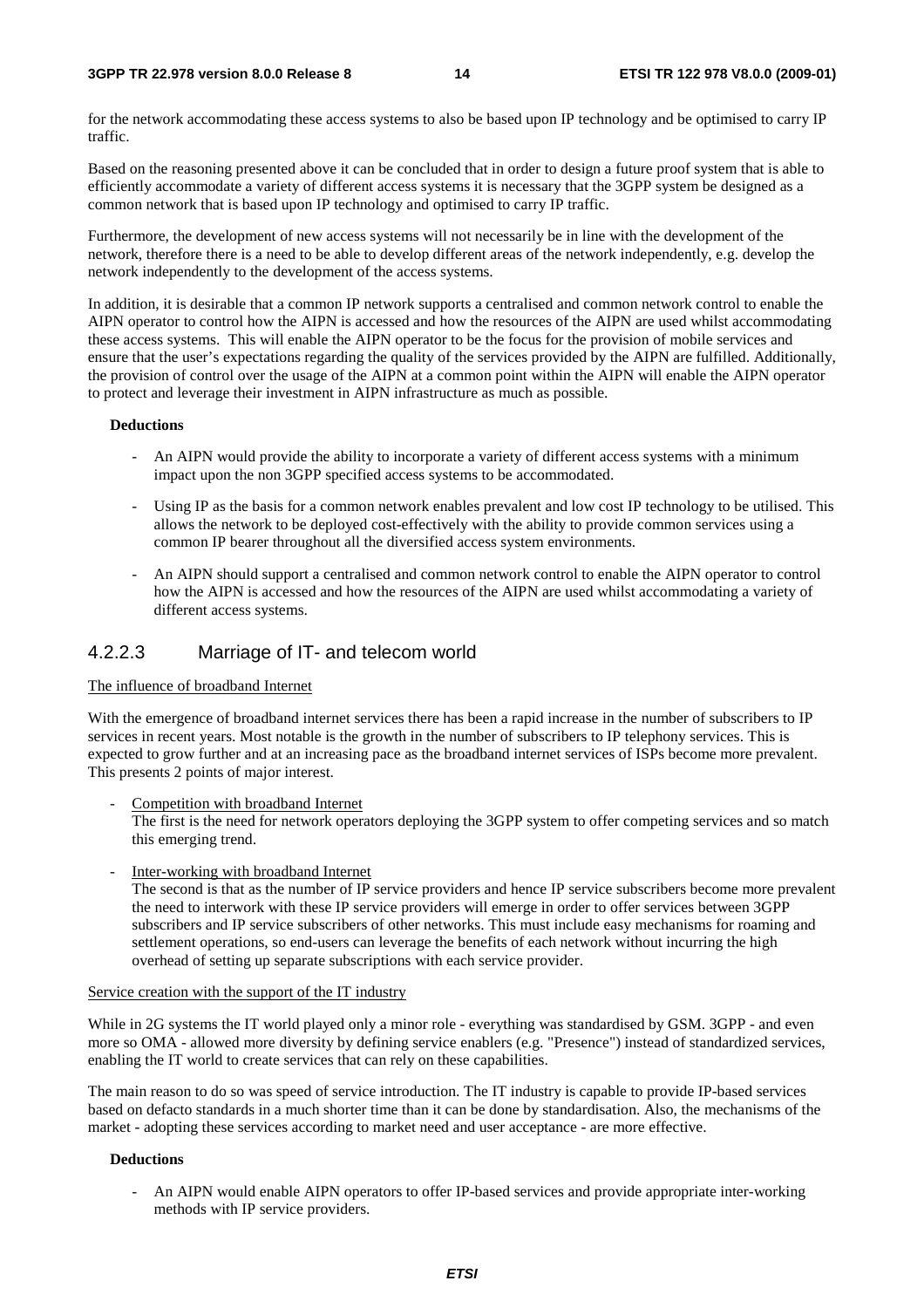for the network accommodating these access systems to also be based upon IP technology and be optimised to carry IP traffic.

Based on the reasoning presented above it can be concluded that in order to design a future proof system that is able to efficiently accommodate a variety of different access systems it is necessary that the 3GPP system be designed as a common network that is based upon IP technology and optimised to carry IP traffic.

Furthermore, the development of new access systems will not necessarily be in line with the development of the network, therefore there is a need to be able to develop different areas of the network independently, e.g. develop the network independently to the development of the access systems.

In addition, it is desirable that a common IP network supports a centralised and common network control to enable the AIPN operator to control how the AIPN is accessed and how the resources of the AIPN are used whilst accommodating these access systems. This will enable the AIPN operator to be the focus for the provision of mobile services and ensure that the user's expectations regarding the quality of the services provided by the AIPN are fulfilled. Additionally, the provision of control over the usage of the AIPN at a common point within the AIPN will enable the AIPN operator to protect and leverage their investment in AIPN infrastructure as much as possible.

**Deductions**

- An AIPN would provide the ability to incorporate a variety of different access systems with a minimum impact upon the non 3GPP specified access systems to be accommodated.
- Using IP as the basis for a common network enables prevalent and low cost IP technology to be utilised. This allows the network to be deployed cost-effectively with the ability to provide common services using a common IP bearer throughout all the diversified access system environments.
- An AIPN should support a centralised and common network control to enable the AIPN operator to control how the AIPN is accessed and how the resources of the AIPN are used whilst accommodating a variety of different access systems.

### 4.2.2.3 Marriage of IT- and telecom world

<u>The influence of broadband Internet</u>

With the emergence of broadband internet services there has been a rapid increase in the number of subscribers to IP services in recent years. Most notable is the growth in the number of subscribers to IP telephony services. This is expected to grow further and at an increasing pace as the broadband internet services of ISPs become more prevalent. This presents 2 points of major interest.

- <u>Competition with broadband Internet</u>
  The first is the need for network operators deploying the 3GPP system to offer competing services and so match this emerging trend.
- <u>Inter-working with broadband Internet</u>
  The second is that as the number of IP service providers and hence IP service subscribers become more prevalent the need to interwork with these IP service providers will emerge in order to offer services between 3GPP subscribers and IP service subscribers of other networks. This must include easy mechanisms for roaming and settlement operations, so end-users can leverage the benefits of each network without incurring the high overhead of setting up separate subscriptions with each service provider.

<u>Service creation with the support of the IT industry</u>

While in 2G systems the IT world played only a minor role - everything was standardised by GSM. 3GPP - and even more so OMA - allowed more diversity by defining service enablers (e.g. "Presence") instead of standardized services, enabling the IT world to create services that can rely on these capabilities.

The main reason to do so was speed of service introduction. The IT industry is capable to provide IP-based services based on defacto standards in a much shorter time than it can be done by standardisation. Also, the mechanisms of the market - adopting these services according to market need and user acceptance - are more effective.

**Deductions**

- An AIPN would enable AIPN operators to offer IP-based services and provide appropriate inter-working methods with IP service providers.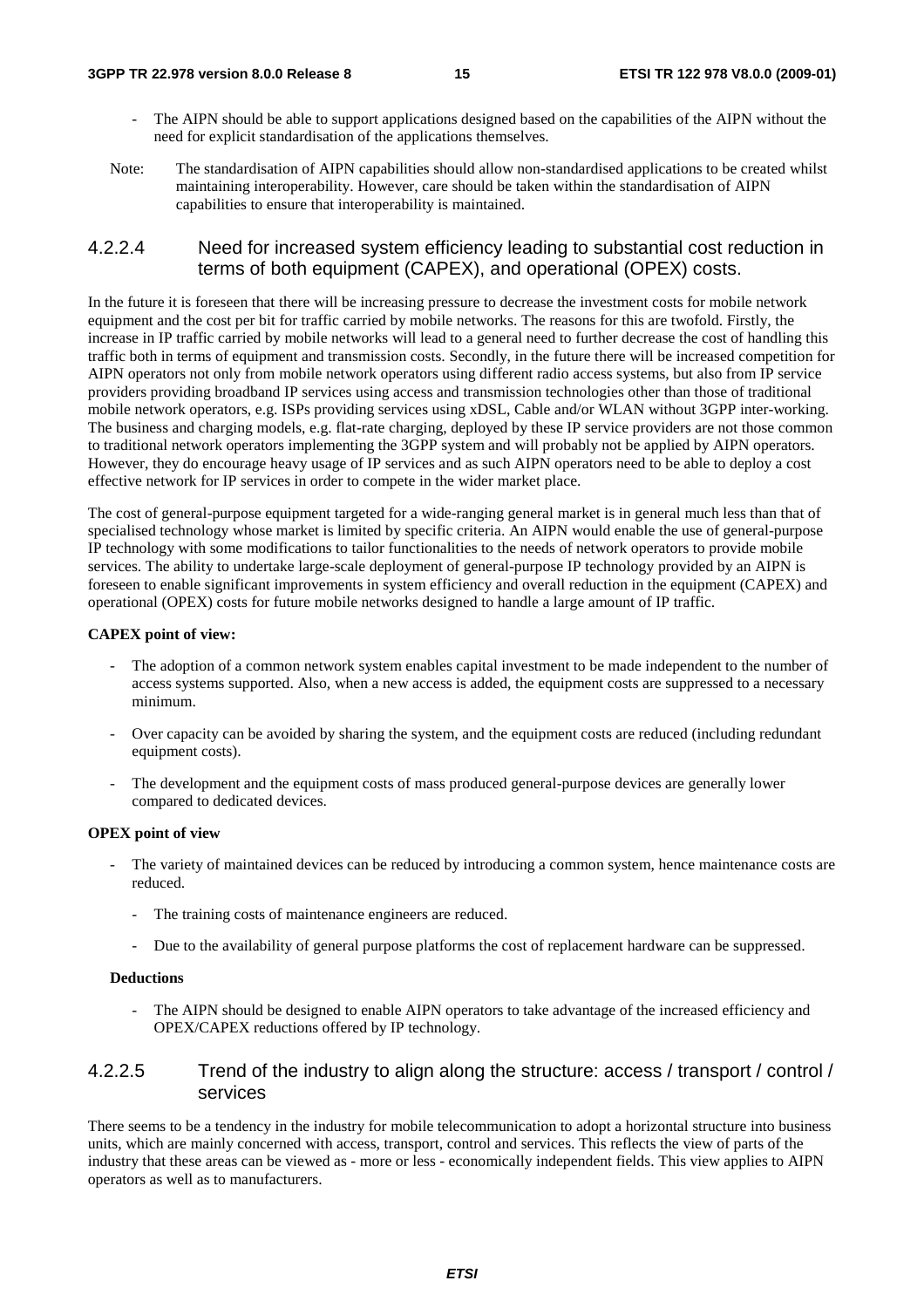- The AIPN should be able to support applications designed based on the capabilities of the AIPN without the need for explicit standardisation of the applications themselves.

Note: The standardisation of AIPN capabilities should allow non-standardised applications to be created whilst maintaining interoperability. However, care should be taken within the standardisation of AIPN capabilities to ensure that interoperability is maintained.

#### 4.2.2.4 Need for increased system efficiency leading to substantial cost reduction in terms of both equipment (CAPEX), and operational (OPEX) costs.

In the future it is foreseen that there will be increasing pressure to decrease the investment costs for mobile network equipment and the cost per bit for traffic carried by mobile networks. The reasons for this are twofold. Firstly, the increase in IP traffic carried by mobile networks will lead to a general need to further decrease the cost of handling this traffic both in terms of equipment and transmission costs. Secondly, in the future there will be increased competition for AIPN operators not only from mobile network operators using different radio access systems, but also from IP service providers providing broadband IP services using access and transmission technologies other than those of traditional mobile network operators, e.g. ISPs providing services using xDSL, Cable and/or WLAN without 3GPP inter-working. The business and charging models, e.g. flat-rate charging, deployed by these IP service providers are not those common to traditional network operators implementing the 3GPP system and will probably not be applied by AIPN operators. However, they do encourage heavy usage of IP services and as such AIPN operators need to be able to deploy a cost effective network for IP services in order to compete in the wider market place.

The cost of general-purpose equipment targeted for a wide-ranging general market is in general much less than that of specialised technology whose market is limited by specific criteria. An AIPN would enable the use of general-purpose IP technology with some modifications to tailor functionalities to the needs of network operators to provide mobile services. The ability to undertake large-scale deployment of general-purpose IP technology provided by an AIPN is foreseen to enable significant improvements in system efficiency and overall reduction in the equipment (CAPEX) and operational (OPEX) costs for future mobile networks designed to handle a large amount of IP traffic.

**CAPEX point of view:**

- The adoption of a common network system enables capital investment to be made independent to the number of access systems supported. Also, when a new access is added, the equipment costs are suppressed to a necessary minimum.
- Over capacity can be avoided by sharing the system, and the equipment costs are reduced (including redundant equipment costs).
- The development and the equipment costs of mass produced general-purpose devices are generally lower compared to dedicated devices.

**OPEX point of view**

- The variety of maintained devices can be reduced by introducing a common system, hence maintenance costs are reduced.
  - The training costs of maintenance engineers are reduced.
  - Due to the availability of general purpose platforms the cost of replacement hardware can be suppressed.

**Deductions**

- The AIPN should be designed to enable AIPN operators to take advantage of the increased efficiency and OPEX/CAPEX reductions offered by IP technology.

#### 4.2.2.5 Trend of the industry to align along the structure: access / transport / control / services

There seems to be a tendency in the industry for mobile telecommunication to adopt a horizontal structure into business units, which are mainly concerned with access, transport, control and services. This reflects the view of parts of the industry that these areas can be viewed as - more or less - economically independent fields. This view applies to AIPN operators as well as to manufacturers.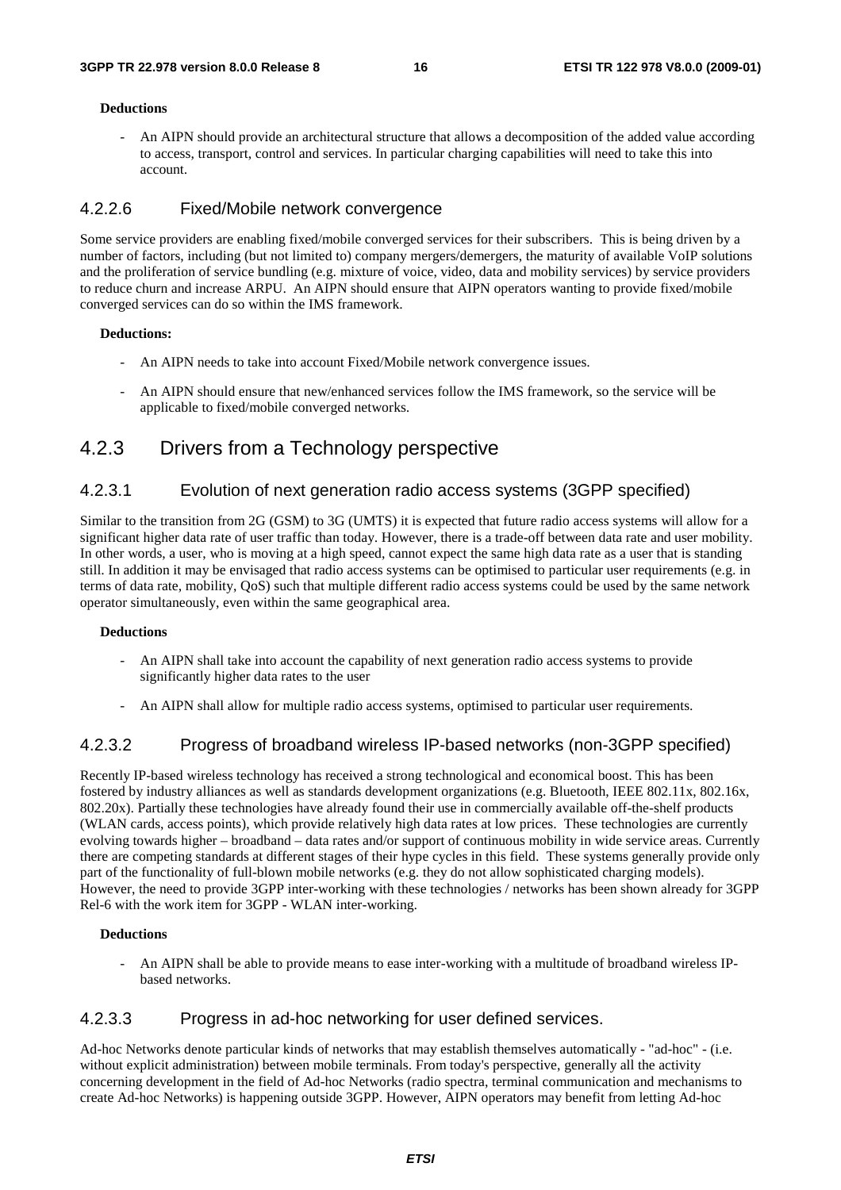**Deductions**

- An AIPN should provide an architectural structure that allows a decomposition of the added value according to access, transport, control and services. In particular charging capabilities will need to take this into account.

#### 4.2.2.6 Fixed/Mobile network convergence

Some service providers are enabling fixed/mobile converged services for their subscribers. This is being driven by a number of factors, including (but not limited to) company mergers/demergers, the maturity of available VoIP solutions and the proliferation of service bundling (e.g. mixture of voice, video, data and mobility services) by service providers to reduce churn and increase ARPU. An AIPN should ensure that AIPN operators wanting to provide fixed/mobile converged services can do so within the IMS framework.

**Deductions:**

- An AIPN needs to take into account Fixed/Mobile network convergence issues.
- An AIPN should ensure that new/enhanced services follow the IMS framework, so the service will be applicable to fixed/mobile converged networks.

### 4.2.3 Drivers from a Technology perspective

#### 4.2.3.1 Evolution of next generation radio access systems (3GPP specified)

Similar to the transition from 2G (GSM) to 3G (UMTS) it is expected that future radio access systems will allow for a significant higher data rate of user traffic than today. However, there is a trade-off between data rate and user mobility. In other words, a user, who is moving at a high speed, cannot expect the same high data rate as a user that is standing still. In addition it may be envisaged that radio access systems can be optimised to particular user requirements (e.g. in terms of data rate, mobility, QoS) such that multiple different radio access systems could be used by the same network operator simultaneously, even within the same geographical area.

**Deductions**

- An AIPN shall take into account the capability of next generation radio access systems to provide significantly higher data rates to the user
- An AIPN shall allow for multiple radio access systems, optimised to particular user requirements.

#### 4.2.3.2 Progress of broadband wireless IP-based networks (non-3GPP specified)

Recently IP-based wireless technology has received a strong technological and economical boost. This has been fostered by industry alliances as well as standards development organizations (e.g. Bluetooth, IEEE 802.11x, 802.16x, 802.20x). Partially these technologies have already found their use in commercially available off-the-shelf products (WLAN cards, access points), which provide relatively high data rates at low prices. These technologies are currently evolving towards higher – broadband – data rates and/or support of continuous mobility in wide service areas. Currently there are competing standards at different stages of their hype cycles in this field. These systems generally provide only part of the functionality of full-blown mobile networks (e.g. they do not allow sophisticated charging models). However, the need to provide 3GPP inter-working with these technologies / networks has been shown already for 3GPP Rel-6 with the work item for 3GPP - WLAN inter-working.

**Deductions**

- An AIPN shall be able to provide means to ease inter-working with a multitude of broadband wireless IP-based networks.

#### 4.2.3.3 Progress in ad-hoc networking for user defined services.

Ad-hoc Networks denote particular kinds of networks that may establish themselves automatically - "ad-hoc" - (i.e. without explicit administration) between mobile terminals. From today's perspective, generally all the activity concerning development in the field of Ad-hoc Networks (radio spectra, terminal communication and mechanisms to create Ad-hoc Networks) is happening outside 3GPP. However, AIPN operators may benefit from letting Ad-hoc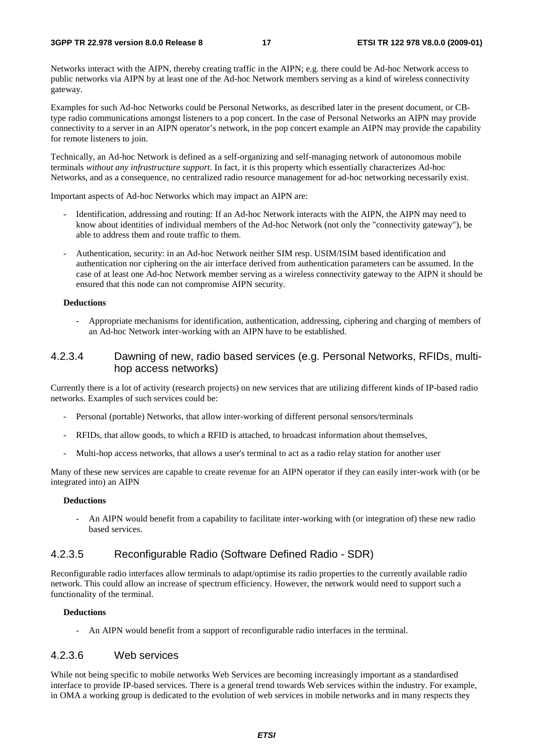Networks interact with the AIPN, thereby creating traffic in the AIPN; e.g. there could be Ad-hoc Network access to public networks via AIPN by at least one of the Ad-hoc Network members serving as a kind of wireless connectivity gateway.

Examples for such Ad-hoc Networks could be Personal Networks, as described later in the present document, or CB-type radio communications amongst listeners to a pop concert. In the case of Personal Networks an AIPN may provide connectivity to a server in an AIPN operator's network, in the pop concert example an AIPN may provide the capability for remote listeners to join.

Technically, an Ad-hoc Network is defined as a self-organizing and self-managing network of autonomous mobile terminals *without any infrastructure support*. In fact, it is this property which essentially characterizes Ad-hoc Networks, and as a consequence, no centralized radio resource management for ad-hoc networking necessarily exist.

Important aspects of Ad-hoc Networks which may impact an AIPN are:

- Identification, addressing and routing: If an Ad-hoc Network interacts with the AIPN, the AIPN may need to know about identities of individual members of the Ad-hoc Network (not only the "connectivity gateway"), be able to address them and route traffic to them.
- Authentication, security: in an Ad-hoc Network neither SIM resp. USIM/ISIM based identification and authentication nor ciphering on the air interface derived from authentication parameters can be assumed. In the case of at least one Ad-hoc Network member serving as a wireless connectivity gateway to the AIPN it should be ensured that this node can not compromise AIPN security.

**Deductions**

- Appropriate mechanisms for identification, authentication, addressing, ciphering and charging of members of an Ad-hoc Network inter-working with an AIPN have to be established.

#### 4.2.3.4 Dawning of new, radio based services (e.g. Personal Networks, RFIDs, multi-hop access networks)

Currently there is a lot of activity (research projects) on new services that are utilizing different kinds of IP-based radio networks. Examples of such services could be:

- Personal (portable) Networks, that allow inter-working of different personal sensors/terminals
- RFIDs, that allow goods, to which a RFID is attached, to broadcast information about themselves,
- Multi-hop access networks, that allows a user's terminal to act as a radio relay station for another user

Many of these new services are capable to create revenue for an AIPN operator if they can easily inter-work with (or be integrated into) an AIPN

**Deductions**

- An AIPN would benefit from a capability to facilitate inter-working with (or integration of) these new radio based services.

#### 4.2.3.5 Reconfigurable Radio (Software Defined Radio - SDR)

Reconfigurable radio interfaces allow terminals to adapt/optimise its radio properties to the currently available radio network. This could allow an increase of spectrum efficiency. However, the network would need to support such a functionality of the terminal.

**Deductions**

- An AIPN would benefit from a support of reconfigurable radio interfaces in the terminal.

#### 4.2.3.6 Web services

While not being specific to mobile networks Web Services are becoming increasingly important as a standardised interface to provide IP-based services. There is a general trend towards Web services within the industry. For example, in OMA a working group is dedicated to the evolution of web services in mobile networks and in many respects they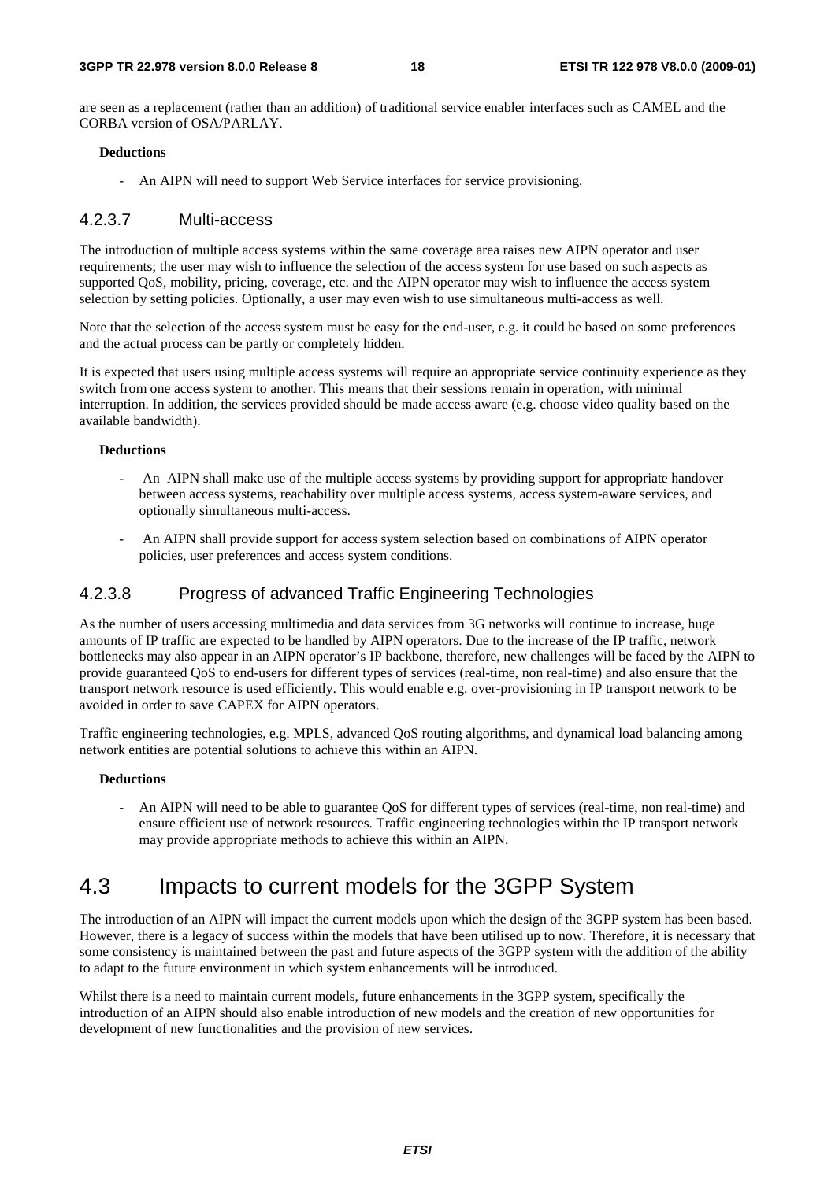are seen as a replacement (rather than an addition) of traditional service enabler interfaces such as CAMEL and the CORBA version of OSA/PARLAY.

**Deductions**

- An AIPN will need to support Web Service interfaces for service provisioning.

#### 4.2.3.7 Multi-access

The introduction of multiple access systems within the same coverage area raises new AIPN operator and user requirements; the user may wish to influence the selection of the access system for use based on such aspects as supported QoS, mobility, pricing, coverage, etc. and the AIPN operator may wish to influence the access system selection by setting policies. Optionally, a user may even wish to use simultaneous multi-access as well.

Note that the selection of the access system must be easy for the end-user, e.g. it could be based on some preferences and the actual process can be partly or completely hidden.

It is expected that users using multiple access systems will require an appropriate service continuity experience as they switch from one access system to another. This means that their sessions remain in operation, with minimal interruption. In addition, the services provided should be made access aware (e.g. choose video quality based on the available bandwidth).

**Deductions**

- An AIPN shall make use of the multiple access systems by providing support for appropriate handover between access systems, reachability over multiple access systems, access system-aware services, and optionally simultaneous multi-access.
- An AIPN shall provide support for access system selection based on combinations of AIPN operator policies, user preferences and access system conditions.

#### 4.2.3.8 Progress of advanced Traffic Engineering Technologies

As the number of users accessing multimedia and data services from 3G networks will continue to increase, huge amounts of IP traffic are expected to be handled by AIPN operators. Due to the increase of the IP traffic, network bottlenecks may also appear in an AIPN operator's IP backbone, therefore, new challenges will be faced by the AIPN to provide guaranteed QoS to end-users for different types of services (real-time, non real-time) and also ensure that the transport network resource is used efficiently. This would enable e.g. over-provisioning in IP transport network to be avoided in order to save CAPEX for AIPN operators.

Traffic engineering technologies, e.g. MPLS, advanced QoS routing algorithms, and dynamical load balancing among network entities are potential solutions to achieve this within an AIPN.

**Deductions**

- An AIPN will need to be able to guarantee QoS for different types of services (real-time, non real-time) and ensure efficient use of network resources. Traffic engineering technologies within the IP transport network may provide appropriate methods to achieve this within an AIPN.

## 4.3 Impacts to current models for the 3GPP System

The introduction of an AIPN will impact the current models upon which the design of the 3GPP system has been based. However, there is a legacy of success within the models that have been utilised up to now. Therefore, it is necessary that some consistency is maintained between the past and future aspects of the 3GPP system with the addition of the ability to adapt to the future environment in which system enhancements will be introduced.

Whilst there is a need to maintain current models, future enhancements in the 3GPP system, specifically the introduction of an AIPN should also enable introduction of new models and the creation of new opportunities for development of new functionalities and the provision of new services.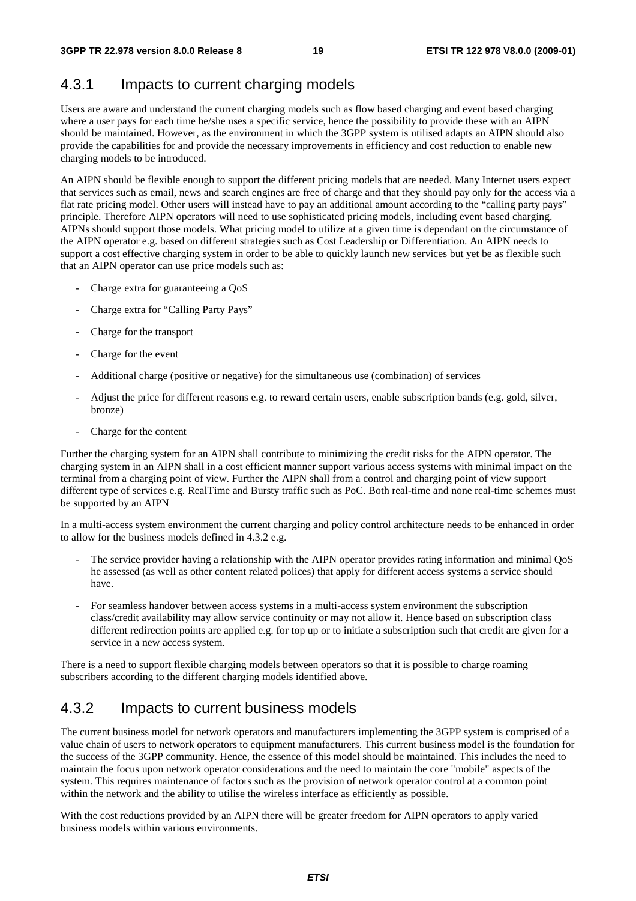### 4.3.1 Impacts to current charging models

Users are aware and understand the current charging models such as flow based charging and event based charging where a user pays for each time he/she uses a specific service, hence the possibility to provide these with an AIPN should be maintained. However, as the environment in which the 3GPP system is utilised adapts an AIPN should also provide the capabilities for and provide the necessary improvements in efficiency and cost reduction to enable new charging models to be introduced.

An AIPN should be flexible enough to support the different pricing models that are needed. Many Internet users expect that services such as email, news and search engines are free of charge and that they should pay only for the access via a flat rate pricing model. Other users will instead have to pay an additional amount according to the "calling party pays" principle. Therefore AIPN operators will need to use sophisticated pricing models, including event based charging. AIPNs should support those models. What pricing model to utilize at a given time is dependant on the circumstance of the AIPN operator e.g. based on different strategies such as Cost Leadership or Differentiation. An AIPN needs to support a cost effective charging system in order to be able to quickly launch new services but yet be as flexible such that an AIPN operator can use price models such as:

- Charge extra for guaranteeing a QoS
- Charge extra for "Calling Party Pays"
- Charge for the transport
- Charge for the event
- Additional charge (positive or negative) for the simultaneous use (combination) of services
- Adjust the price for different reasons e.g. to reward certain users, enable subscription bands (e.g. gold, silver, bronze)
- Charge for the content

Further the charging system for an AIPN shall contribute to minimizing the credit risks for the AIPN operator. The charging system in an AIPN shall in a cost efficient manner support various access systems with minimal impact on the terminal from a charging point of view. Further the AIPN shall from a control and charging point of view support different type of services e.g. RealTime and Bursty traffic such as PoC. Both real-time and none real-time schemes must be supported by an AIPN

In a multi-access system environment the current charging and policy control architecture needs to be enhanced in order to allow for the business models defined in 4.3.2 e.g.

- The service provider having a relationship with the AIPN operator provides rating information and minimal QoS he assessed (as well as other content related polices) that apply for different access systems a service should have.
- For seamless handover between access systems in a multi-access system environment the subscription class/credit availability may allow service continuity or may not allow it. Hence based on subscription class different redirection points are applied e.g. for top up or to initiate a subscription such that credit are given for a service in a new access system.

There is a need to support flexible charging models between operators so that it is possible to charge roaming subscribers according to the different charging models identified above.

### 4.3.2 Impacts to current business models

The current business model for network operators and manufacturers implementing the 3GPP system is comprised of a value chain of users to network operators to equipment manufacturers. This current business model is the foundation for the success of the 3GPP community. Hence, the essence of this model should be maintained. This includes the need to maintain the focus upon network operator considerations and the need to maintain the core "mobile" aspects of the system. This requires maintenance of factors such as the provision of network operator control at a common point within the network and the ability to utilise the wireless interface as efficiently as possible.

With the cost reductions provided by an AIPN there will be greater freedom for AIPN operators to apply varied business models within various environments.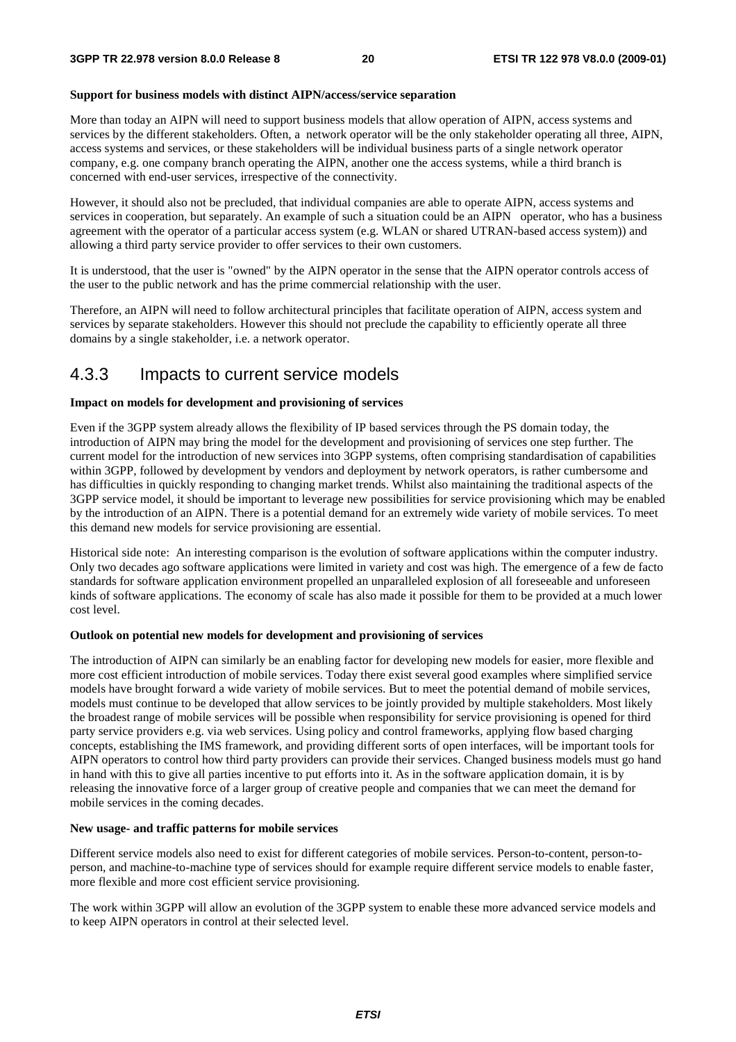**Support for business models with distinct AIPN/access/service separation**

More than today an AIPN will need to support business models that allow operation of AIPN, access systems and services by the different stakeholders. Often, a network operator will be the only stakeholder operating all three, AIPN, access systems and services, or these stakeholders will be individual business parts of a single network operator company, e.g. one company branch operating the AIPN, another one the access systems, while a third branch is concerned with end-user services, irrespective of the connectivity.

However, it should also not be precluded, that individual companies are able to operate AIPN, access systems and services in cooperation, but separately. An example of such a situation could be an AIPN operator, who has a business agreement with the operator of a particular access system (e.g. WLAN or shared UTRAN-based access system)) and allowing a third party service provider to offer services to their own customers.

It is understood, that the user is "owned" by the AIPN operator in the sense that the AIPN operator controls access of the user to the public network and has the prime commercial relationship with the user.

Therefore, an AIPN will need to follow architectural principles that facilitate operation of AIPN, access system and services by separate stakeholders. However this should not preclude the capability to efficiently operate all three domains by a single stakeholder, i.e. a network operator.

### 4.3.3 Impacts to current service models

**Impact on models for development and provisioning of services**

Even if the 3GPP system already allows the flexibility of IP based services through the PS domain today, the introduction of AIPN may bring the model for the development and provisioning of services one step further. The current model for the introduction of new services into 3GPP systems, often comprising standardisation of capabilities within 3GPP, followed by development by vendors and deployment by network operators, is rather cumbersome and has difficulties in quickly responding to changing market trends. Whilst also maintaining the traditional aspects of the 3GPP service model, it should be important to leverage new possibilities for service provisioning which may be enabled by the introduction of an AIPN. There is a potential demand for an extremely wide variety of mobile services. To meet this demand new models for service provisioning are essential.

Historical side note: An interesting comparison is the evolution of software applications within the computer industry. Only two decades ago software applications were limited in variety and cost was high. The emergence of a few de facto standards for software application environment propelled an unparalleled explosion of all foreseeable and unforeseen kinds of software applications. The economy of scale has also made it possible for them to be provided at a much lower cost level.

**Outlook on potential new models for development and provisioning of services**

The introduction of AIPN can similarly be an enabling factor for developing new models for easier, more flexible and more cost efficient introduction of mobile services. Today there exist several good examples where simplified service models have brought forward a wide variety of mobile services. But to meet the potential demand of mobile services, models must continue to be developed that allow services to be jointly provided by multiple stakeholders. Most likely the broadest range of mobile services will be possible when responsibility for service provisioning is opened for third party service providers e.g. via web services. Using policy and control frameworks, applying flow based charging concepts, establishing the IMS framework, and providing different sorts of open interfaces, will be important tools for AIPN operators to control how third party providers can provide their services. Changed business models must go hand in hand with this to give all parties incentive to put efforts into it. As in the software application domain, it is by releasing the innovative force of a larger group of creative people and companies that we can meet the demand for mobile services in the coming decades.

**New usage- and traffic patterns for mobile services**

Different service models also need to exist for different categories of mobile services. Person-to-content, person-to-person, and machine-to-machine type of services should for example require different service models to enable faster, more flexible and more cost efficient service provisioning.

The work within 3GPP will allow an evolution of the 3GPP system to enable these more advanced service models and to keep AIPN operators in control at their selected level.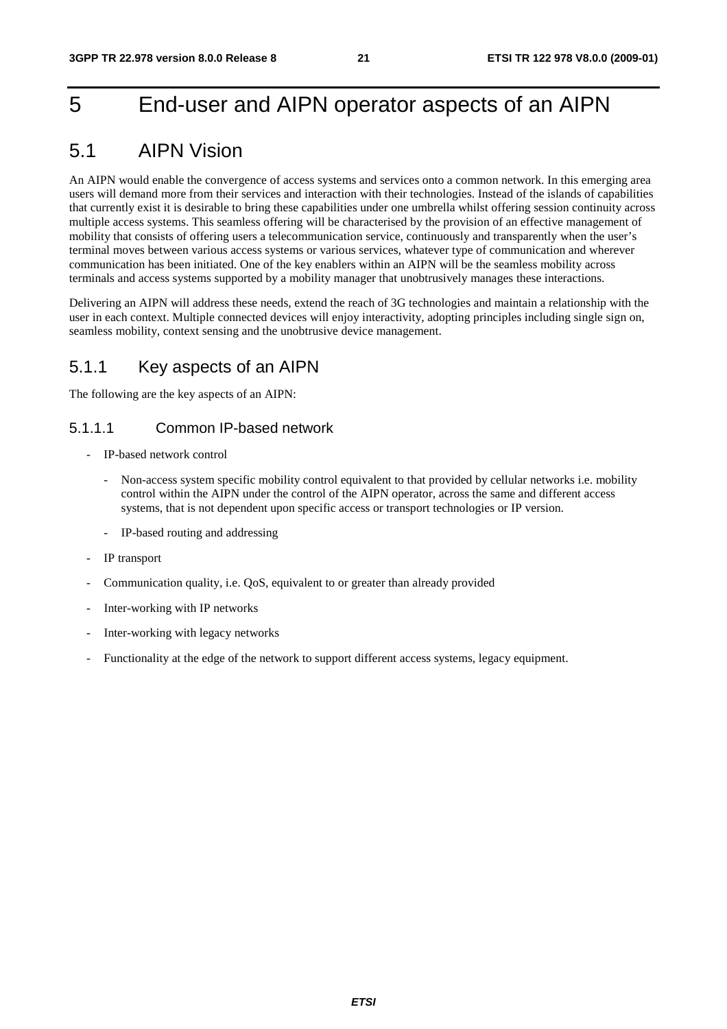# 5 End-user and AIPN operator aspects of an AIPN

## 5.1 AIPN Vision

An AIPN would enable the convergence of access systems and services onto a common network. In this emerging area users will demand more from their services and interaction with their technologies. Instead of the islands of capabilities that currently exist it is desirable to bring these capabilities under one umbrella whilst offering session continuity across multiple access systems. This seamless offering will be characterised by the provision of an effective management of mobility that consists of offering users a telecommunication service, continuously and transparently when the user's terminal moves between various access systems or various services, whatever type of communication and wherever communication has been initiated. One of the key enablers within an AIPN will be the seamless mobility across terminals and access systems supported by a mobility manager that unobtrusively manages these interactions.

Delivering an AIPN will address these needs, extend the reach of 3G technologies and maintain a relationship with the user in each context. Multiple connected devices will enjoy interactivity, adopting principles including single sign on, seamless mobility, context sensing and the unobtrusive device management.

### 5.1.1 Key aspects of an AIPN

The following are the key aspects of an AIPN:

#### 5.1.1.1 Common IP-based network

- IP-based network control
  - Non-access system specific mobility control equivalent to that provided by cellular networks i.e. mobility control within the AIPN under the control of the AIPN operator, across the same and different access systems, that is not dependent upon specific access or transport technologies or IP version.
  - IP-based routing and addressing
- IP transport
- Communication quality, i.e. QoS, equivalent to or greater than already provided
- Inter-working with IP networks
- Inter-working with legacy networks
- Functionality at the edge of the network to support different access systems, legacy equipment.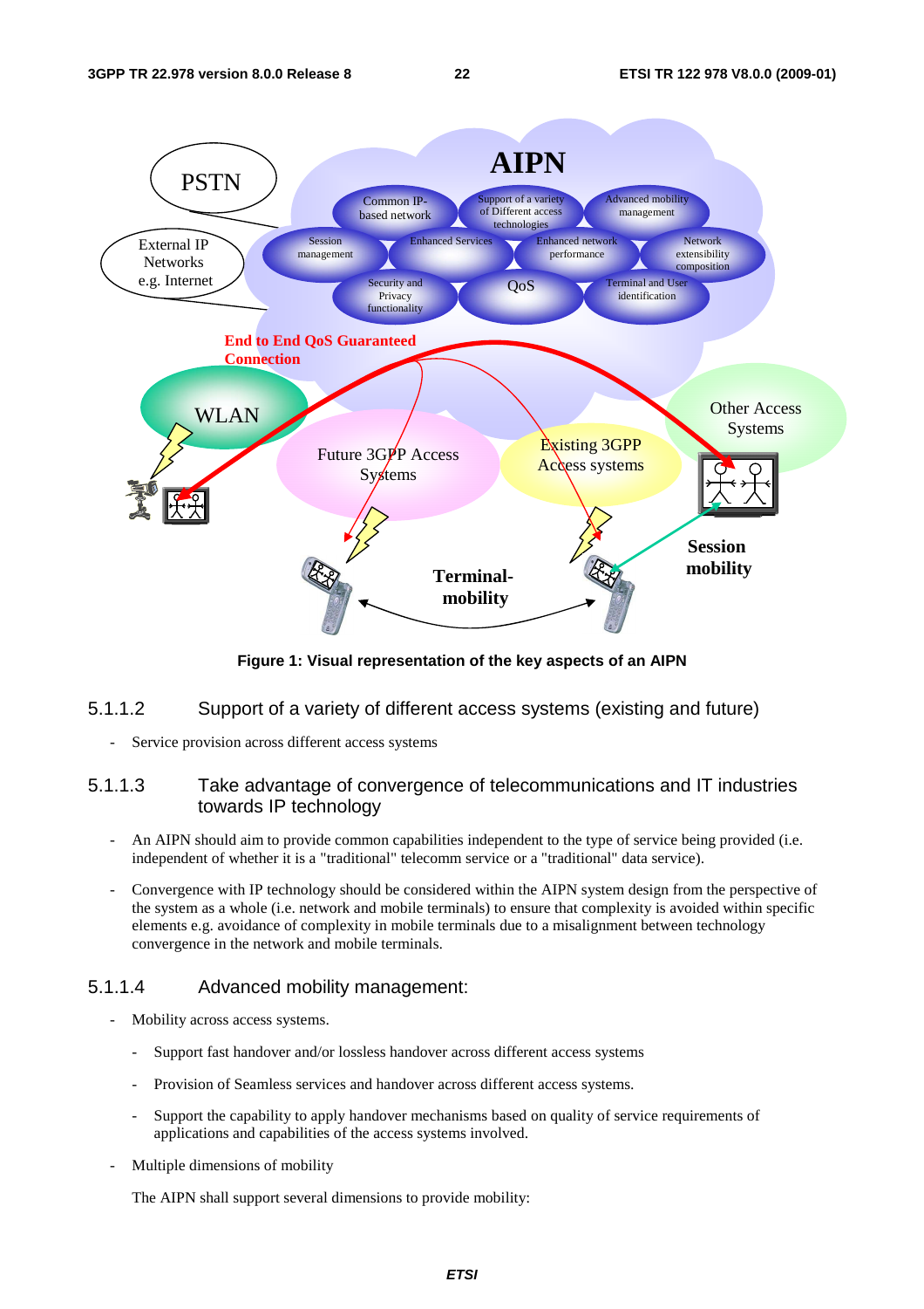Figure 1: Visual representation of the key aspects of an AIPN

### 5.1.1.2 Support of a variety of different access systems (existing and future)

- Service provision across different access systems

### 5.1.1.3 Take advantage of convergence of telecommunications and IT industries towards IP technology

- An AIPN should aim to provide common capabilities independent to the type of service being provided (i.e. independent of whether it is a "traditional" telecomm service or a "traditional" data service).
- Convergence with IP technology should be considered within the AIPN system design from the perspective of the system as a whole (i.e. network and mobile terminals) to ensure that complexity is avoided within specific elements e.g. avoidance of complexity in mobile terminals due to a misalignment between technology convergence in the network and mobile terminals.

### 5.1.1.4 Advanced mobility management:

- Mobility across access systems.
  - Support fast handover and/or lossless handover across different access systems
  - Provision of Seamless services and handover across different access systems.
  - Support the capability to apply handover mechanisms based on quality of service requirements of applications and capabilities of the access systems involved.
- Multiple dimensions of mobility

  The AIPN shall support several dimensions to provide mobility: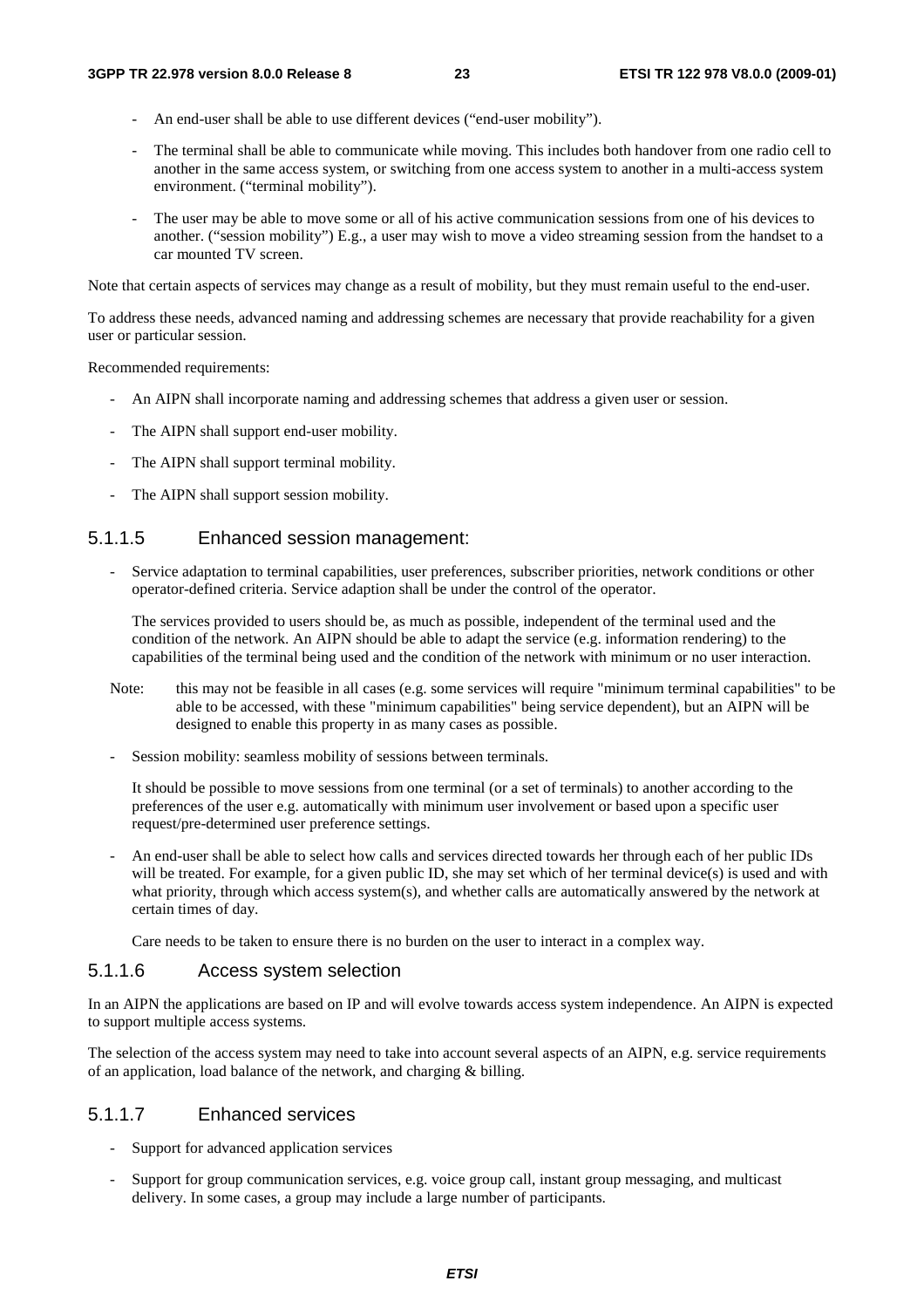- An end-user shall be able to use different devices ("end-user mobility").
- The terminal shall be able to communicate while moving. This includes both handover from one radio cell to another in the same access system, or switching from one access system to another in a multi-access system environment. ("terminal mobility").
- The user may be able to move some or all of his active communication sessions from one of his devices to another. ("session mobility") E.g., a user may wish to move a video streaming session from the handset to a car mounted TV screen.

Note that certain aspects of services may change as a result of mobility, but they must remain useful to the end-user.

To address these needs, advanced naming and addressing schemes are necessary that provide reachability for a given user or particular session.

Recommended requirements:

- An AIPN shall incorporate naming and addressing schemes that address a given user or session.
- The AIPN shall support end-user mobility.
- The AIPN shall support terminal mobility.
- The AIPN shall support session mobility.

#### 5.1.1.5 Enhanced session management:

- Service adaptation to terminal capabilities, user preferences, subscriber priorities, network conditions or other operator-defined criteria. Service adaption shall be under the control of the operator.

  The services provided to users should be, as much as possible, independent of the terminal used and the condition of the network. An AIPN should be able to adapt the service (e.g. information rendering) to the capabilities of the terminal being used and the condition of the network with minimum or no user interaction.

Note: this may not be feasible in all cases (e.g. some services will require "minimum terminal capabilities" to be able to be accessed, with these "minimum capabilities" being service dependent), but an AIPN will be designed to enable this property in as many cases as possible.

- Session mobility: seamless mobility of sessions between terminals.

  It should be possible to move sessions from one terminal (or a set of terminals) to another according to the preferences of the user e.g. automatically with minimum user involvement or based upon a specific user request/pre-determined user preference settings.

- An end-user shall be able to select how calls and services directed towards her through each of her public IDs will be treated. For example, for a given public ID, she may set which of her terminal device(s) is used and with what priority, through which access system(s), and whether calls are automatically answered by the network at certain times of day.

  Care needs to be taken to ensure there is no burden on the user to interact in a complex way.

#### 5.1.1.6 Access system selection

In an AIPN the applications are based on IP and will evolve towards access system independence. An AIPN is expected to support multiple access systems.

The selection of the access system may need to take into account several aspects of an AIPN, e.g. service requirements of an application, load balance of the network, and charging & billing.

#### 5.1.1.7 Enhanced services

- Support for advanced application services
- Support for group communication services, e.g. voice group call, instant group messaging, and multicast delivery. In some cases, a group may include a large number of participants.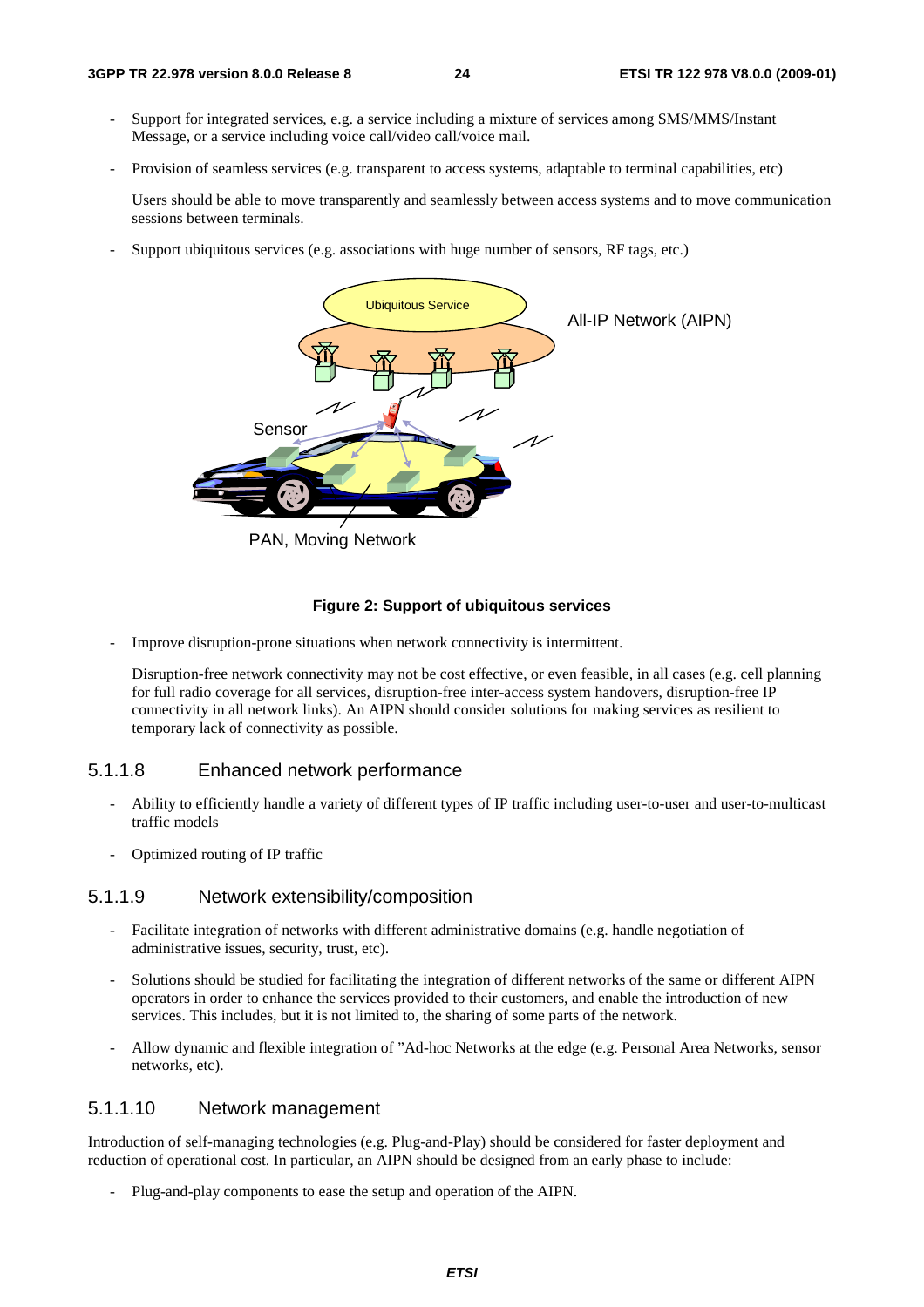- Support for integrated services, e.g. a service including a mixture of services among SMS/MMS/Instant Message, or a service including voice call/video call/voice mail.

- Provision of seamless services (e.g. transparent to access systems, adaptable to terminal capabilities, etc)

  Users should be able to move transparently and seamlessly between access systems and to move communication sessions between terminals.

- Support ubiquitous services (e.g. associations with huge number of sensors, RF tags, etc.)

**Figure 2: Support of ubiquitous services**

- Improve disruption-prone situations when network connectivity is intermittent.

  Disruption-free network connectivity may not be cost effective, or even feasible, in all cases (e.g. cell planning for full radio coverage for all services, disruption-free inter-access system handovers, disruption-free IP connectivity in all network links). An AIPN should consider solutions for making services as resilient to temporary lack of connectivity as possible.

### 5.1.1.8 Enhanced network performance

- Ability to efficiently handle a variety of different types of IP traffic including user-to-user and user-to-multicast traffic models

- Optimized routing of IP traffic

### 5.1.1.9 Network extensibility/composition

- Facilitate integration of networks with different administrative domains (e.g. handle negotiation of administrative issues, security, trust, etc).

- Solutions should be studied for facilitating the integration of different networks of the same or different AIPN operators in order to enhance the services provided to their customers, and enable the introduction of new services. This includes, but it is not limited to, the sharing of some parts of the network.

- Allow dynamic and flexible integration of "Ad-hoc Networks at the edge (e.g. Personal Area Networks, sensor networks, etc).

### 5.1.1.10 Network management

Introduction of self-managing technologies (e.g. Plug-and-Play) should be considered for faster deployment and reduction of operational cost. In particular, an AIPN should be designed from an early phase to include:

- Plug-and-play components to ease the setup and operation of the AIPN.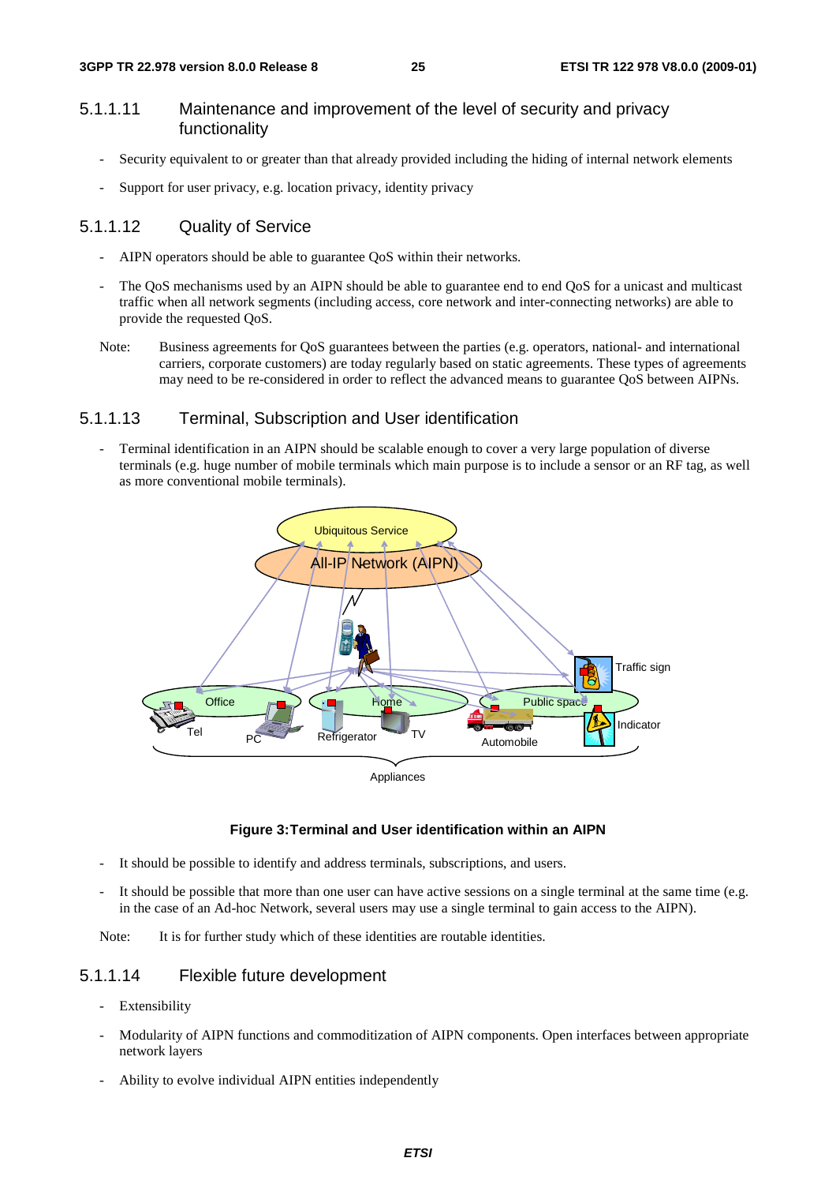### 5.1.1.11 Maintenance and improvement of the level of security and privacy functionality

- Security equivalent to or greater than that already provided including the hiding of internal network elements
- Support for user privacy, e.g. location privacy, identity privacy

### 5.1.1.12 Quality of Service

- AIPN operators should be able to guarantee QoS within their networks.
- The QoS mechanisms used by an AIPN should be able to guarantee end to end QoS for a unicast and multicast traffic when all network segments (including access, core network and inter-connecting networks) are able to provide the requested QoS.

Note: Business agreements for QoS guarantees between the parties (e.g. operators, national- and international carriers, corporate customers) are today regularly based on static agreements. These types of agreements may need to be re-considered in order to reflect the advanced means to guarantee QoS between AIPNs.

### 5.1.1.13 Terminal, Subscription and User identification

- Terminal identification in an AIPN should be scalable enough to cover a very large population of diverse terminals (e.g. huge number of mobile terminals which main purpose is to include a sensor or an RF tag, as well as more conventional mobile terminals).

**Figure 3:Terminal and User identification within an AIPN**

- It should be possible to identify and address terminals, subscriptions, and users.
- It should be possible that more than one user can have active sessions on a single terminal at the same time (e.g. in the case of an Ad-hoc Network, several users may use a single terminal to gain access to the AIPN).

Note: It is for further study which of these identities are routable identities.

### 5.1.1.14 Flexible future development

- Extensibility
- Modularity of AIPN functions and commoditization of AIPN components. Open interfaces between appropriate network layers
- Ability to evolve individual AIPN entities independently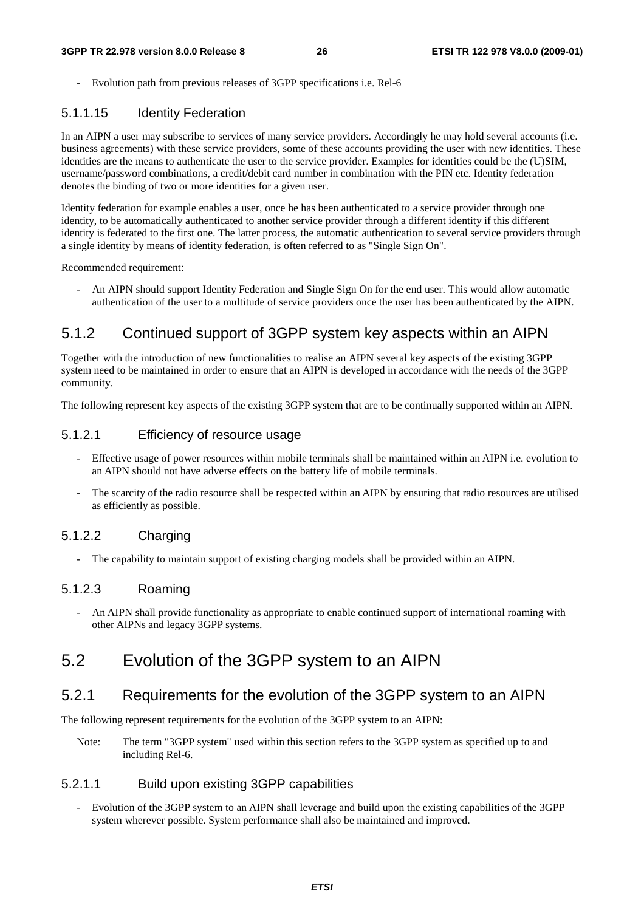- Evolution path from previous releases of 3GPP specifications i.e. Rel-6

#### 5.1.1.15 Identity Federation

In an AIPN a user may subscribe to services of many service providers. Accordingly he may hold several accounts (i.e. business agreements) with these service providers, some of these accounts providing the user with new identities. These identities are the means to authenticate the user to the service provider. Examples for identities could be the (U)SIM, username/password combinations, a credit/debit card number in combination with the PIN etc. Identity federation denotes the binding of two or more identities for a given user.

Identity federation for example enables a user, once he has been authenticated to a service provider through one identity, to be automatically authenticated to another service provider through a different identity if this different identity is federated to the first one. The latter process, the automatic authentication to several service providers through a single identity by means of identity federation, is often referred to as "Single Sign On".

Recommended requirement:

- An AIPN should support Identity Federation and Single Sign On for the end user. This would allow automatic authentication of the user to a multitude of service providers once the user has been authenticated by the AIPN.

### 5.1.2 Continued support of 3GPP system key aspects within an AIPN

Together with the introduction of new functionalities to realise an AIPN several key aspects of the existing 3GPP system need to be maintained in order to ensure that an AIPN is developed in accordance with the needs of the 3GPP community.

The following represent key aspects of the existing 3GPP system that are to be continually supported within an AIPN.

#### 5.1.2.1 Efficiency of resource usage

- Effective usage of power resources within mobile terminals shall be maintained within an AIPN i.e. evolution to an AIPN should not have adverse effects on the battery life of mobile terminals.
- The scarcity of the radio resource shall be respected within an AIPN by ensuring that radio resources are utilised as efficiently as possible.

#### 5.1.2.2 Charging

- The capability to maintain support of existing charging models shall be provided within an AIPN.

#### 5.1.2.3 Roaming

- An AIPN shall provide functionality as appropriate to enable continued support of international roaming with other AIPNs and legacy 3GPP systems.

## 5.2 Evolution of the 3GPP system to an AIPN

### 5.2.1 Requirements for the evolution of the 3GPP system to an AIPN

The following represent requirements for the evolution of the 3GPP system to an AIPN:

Note: The term "3GPP system" used within this section refers to the 3GPP system as specified up to and including Rel-6.

#### 5.2.1.1 Build upon existing 3GPP capabilities

- Evolution of the 3GPP system to an AIPN shall leverage and build upon the existing capabilities of the 3GPP system wherever possible. System performance shall also be maintained and improved.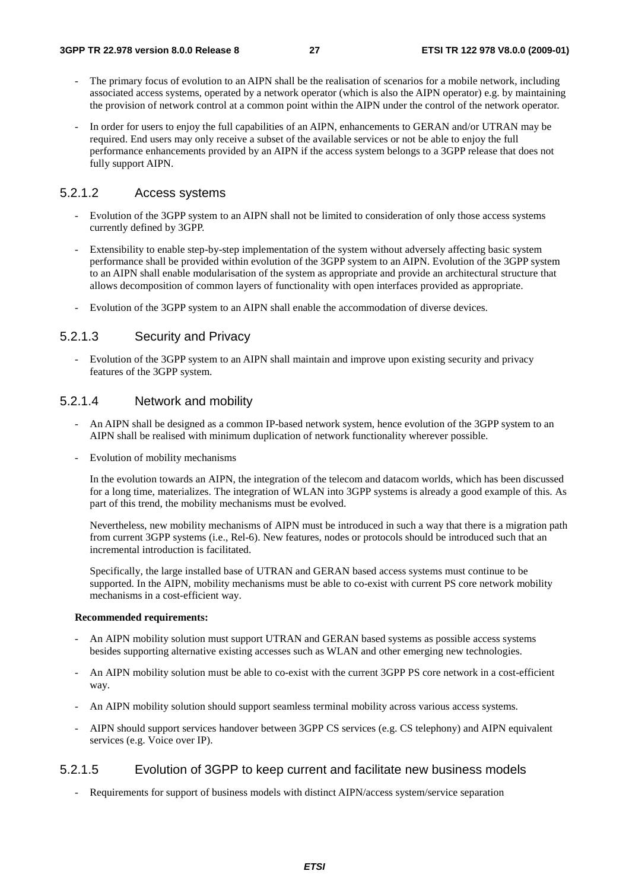- The primary focus of evolution to an AIPN shall be the realisation of scenarios for a mobile network, including associated access systems, operated by a network operator (which is also the AIPN operator) e.g. by maintaining the provision of network control at a common point within the AIPN under the control of the network operator.
- In order for users to enjoy the full capabilities of an AIPN, enhancements to GERAN and/or UTRAN may be required. End users may only receive a subset of the available services or not be able to enjoy the full performance enhancements provided by an AIPN if the access system belongs to a 3GPP release that does not fully support AIPN.

#### 5.2.1.2 Access systems

- Evolution of the 3GPP system to an AIPN shall not be limited to consideration of only those access systems currently defined by 3GPP.
- Extensibility to enable step-by-step implementation of the system without adversely affecting basic system performance shall be provided within evolution of the 3GPP system to an AIPN. Evolution of the 3GPP system to an AIPN shall enable modularisation of the system as appropriate and provide an architectural structure that allows decomposition of common layers of functionality with open interfaces provided as appropriate.
- Evolution of the 3GPP system to an AIPN shall enable the accommodation of diverse devices.

#### 5.2.1.3 Security and Privacy

- Evolution of the 3GPP system to an AIPN shall maintain and improve upon existing security and privacy features of the 3GPP system.

#### 5.2.1.4 Network and mobility

- An AIPN shall be designed as a common IP-based network system, hence evolution of the 3GPP system to an AIPN shall be realised with minimum duplication of network functionality wherever possible.
- Evolution of mobility mechanisms

  In the evolution towards an AIPN, the integration of the telecom and datacom worlds, which has been discussed for a long time, materializes. The integration of WLAN into 3GPP systems is already a good example of this. As part of this trend, the mobility mechanisms must be evolved.

  Nevertheless, new mobility mechanisms of AIPN must be introduced in such a way that there is a migration path from current 3GPP systems (i.e., Rel-6). New features, nodes or protocols should be introduced such that an incremental introduction is facilitated.

  Specifically, the large installed base of UTRAN and GERAN based access systems must continue to be supported. In the AIPN, mobility mechanisms must be able to co-exist with current PS core network mobility mechanisms in a cost-efficient way.

**Recommended requirements:**

- An AIPN mobility solution must support UTRAN and GERAN based systems as possible access systems besides supporting alternative existing accesses such as WLAN and other emerging new technologies.
- An AIPN mobility solution must be able to co-exist with the current 3GPP PS core network in a cost-efficient way.
- An AIPN mobility solution should support seamless terminal mobility across various access systems.
- AIPN should support services handover between 3GPP CS services (e.g. CS telephony) and AIPN equivalent services (e.g. Voice over IP).

#### 5.2.1.5 Evolution of 3GPP to keep current and facilitate new business models

- Requirements for support of business models with distinct AIPN/access system/service separation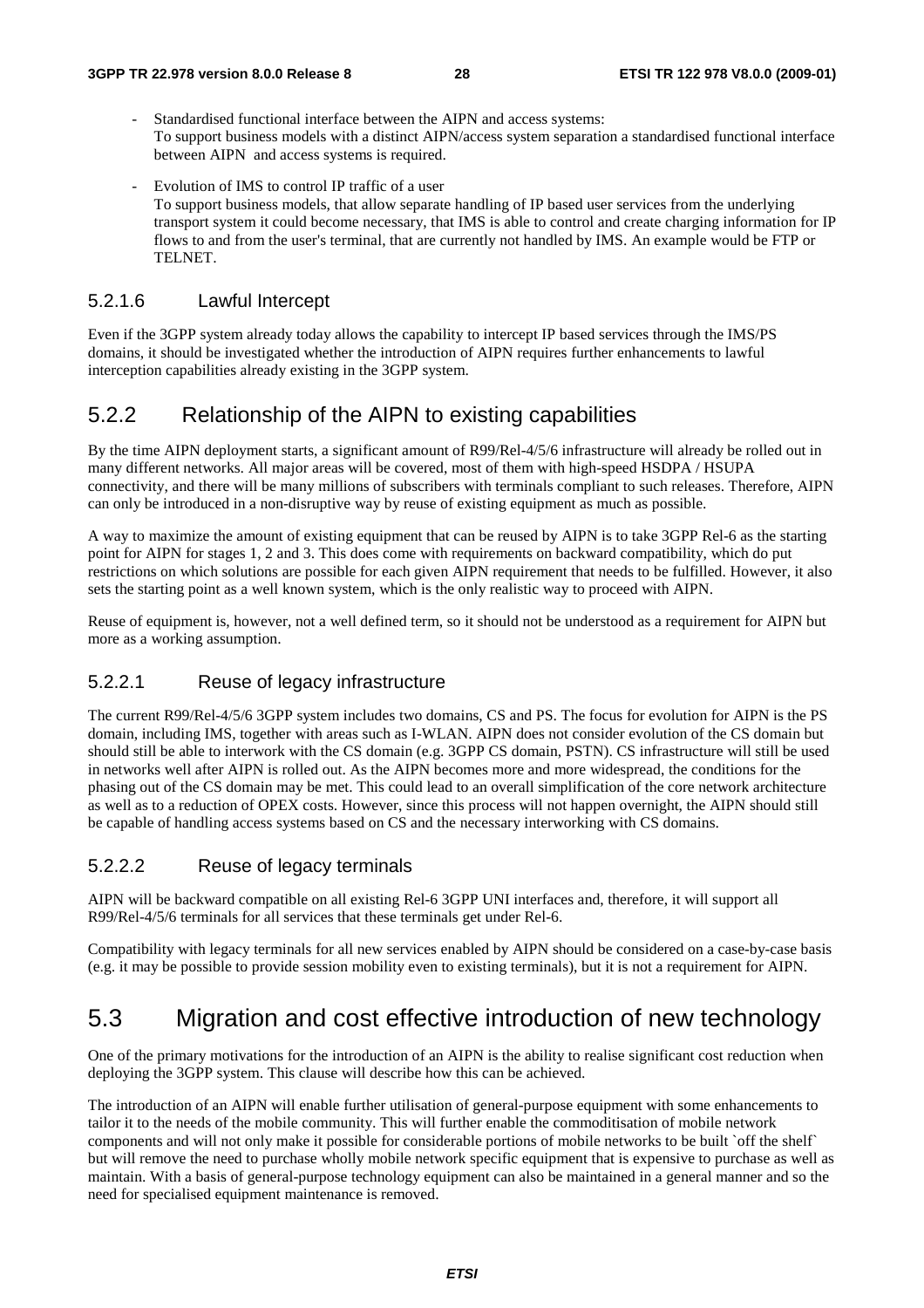- Standardised functional interface between the AIPN and access systems:
  To support business models with a distinct AIPN/access system separation a standardised functional interface between AIPN and access systems is required.

- Evolution of IMS to control IP traffic of a user
  To support business models, that allow separate handling of IP based user services from the underlying transport system it could become necessary, that IMS is able to control and create charging information for IP flows to and from the user's terminal, that are currently not handled by IMS. An example would be FTP or TELNET.

#### 5.2.1.6 Lawful Intercept

Even if the 3GPP system already today allows the capability to intercept IP based services through the IMS/PS domains, it should be investigated whether the introduction of AIPN requires further enhancements to lawful interception capabilities already existing in the 3GPP system.

### 5.2.2 Relationship of the AIPN to existing capabilities

By the time AIPN deployment starts, a significant amount of R99/Rel-4/5/6 infrastructure will already be rolled out in many different networks. All major areas will be covered, most of them with high-speed HSDPA / HSUPA connectivity, and there will be many millions of subscribers with terminals compliant to such releases. Therefore, AIPN can only be introduced in a non-disruptive way by reuse of existing equipment as much as possible.

A way to maximize the amount of existing equipment that can be reused by AIPN is to take 3GPP Rel-6 as the starting point for AIPN for stages 1, 2 and 3. This does come with requirements on backward compatibility, which do put restrictions on which solutions are possible for each given AIPN requirement that needs to be fulfilled. However, it also sets the starting point as a well known system, which is the only realistic way to proceed with AIPN.

Reuse of equipment is, however, not a well defined term, so it should not be understood as a requirement for AIPN but more as a working assumption.

#### 5.2.2.1 Reuse of legacy infrastructure

The current R99/Rel-4/5/6 3GPP system includes two domains, CS and PS. The focus for evolution for AIPN is the PS domain, including IMS, together with areas such as I-WLAN. AIPN does not consider evolution of the CS domain but should still be able to interwork with the CS domain (e.g. 3GPP CS domain, PSTN). CS infrastructure will still be used in networks well after AIPN is rolled out. As the AIPN becomes more and more widespread, the conditions for the phasing out of the CS domain may be met. This could lead to an overall simplification of the core network architecture as well as to a reduction of OPEX costs. However, since this process will not happen overnight, the AIPN should still be capable of handling access systems based on CS and the necessary interworking with CS domains.

#### 5.2.2.2 Reuse of legacy terminals

AIPN will be backward compatible on all existing Rel-6 3GPP UNI interfaces and, therefore, it will support all R99/Rel-4/5/6 terminals for all services that these terminals get under Rel-6.

Compatibility with legacy terminals for all new services enabled by AIPN should be considered on a case-by-case basis (e.g. it may be possible to provide session mobility even to existing terminals), but it is not a requirement for AIPN.

## 5.3 Migration and cost effective introduction of new technology

One of the primary motivations for the introduction of an AIPN is the ability to realise significant cost reduction when deploying the 3GPP system. This clause will describe how this can be achieved.

The introduction of an AIPN will enable further utilisation of general-purpose equipment with some enhancements to tailor it to the needs of the mobile community. This will further enable the commoditisation of mobile network components and will not only make it possible for considerable portions of mobile networks to be built `off the shelf` but will remove the need to purchase wholly mobile network specific equipment that is expensive to purchase as well as maintain. With a basis of general-purpose technology equipment can also be maintained in a general manner and so the need for specialised equipment maintenance is removed.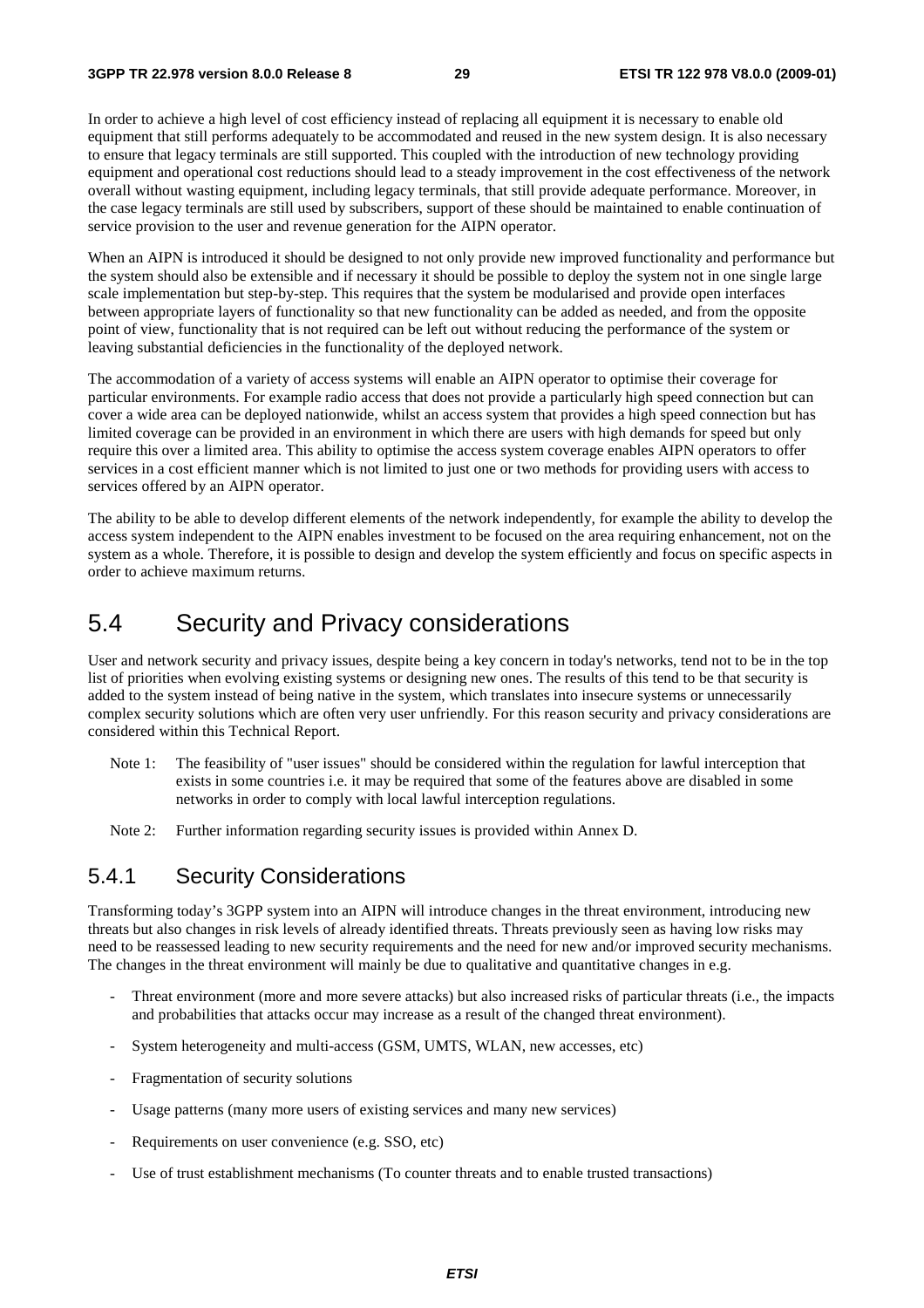In order to achieve a high level of cost efficiency instead of replacing all equipment it is necessary to enable old equipment that still performs adequately to be accommodated and reused in the new system design. It is also necessary to ensure that legacy terminals are still supported. This coupled with the introduction of new technology providing equipment and operational cost reductions should lead to a steady improvement in the cost effectiveness of the network overall without wasting equipment, including legacy terminals, that still provide adequate performance. Moreover, in the case legacy terminals are still used by subscribers, support of these should be maintained to enable continuation of service provision to the user and revenue generation for the AIPN operator.

When an AIPN is introduced it should be designed to not only provide new improved functionality and performance but the system should also be extensible and if necessary it should be possible to deploy the system not in one single large scale implementation but step-by-step. This requires that the system be modularised and provide open interfaces between appropriate layers of functionality so that new functionality can be added as needed, and from the opposite point of view, functionality that is not required can be left out without reducing the performance of the system or leaving substantial deficiencies in the functionality of the deployed network.

The accommodation of a variety of access systems will enable an AIPN operator to optimise their coverage for particular environments. For example radio access that does not provide a particularly high speed connection but can cover a wide area can be deployed nationwide, whilst an access system that provides a high speed connection but has limited coverage can be provided in an environment in which there are users with high demands for speed but only require this over a limited area. This ability to optimise the access system coverage enables AIPN operators to offer services in a cost efficient manner which is not limited to just one or two methods for providing users with access to services offered by an AIPN operator.

The ability to be able to develop different elements of the network independently, for example the ability to develop the access system independent to the AIPN enables investment to be focused on the area requiring enhancement, not on the system as a whole. Therefore, it is possible to design and develop the system efficiently and focus on specific aspects in order to achieve maximum returns.

## 5.4 Security and Privacy considerations

User and network security and privacy issues, despite being a key concern in today's networks, tend not to be in the top list of priorities when evolving existing systems or designing new ones. The results of this tend to be that security is added to the system instead of being native in the system, which translates into insecure systems or unnecessarily complex security solutions which are often very user unfriendly. For this reason security and privacy considerations are considered within this Technical Report.

Note 1: The feasibility of "user issues" should be considered within the regulation for lawful interception that exists in some countries i.e. it may be required that some of the features above are disabled in some networks in order to comply with local lawful interception regulations.

Note 2: Further information regarding security issues is provided within Annex D.

### 5.4.1 Security Considerations

Transforming today's 3GPP system into an AIPN will introduce changes in the threat environment, introducing new threats but also changes in risk levels of already identified threats. Threats previously seen as having low risks may need to be reassessed leading to new security requirements and the need for new and/or improved security mechanisms. The changes in the threat environment will mainly be due to qualitative and quantitative changes in e.g.

- Threat environment (more and more severe attacks) but also increased risks of particular threats (i.e., the impacts and probabilities that attacks occur may increase as a result of the changed threat environment).
- System heterogeneity and multi-access (GSM, UMTS, WLAN, new accesses, etc)
- Fragmentation of security solutions
- Usage patterns (many more users of existing services and many new services)
- Requirements on user convenience (e.g. SSO, etc)
- Use of trust establishment mechanisms (To counter threats and to enable trusted transactions)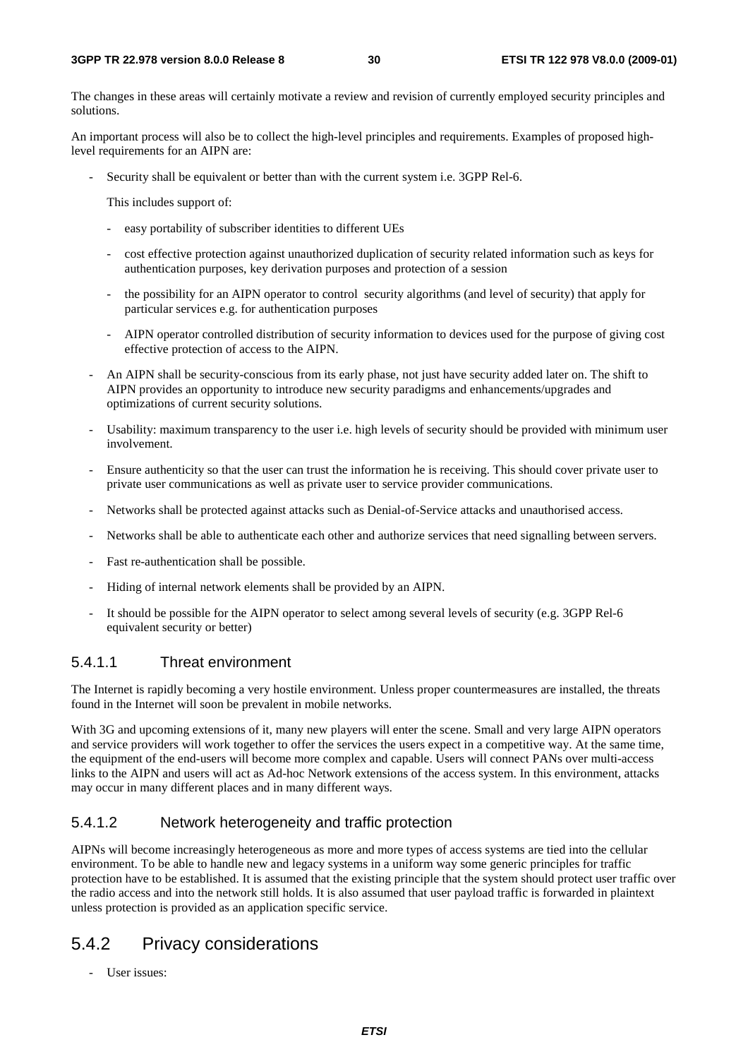The changes in these areas will certainly motivate a review and revision of currently employed security principles and solutions.

An important process will also be to collect the high-level principles and requirements. Examples of proposed high-level requirements for an AIPN are:

- Security shall be equivalent or better than with the current system i.e. 3GPP Rel-6.

  This includes support of:

  - easy portability of subscriber identities to different UEs
  - cost effective protection against unauthorized duplication of security related information such as keys for authentication purposes, key derivation purposes and protection of a session
  - the possibility for an AIPN operator to control security algorithms (and level of security) that apply for particular services e.g. for authentication purposes
  - AIPN operator controlled distribution of security information to devices used for the purpose of giving cost effective protection of access to the AIPN.

- An AIPN shall be security-conscious from its early phase, not just have security added later on. The shift to AIPN provides an opportunity to introduce new security paradigms and enhancements/upgrades and optimizations of current security solutions.
- Usability: maximum transparency to the user i.e. high levels of security should be provided with minimum user involvement.
- Ensure authenticity so that the user can trust the information he is receiving. This should cover private user to private user communications as well as private user to service provider communications.
- Networks shall be protected against attacks such as Denial-of-Service attacks and unauthorised access.
- Networks shall be able to authenticate each other and authorize services that need signalling between servers.
- Fast re-authentication shall be possible.
- Hiding of internal network elements shall be provided by an AIPN.
- It should be possible for the AIPN operator to select among several levels of security (e.g. 3GPP Rel-6 equivalent security or better)

#### 5.4.1.1 Threat environment

The Internet is rapidly becoming a very hostile environment. Unless proper countermeasures are installed, the threats found in the Internet will soon be prevalent in mobile networks.

With 3G and upcoming extensions of it, many new players will enter the scene. Small and very large AIPN operators and service providers will work together to offer the services the users expect in a competitive way. At the same time, the equipment of the end-users will become more complex and capable. Users will connect PANs over multi-access links to the AIPN and users will act as Ad-hoc Network extensions of the access system. In this environment, attacks may occur in many different places and in many different ways.

#### 5.4.1.2 Network heterogeneity and traffic protection

AIPNs will become increasingly heterogeneous as more and more types of access systems are tied into the cellular environment. To be able to handle new and legacy systems in a uniform way some generic principles for traffic protection have to be established. It is assumed that the existing principle that the system should protect user traffic over the radio access and into the network still holds. It is also assumed that user payload traffic is forwarded in plaintext unless protection is provided as an application specific service.

### 5.4.2 Privacy considerations

- User issues: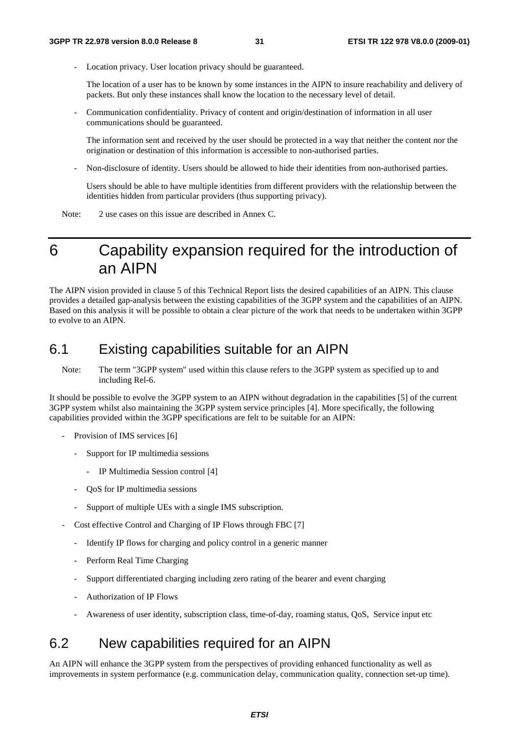- Location privacy. User location privacy should be guaranteed.

  The location of a user has to be known by some instances in the AIPN to insure reachability and delivery of packets. But only these instances shall know the location to the necessary level of detail.

- Communication confidentiality. Privacy of content and origin/destination of information in all user communications should be guaranteed.

  The information sent and received by the user should be protected in a way that neither the content nor the origination or destination of this information is accessible to non-authorised parties.

- Non-disclosure of identity. Users should be allowed to hide their identities from non-authorised parties.

  Users should be able to have multiple identities from different providers with the relationship between the identities hidden from particular providers (thus supporting privacy).

Note: 2 use cases on this issue are described in Annex C.

# 6 Capability expansion required for the introduction of an AIPN

The AIPN vision provided in clause 5 of this Technical Report lists the desired capabilities of an AIPN. This clause provides a detailed gap-analysis between the existing capabilities of the 3GPP system and the capabilities of an AIPN. Based on this analysis it will be possible to obtain a clear picture of the work that needs to be undertaken within 3GPP to evolve to an AIPN.

## 6.1 Existing capabilities suitable for an AIPN

Note: The term "3GPP system" used within this clause refers to the 3GPP system as specified up to and including Rel-6.

It should be possible to evolve the 3GPP system to an AIPN without degradation in the capabilities [5] of the current 3GPP system whilst also maintaining the 3GPP system service principles [4]. More specifically, the following capabilities provided within the 3GPP specifications are felt to be suitable for an AIPN:

- Provision of IMS services [6]
  - Support for IP multimedia sessions
    - IP Multimedia Session control [4]
  - QoS for IP multimedia sessions
  - Support of multiple UEs with a single IMS subscription.
- Cost effective Control and Charging of IP Flows through FBC [7]
  - Identify IP flows for charging and policy control in a generic manner
  - Perform Real Time Charging
  - Support differentiated charging including zero rating of the bearer and event charging
  - Authorization of IP Flows
  - Awareness of user identity, subscription class, time-of-day, roaming status, QoS, Service input etc

## 6.2 New capabilities required for an AIPN

An AIPN will enhance the 3GPP system from the perspectives of providing enhanced functionality as well as improvements in system performance (e.g. communication delay, communication quality, connection set-up time).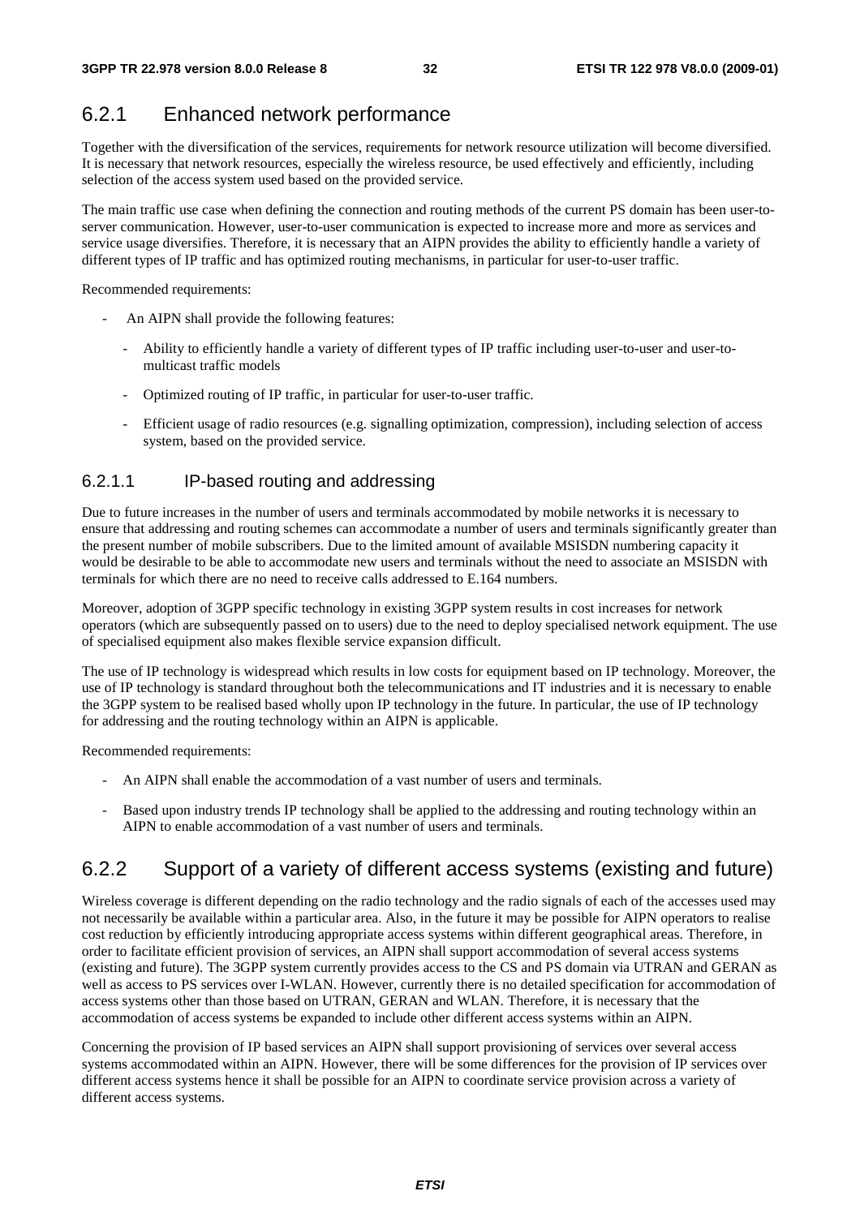### 6.2.1 Enhanced network performance

Together with the diversification of the services, requirements for network resource utilization will become diversified. It is necessary that network resources, especially the wireless resource, be used effectively and efficiently, including selection of the access system used based on the provided service.

The main traffic use case when defining the connection and routing methods of the current PS domain has been user-to-server communication. However, user-to-user communication is expected to increase more and more as services and service usage diversifies. Therefore, it is necessary that an AIPN provides the ability to efficiently handle a variety of different types of IP traffic and has optimized routing mechanisms, in particular for user-to-user traffic.

Recommended requirements:

- An AIPN shall provide the following features:
  - Ability to efficiently handle a variety of different types of IP traffic including user-to-user and user-to-multicast traffic models
  - Optimized routing of IP traffic, in particular for user-to-user traffic.
  - Efficient usage of radio resources (e.g. signalling optimization, compression), including selection of access system, based on the provided service.

#### 6.2.1.1 IP-based routing and addressing

Due to future increases in the number of users and terminals accommodated by mobile networks it is necessary to ensure that addressing and routing schemes can accommodate a number of users and terminals significantly greater than the present number of mobile subscribers. Due to the limited amount of available MSISDN numbering capacity it would be desirable to be able to accommodate new users and terminals without the need to associate an MSISDN with terminals for which there are no need to receive calls addressed to E.164 numbers.

Moreover, adoption of 3GPP specific technology in existing 3GPP system results in cost increases for network operators (which are subsequently passed on to users) due to the need to deploy specialised network equipment. The use of specialised equipment also makes flexible service expansion difficult.

The use of IP technology is widespread which results in low costs for equipment based on IP technology. Moreover, the use of IP technology is standard throughout both the telecommunications and IT industries and it is necessary to enable the 3GPP system to be realised based wholly upon IP technology in the future. In particular, the use of IP technology for addressing and the routing technology within an AIPN is applicable.

Recommended requirements:

- An AIPN shall enable the accommodation of a vast number of users and terminals.
- Based upon industry trends IP technology shall be applied to the addressing and routing technology within an AIPN to enable accommodation of a vast number of users and terminals.

### 6.2.2 Support of a variety of different access systems (existing and future)

Wireless coverage is different depending on the radio technology and the radio signals of each of the accesses used may not necessarily be available within a particular area. Also, in the future it may be possible for AIPN operators to realise cost reduction by efficiently introducing appropriate access systems within different geographical areas. Therefore, in order to facilitate efficient provision of services, an AIPN shall support accommodation of several access systems (existing and future). The 3GPP system currently provides access to the CS and PS domain via UTRAN and GERAN as well as access to PS services over I-WLAN. However, currently there is no detailed specification for accommodation of access systems other than those based on UTRAN, GERAN and WLAN. Therefore, it is necessary that the accommodation of access systems be expanded to include other different access systems within an AIPN.

Concerning the provision of IP based services an AIPN shall support provisioning of services over several access systems accommodated within an AIPN. However, there will be some differences for the provision of IP services over different access systems hence it shall be possible for an AIPN to coordinate service provision across a variety of different access systems.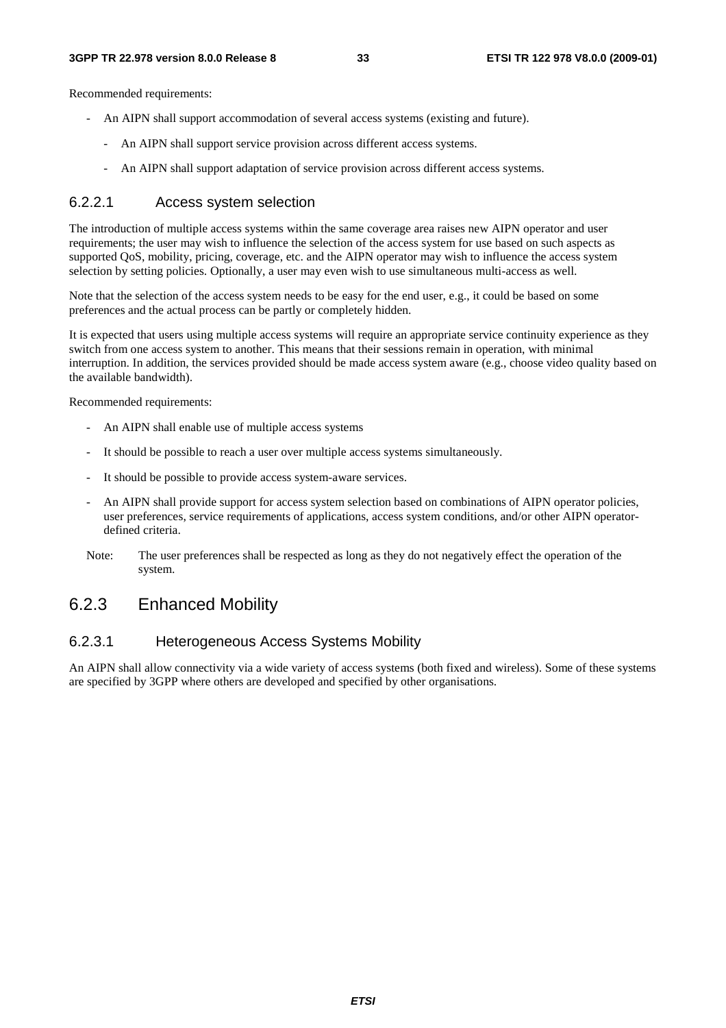Recommended requirements:

- An AIPN shall support accommodation of several access systems (existing and future).
    - An AIPN shall support service provision across different access systems.
    - An AIPN shall support adaptation of service provision across different access systems.

#### 6.2.2.1 Access system selection

The introduction of multiple access systems within the same coverage area raises new AIPN operator and user requirements; the user may wish to influence the selection of the access system for use based on such aspects as supported QoS, mobility, pricing, coverage, etc. and the AIPN operator may wish to influence the access system selection by setting policies. Optionally, a user may even wish to use simultaneous multi-access as well.

Note that the selection of the access system needs to be easy for the end user, e.g., it could be based on some preferences and the actual process can be partly or completely hidden.

It is expected that users using multiple access systems will require an appropriate service continuity experience as they switch from one access system to another. This means that their sessions remain in operation, with minimal interruption. In addition, the services provided should be made access system aware (e.g., choose video quality based on the available bandwidth).

Recommended requirements:

- An AIPN shall enable use of multiple access systems
- It should be possible to reach a user over multiple access systems simultaneously.
- It should be possible to provide access system-aware services.
- An AIPN shall provide support for access system selection based on combinations of AIPN operator policies, user preferences, service requirements of applications, access system conditions, and/or other AIPN operator-defined criteria.

Note: The user preferences shall be respected as long as they do not negatively effect the operation of the system.

### 6.2.3 Enhanced Mobility

#### 6.2.3.1 Heterogeneous Access Systems Mobility

An AIPN shall allow connectivity via a wide variety of access systems (both fixed and wireless). Some of these systems are specified by 3GPP where others are developed and specified by other organisations.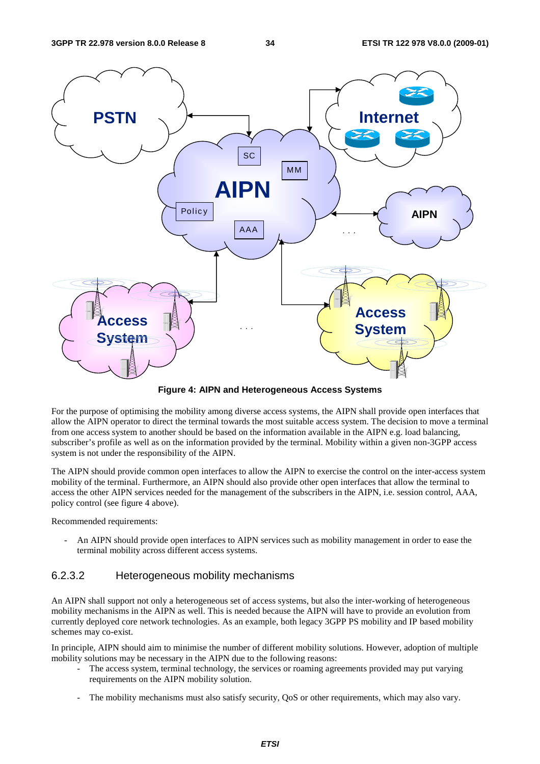**Figure 4: AIPN and Heterogeneous Access Systems**

For the purpose of optimising the mobility among diverse access systems, the AIPN shall provide open interfaces that allow the AIPN operator to direct the terminal towards the most suitable access system. The decision to move a terminal from one access system to another should be based on the information available in the AIPN e.g. load balancing, subscriber's profile as well as on the information provided by the terminal. Mobility within a given non-3GPP access system is not under the responsibility of the AIPN.

The AIPN should provide common open interfaces to allow the AIPN to exercise the control on the inter-access system mobility of the terminal. Furthermore, an AIPN should also provide other open interfaces that allow the terminal to access the other AIPN services needed for the management of the subscribers in the AIPN, i.e. session control, AAA, policy control (see figure 4 above).

Recommended requirements:

- An AIPN should provide open interfaces to AIPN services such as mobility management in order to ease the terminal mobility across different access systems.

### 6.2.3.2 Heterogeneous mobility mechanisms

An AIPN shall support not only a heterogeneous set of access systems, but also the inter-working of heterogeneous mobility mechanisms in the AIPN as well. This is needed because the AIPN will have to provide an evolution from currently deployed core network technologies. As an example, both legacy 3GPP PS mobility and IP based mobility schemes may co-exist.

In principle, AIPN should aim to minimise the number of different mobility solutions. However, adoption of multiple mobility solutions may be necessary in the AIPN due to the following reasons:

- The access system, terminal technology, the services or roaming agreements provided may put varying requirements on the AIPN mobility solution.
- The mobility mechanisms must also satisfy security, QoS or other requirements, which may also vary.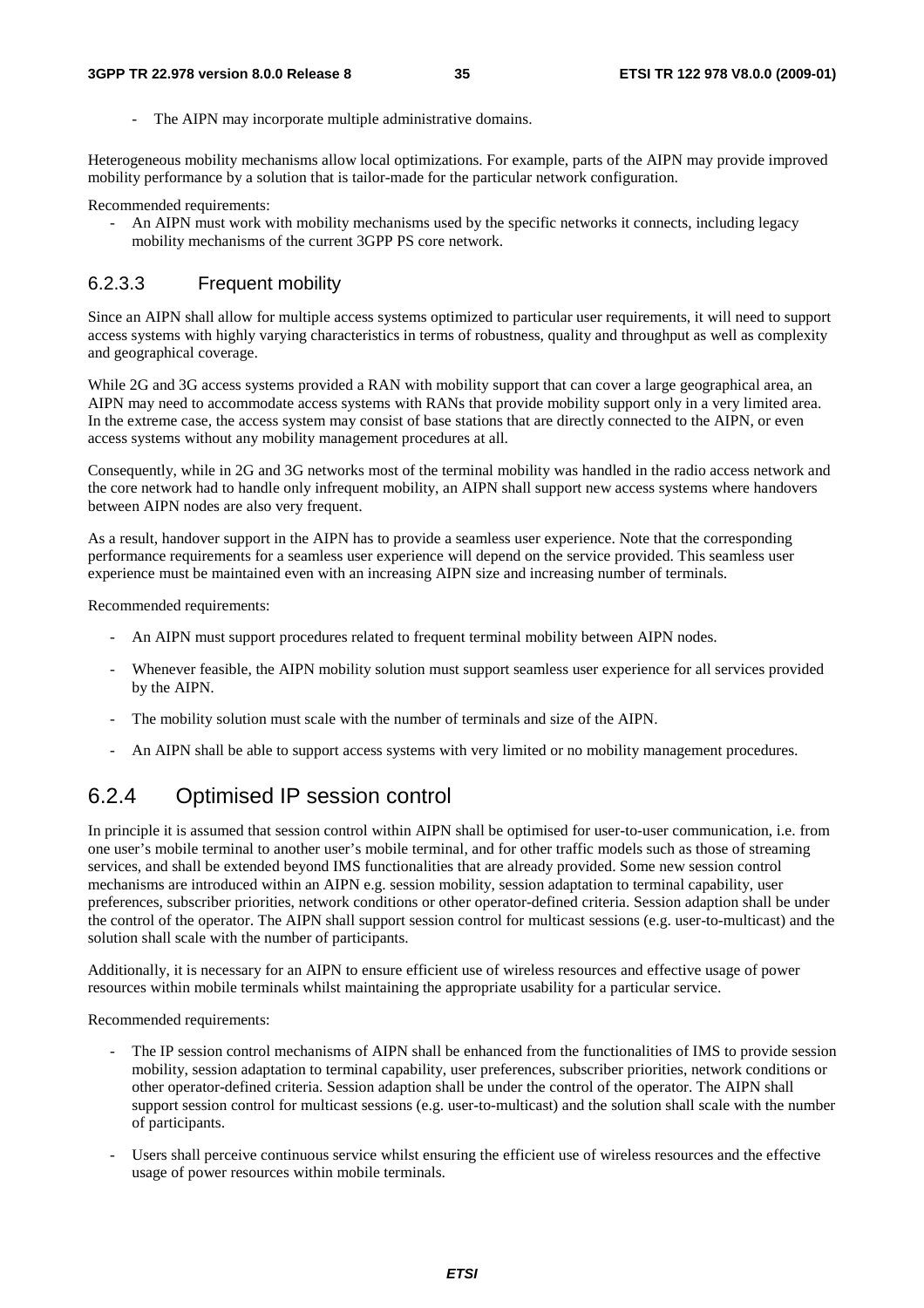- The AIPN may incorporate multiple administrative domains.

Heterogeneous mobility mechanisms allow local optimizations. For example, parts of the AIPN may provide improved mobility performance by a solution that is tailor-made for the particular network configuration.

Recommended requirements:

- An AIPN must work with mobility mechanisms used by the specific networks it connects, including legacy mobility mechanisms of the current 3GPP PS core network.

#### 6.2.3.3 Frequent mobility

Since an AIPN shall allow for multiple access systems optimized to particular user requirements, it will need to support access systems with highly varying characteristics in terms of robustness, quality and throughput as well as complexity and geographical coverage.

While 2G and 3G access systems provided a RAN with mobility support that can cover a large geographical area, an AIPN may need to accommodate access systems with RANs that provide mobility support only in a very limited area. In the extreme case, the access system may consist of base stations that are directly connected to the AIPN, or even access systems without any mobility management procedures at all.

Consequently, while in 2G and 3G networks most of the terminal mobility was handled in the radio access network and the core network had to handle only infrequent mobility, an AIPN shall support new access systems where handovers between AIPN nodes are also very frequent.

As a result, handover support in the AIPN has to provide a seamless user experience. Note that the corresponding performance requirements for a seamless user experience will depend on the service provided. This seamless user experience must be maintained even with an increasing AIPN size and increasing number of terminals.

Recommended requirements:

- An AIPN must support procedures related to frequent terminal mobility between AIPN nodes.
- Whenever feasible, the AIPN mobility solution must support seamless user experience for all services provided by the AIPN.
- The mobility solution must scale with the number of terminals and size of the AIPN.
- An AIPN shall be able to support access systems with very limited or no mobility management procedures.

### 6.2.4 Optimised IP session control

In principle it is assumed that session control within AIPN shall be optimised for user-to-user communication, i.e. from one user's mobile terminal to another user's mobile terminal, and for other traffic models such as those of streaming services, and shall be extended beyond IMS functionalities that are already provided. Some new session control mechanisms are introduced within an AIPN e.g. session mobility, session adaptation to terminal capability, user preferences, subscriber priorities, network conditions or other operator-defined criteria. Session adaption shall be under the control of the operator. The AIPN shall support session control for multicast sessions (e.g. user-to-multicast) and the solution shall scale with the number of participants.

Additionally, it is necessary for an AIPN to ensure efficient use of wireless resources and effective usage of power resources within mobile terminals whilst maintaining the appropriate usability for a particular service.

Recommended requirements:

- The IP session control mechanisms of AIPN shall be enhanced from the functionalities of IMS to provide session mobility, session adaptation to terminal capability, user preferences, subscriber priorities, network conditions or other operator-defined criteria. Session adaption shall be under the control of the operator. The AIPN shall support session control for multicast sessions (e.g. user-to-multicast) and the solution shall scale with the number of participants.
- Users shall perceive continuous service whilst ensuring the efficient use of wireless resources and the effective usage of power resources within mobile terminals.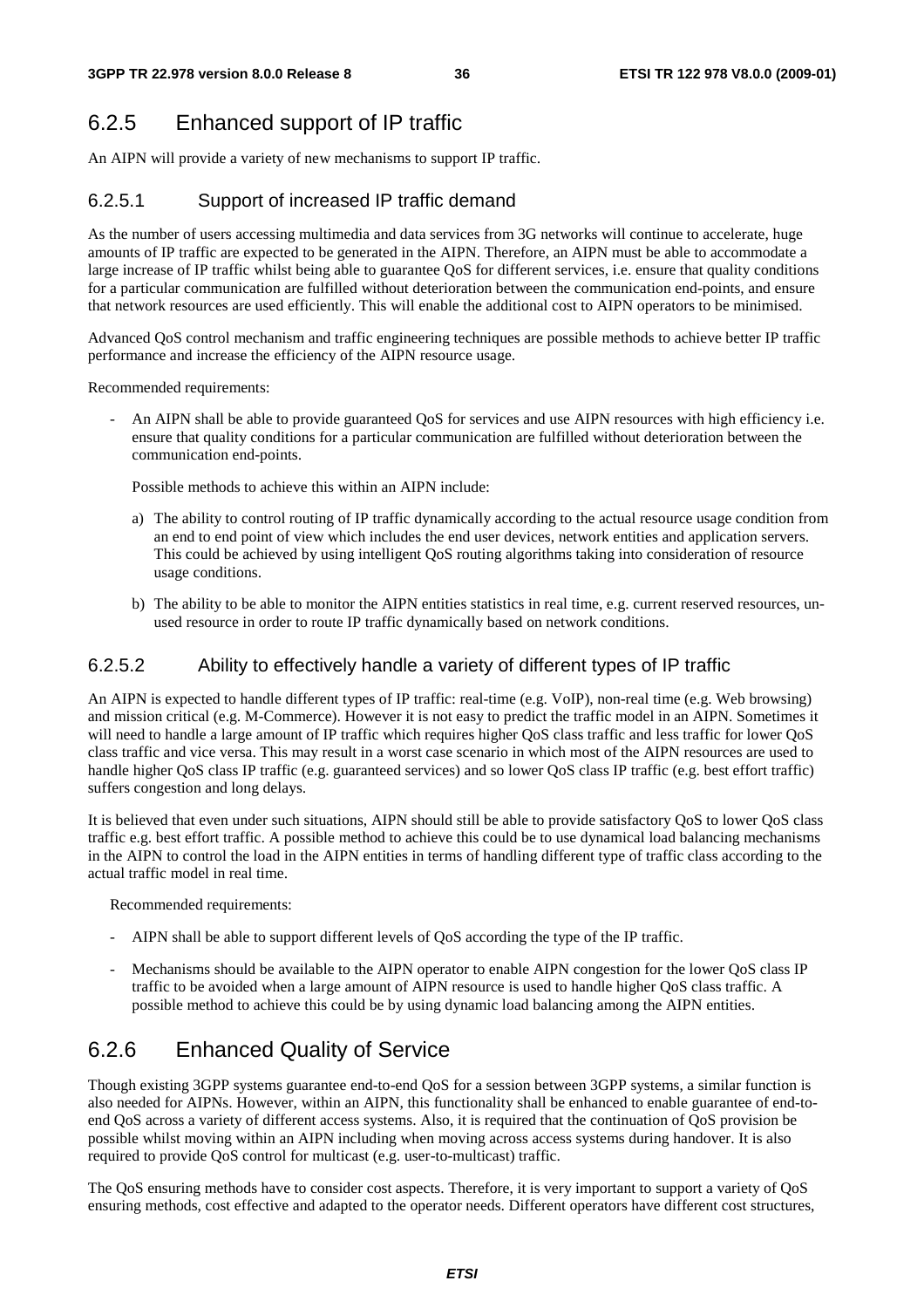## 6.2.5 Enhanced support of IP traffic

An AIPN will provide a variety of new mechanisms to support IP traffic.

### 6.2.5.1 Support of increased IP traffic demand

As the number of users accessing multimedia and data services from 3G networks will continue to accelerate, huge amounts of IP traffic are expected to be generated in the AIPN. Therefore, an AIPN must be able to accommodate a large increase of IP traffic whilst being able to guarantee QoS for different services, i.e. ensure that quality conditions for a particular communication are fulfilled without deterioration between the communication end-points, and ensure that network resources are used efficiently. This will enable the additional cost to AIPN operators to be minimised.

Advanced QoS control mechanism and traffic engineering techniques are possible methods to achieve better IP traffic performance and increase the efficiency of the AIPN resource usage.

Recommended requirements:

- An AIPN shall be able to provide guaranteed QoS for services and use AIPN resources with high efficiency i.e. ensure that quality conditions for a particular communication are fulfilled without deterioration between the communication end-points.

  Possible methods to achieve this within an AIPN include:

  a) The ability to control routing of IP traffic dynamically according to the actual resource usage condition from an end to end point of view which includes the end user devices, network entities and application servers. This could be achieved by using intelligent QoS routing algorithms taking into consideration of resource usage conditions.

  b) The ability to be able to monitor the AIPN entities statistics in real time, e.g. current reserved resources, un-used resource in order to route IP traffic dynamically based on network conditions.

### 6.2.5.2 Ability to effectively handle a variety of different types of IP traffic

An AIPN is expected to handle different types of IP traffic: real-time (e.g. VoIP), non-real time (e.g. Web browsing) and mission critical (e.g. M-Commerce). However it is not easy to predict the traffic model in an AIPN. Sometimes it will need to handle a large amount of IP traffic which requires higher QoS class traffic and less traffic for lower QoS class traffic and vice versa. This may result in a worst case scenario in which most of the AIPN resources are used to handle higher QoS class IP traffic (e.g. guaranteed services) and so lower QoS class IP traffic (e.g. best effort traffic) suffers congestion and long delays.

It is believed that even under such situations, AIPN should still be able to provide satisfactory QoS to lower QoS class traffic e.g. best effort traffic. A possible method to achieve this could be to use dynamical load balancing mechanisms in the AIPN to control the load in the AIPN entities in terms of handling different type of traffic class according to the actual traffic model in real time.

Recommended requirements:

- AIPN shall be able to support different levels of QoS according the type of the IP traffic.
- Mechanisms should be available to the AIPN operator to enable AIPN congestion for the lower QoS class IP traffic to be avoided when a large amount of AIPN resource is used to handle higher QoS class traffic. A possible method to achieve this could be by using dynamic load balancing among the AIPN entities.

## 6.2.6 Enhanced Quality of Service

Though existing 3GPP systems guarantee end-to-end QoS for a session between 3GPP systems, a similar function is also needed for AIPNs. However, within an AIPN, this functionality shall be enhanced to enable guarantee of end-to-end QoS across a variety of different access systems. Also, it is required that the continuation of QoS provision be possible whilst moving within an AIPN including when moving across access systems during handover. It is also required to provide QoS control for multicast (e.g. user-to-multicast) traffic.

The QoS ensuring methods have to consider cost aspects. Therefore, it is very important to support a variety of QoS ensuring methods, cost effective and adapted to the operator needs. Different operators have different cost structures,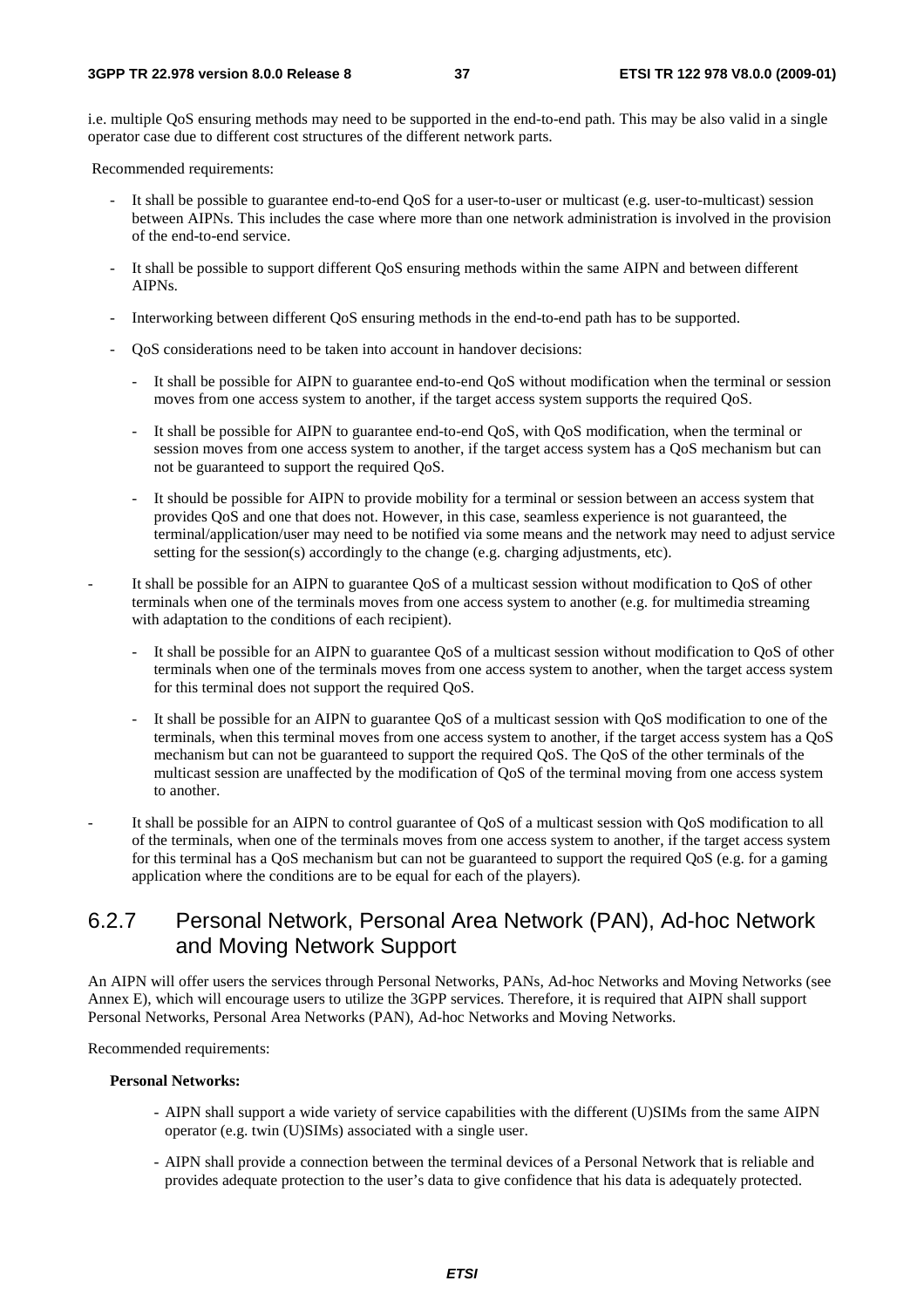i.e. multiple QoS ensuring methods may need to be supported in the end-to-end path. This may be also valid in a single operator case due to different cost structures of the different network parts.

Recommended requirements:

- It shall be possible to guarantee end-to-end QoS for a user-to-user or multicast (e.g. user-to-multicast) session between AIPNs. This includes the case where more than one network administration is involved in the provision of the end-to-end service.
- It shall be possible to support different QoS ensuring methods within the same AIPN and between different AIPNs.
- Interworking between different QoS ensuring methods in the end-to-end path has to be supported.
- QoS considerations need to be taken into account in handover decisions:
  - It shall be possible for AIPN to guarantee end-to-end QoS without modification when the terminal or session moves from one access system to another, if the target access system supports the required QoS.
  - It shall be possible for AIPN to guarantee end-to-end QoS, with QoS modification, when the terminal or session moves from one access system to another, if the target access system has a QoS mechanism but can not be guaranteed to support the required QoS.
  - It should be possible for AIPN to provide mobility for a terminal or session between an access system that provides QoS and one that does not. However, in this case, seamless experience is not guaranteed, the terminal/application/user may need to be notified via some means and the network may need to adjust service setting for the session(s) accordingly to the change (e.g. charging adjustments, etc).
- It shall be possible for an AIPN to guarantee QoS of a multicast session without modification to QoS of other terminals when one of the terminals moves from one access system to another (e.g. for multimedia streaming with adaptation to the conditions of each recipient).
  - It shall be possible for an AIPN to guarantee QoS of a multicast session without modification to QoS of other terminals when one of the terminals moves from one access system to another, when the target access system for this terminal does not support the required QoS.
  - It shall be possible for an AIPN to guarantee QoS of a multicast session with QoS modification to one of the terminals, when this terminal moves from one access system to another, if the target access system has a QoS mechanism but can not be guaranteed to support the required QoS. The QoS of the other terminals of the multicast session are unaffected by the modification of QoS of the terminal moving from one access system to another.
- It shall be possible for an AIPN to control guarantee of QoS of a multicast session with QoS modification to all of the terminals, when one of the terminals moves from one access system to another, if the target access system for this terminal has a QoS mechanism but can not be guaranteed to support the required QoS (e.g. for a gaming application where the conditions are to be equal for each of the players).

### 6.2.7 Personal Network, Personal Area Network (PAN), Ad-hoc Network and Moving Network Support

An AIPN will offer users the services through Personal Networks, PANs, Ad-hoc Networks and Moving Networks (see Annex E), which will encourage users to utilize the 3GPP services. Therefore, it is required that AIPN shall support Personal Networks, Personal Area Networks (PAN), Ad-hoc Networks and Moving Networks.

Recommended requirements:

**Personal Networks:**

- AIPN shall support a wide variety of service capabilities with the different (U)SIMs from the same AIPN operator (e.g. twin (U)SIMs) associated with a single user.
- AIPN shall provide a connection between the terminal devices of a Personal Network that is reliable and provides adequate protection to the user's data to give confidence that his data is adequately protected.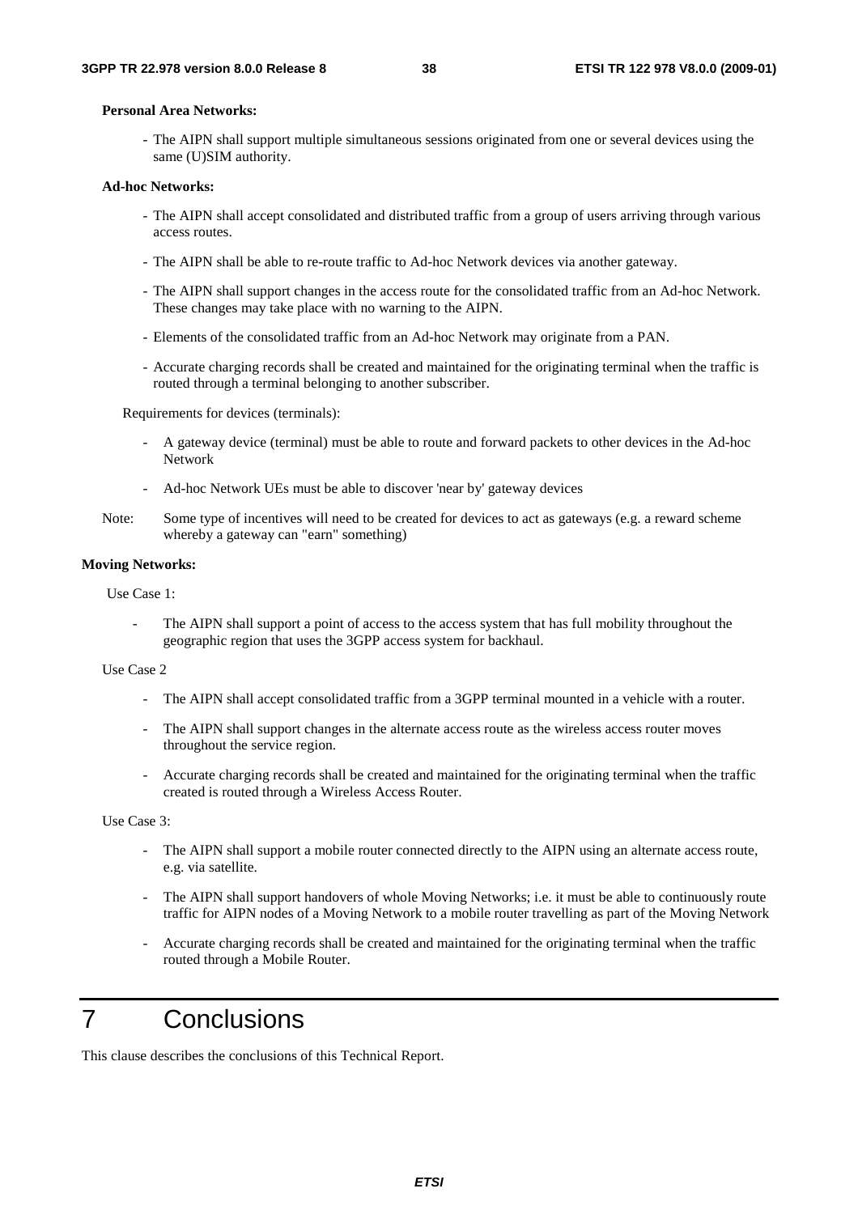**Personal Area Networks:**

- The AIPN shall support multiple simultaneous sessions originated from one or several devices using the same (U)SIM authority.

**Ad-hoc Networks:**

- The AIPN shall accept consolidated and distributed traffic from a group of users arriving through various access routes.
- The AIPN shall be able to re-route traffic to Ad-hoc Network devices via another gateway.
- The AIPN shall support changes in the access route for the consolidated traffic from an Ad-hoc Network. These changes may take place with no warning to the AIPN.
- Elements of the consolidated traffic from an Ad-hoc Network may originate from a PAN.
- Accurate charging records shall be created and maintained for the originating terminal when the traffic is routed through a terminal belonging to another subscriber.

Requirements for devices (terminals):

- A gateway device (terminal) must be able to route and forward packets to other devices in the Ad-hoc Network
- Ad-hoc Network UEs must be able to discover 'near by' gateway devices

Note: Some type of incentives will need to be created for devices to act as gateways (e.g. a reward scheme whereby a gateway can "earn" something)

**Moving Networks:**

Use Case 1:

- The AIPN shall support a point of access to the access system that has full mobility throughout the geographic region that uses the 3GPP access system for backhaul.

Use Case 2

- The AIPN shall accept consolidated traffic from a 3GPP terminal mounted in a vehicle with a router.
- The AIPN shall support changes in the alternate access route as the wireless access router moves throughout the service region.
- Accurate charging records shall be created and maintained for the originating terminal when the traffic created is routed through a Wireless Access Router.

Use Case 3:

- The AIPN shall support a mobile router connected directly to the AIPN using an alternate access route, e.g. via satellite.
- The AIPN shall support handovers of whole Moving Networks; i.e. it must be able to continuously route traffic for AIPN nodes of a Moving Network to a mobile router travelling as part of the Moving Network
- Accurate charging records shall be created and maintained for the originating terminal when the traffic routed through a Mobile Router.

# 7 Conclusions

This clause describes the conclusions of this Technical Report.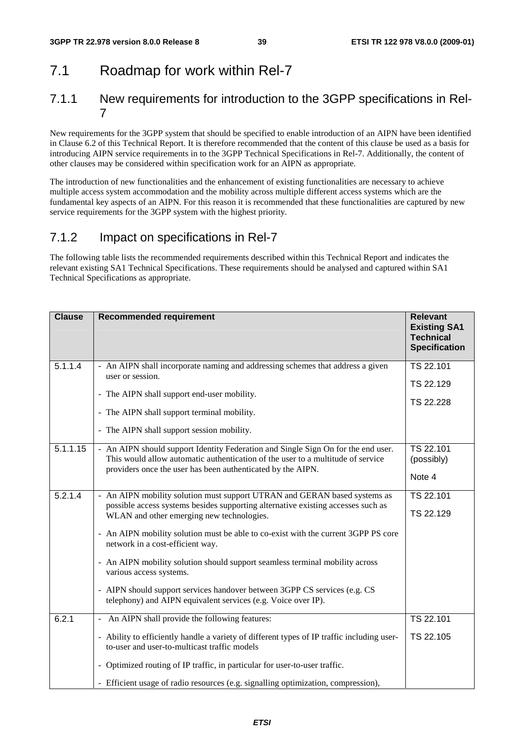## 7.1 Roadmap for work within Rel-7

### 7.1.1 New requirements for introduction to the 3GPP specifications in Rel-7

New requirements for the 3GPP system that should be specified to enable introduction of an AIPN have been identified in Clause 6.2 of this Technical Report. It is therefore recommended that the content of this clause be used as a basis for introducing AIPN service requirements in to the 3GPP Technical Specifications in Rel-7. Additionally, the content of other clauses may be considered within specification work for an AIPN as appropriate.

The introduction of new functionalities and the enhancement of existing functionalities are necessary to achieve multiple access system accommodation and the mobility across multiple different access systems which are the fundamental key aspects of an AIPN. For this reason it is recommended that these functionalities are captured by new service requirements for the 3GPP system with the highest priority.

### 7.1.2 Impact on specifications in Rel-7

The following table lists the recommended requirements described within this Technical Report and indicates the relevant existing SA1 Technical Specifications. These requirements should be analysed and captured within SA1 Technical Specifications as appropriate.

| Clause | Recommended requirement | Relevant Existing SA1 Technical Specification |
|---|---|---|
| 5.1.1.4 | - An AIPN shall incorporate naming and addressing schemes that address a given user or session.<br><br>- The AIPN shall support end-user mobility.<br><br>- The AIPN shall support terminal mobility.<br><br>- The AIPN shall support session mobility. | TS 22.101<br><br>TS 22.129<br><br>TS 22.228 |
| 5.1.1.15 | - An AIPN should support Identity Federation and Single Sign On for the end user. This would allow automatic authentication of the user to a multitude of service providers once the user has been authenticated by the AIPN. | TS 22.101 (possibly)<br><br>Note 4 |
| 5.2.1.4 | - An AIPN mobility solution must support UTRAN and GERAN based systems as possible access systems besides supporting alternative existing accesses such as WLAN and other emerging new technologies.<br><br>- An AIPN mobility solution must be able to co-exist with the current 3GPP PS core network in a cost-efficient way.<br><br>- An AIPN mobility solution should support seamless terminal mobility across various access systems.<br><br>- AIPN should support services handover between 3GPP CS services (e.g. CS telephony) and AIPN equivalent services (e.g. Voice over IP). | TS 22.101<br><br>TS 22.129 |
| 6.2.1 | - An AIPN shall provide the following features:<br><br>- Ability to efficiently handle a variety of different types of IP traffic including user-to-user and user-to-multicast traffic models<br><br>- Optimized routing of IP traffic, in particular for user-to-user traffic.<br><br>- Efficient usage of radio resources (e.g. signalling optimization, compression), | TS 22.101<br><br>TS 22.105 |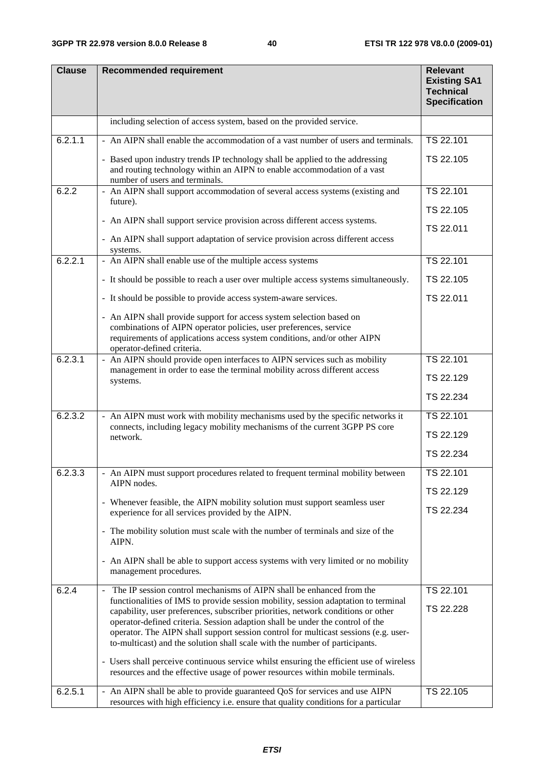| Clause | Recommended requirement | Relevant Existing SA1 Technical Specification |
|---|---|---|
| | including selection of access system, based on the provided service. | |
| 6.2.1.1 | - An AIPN shall enable the accommodation of a vast number of users and terminals.<br><br>- Based upon industry trends IP technology shall be applied to the addressing and routing technology within an AIPN to enable accommodation of a vast number of users and terminals. | TS 22.101<br><br>TS 22.105 |
| 6.2.2 | - An AIPN shall support accommodation of several access systems (existing and future).<br><br>- An AIPN shall support service provision across different access systems.<br><br>- An AIPN shall support adaptation of service provision across different access systems. | TS 22.101<br><br>TS 22.105<br><br>TS 22.011 |
| 6.2.2.1 | - An AIPN shall enable use of the multiple access systems<br><br>- It should be possible to reach a user over multiple access systems simultaneously.<br><br>- It should be possible to provide access system-aware services.<br><br>- An AIPN shall provide support for access system selection based on combinations of AIPN operator policies, user preferences, service requirements of applications access system conditions, and/or other AIPN operator-defined criteria. | TS 22.101<br><br>TS 22.105<br><br>TS 22.011 |
| 6.2.3.1 | - An AIPN should provide open interfaces to AIPN services such as mobility management in order to ease the terminal mobility across different access systems. | TS 22.101<br><br>TS 22.129<br><br>TS 22.234 |
| 6.2.3.2 | - An AIPN must work with mobility mechanisms used by the specific networks it connects, including legacy mobility mechanisms of the current 3GPP PS core network. | TS 22.101<br><br>TS 22.129<br><br>TS 22.234 |
| 6.2.3.3 | - An AIPN must support procedures related to frequent terminal mobility between AIPN nodes.<br><br>- Whenever feasible, the AIPN mobility solution must support seamless user experience for all services provided by the AIPN.<br><br>- The mobility solution must scale with the number of terminals and size of the AIPN.<br><br>- An AIPN shall be able to support access systems with very limited or no mobility management procedures. | TS 22.101<br><br>TS 22.129<br><br>TS 22.234 |
| 6.2.4 | - The IP session control mechanisms of AIPN shall be enhanced from the functionalities of IMS to provide session mobility, session adaptation to terminal capability, user preferences, subscriber priorities, network conditions or other operator-defined criteria. Session adaption shall be under the control of the operator. The AIPN shall support session control for multicast sessions (e.g. user-to-multicast) and the solution shall scale with the number of participants.<br><br>- Users shall perceive continuous service whilst ensuring the efficient use of wireless resources and the effective usage of power resources within mobile terminals. | TS 22.101<br><br>TS 22.228 |
| 6.2.5.1 | - An AIPN shall be able to provide guaranteed QoS for services and use AIPN resources with high efficiency i.e. ensure that quality conditions for a particular | TS 22.105 |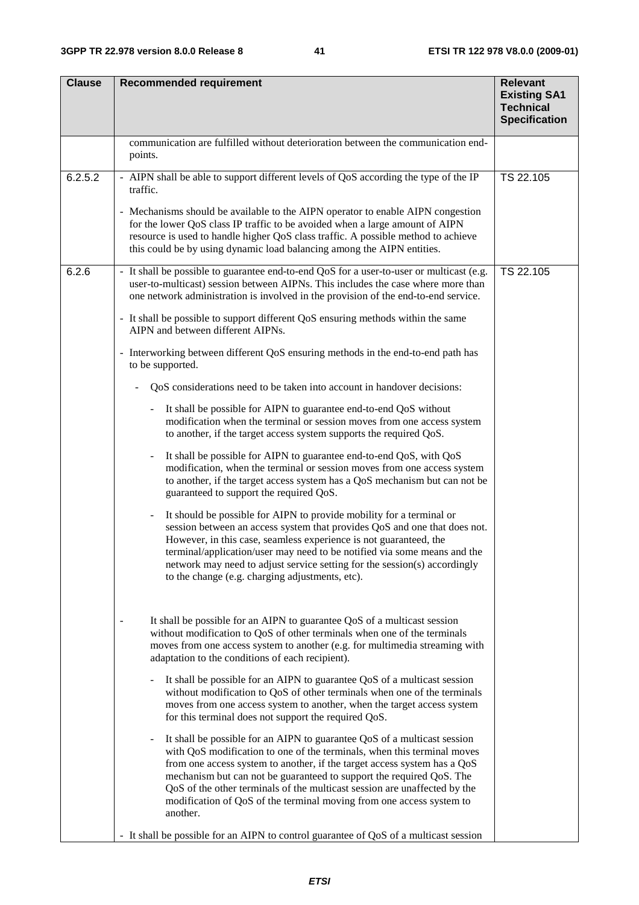| Clause | Recommended requirement | Relevant Existing SA1 Technical Specification |
| --- | --- | --- |
| | communication are fulfilled without deterioration between the communication end-points. | |
| 6.2.5.2 | - AIPN shall be able to support different levels of QoS according the type of the IP traffic.<br><br>- Mechanisms should be available to the AIPN operator to enable AIPN congestion for the lower QoS class IP traffic to be avoided when a large amount of AIPN resource is used to handle higher QoS class traffic. A possible method to achieve this could be by using dynamic load balancing among the AIPN entities. | TS 22.105 |
| 6.2.6 | - It shall be possible to guarantee end-to-end QoS for a user-to-user or multicast (e.g. user-to-multicast) session between AIPNs. This includes the case where more than one network administration is involved in the provision of the end-to-end service.<br><br>- It shall be possible to support different QoS ensuring methods within the same AIPN and between different AIPNs.<br><br>- Interworking between different QoS ensuring methods in the end-to-end path has to be supported.<br><br>- QoS considerations need to be taken into account in handover decisions:<br><br>- It shall be possible for AIPN to guarantee end-to-end QoS without modification when the terminal or session moves from one access system to another, if the target access system supports the required QoS.<br><br>- It shall be possible for AIPN to guarantee end-to-end QoS, with QoS modification, when the terminal or session moves from one access system to another, if the target access system has a QoS mechanism but can not be guaranteed to support the required QoS.<br><br>- It should be possible for AIPN to provide mobility for a terminal or session between an access system that provides QoS and one that does not. However, in this case, seamless experience is not guaranteed, the terminal/application/user may need to be notified via some means and the network may need to adjust service setting for the session(s) accordingly to the change (e.g. charging adjustments, etc).<br><br>- It shall be possible for an AIPN to guarantee QoS of a multicast session without modification to QoS of other terminals when one of the terminals moves from one access system to another (e.g. for multimedia streaming with adaptation to the conditions of each recipient).<br><br>- It shall be possible for an AIPN to guarantee QoS of a multicast session without modification to QoS of other terminals when one of the terminals moves from one access system to another, when the target access system for this terminal does not support the required QoS.<br><br>- It shall be possible for an AIPN to guarantee QoS of a multicast session with QoS modification to one of the terminals, when this terminal moves from one access system to another, if the target access system has a QoS mechanism but can not be guaranteed to support the required QoS. The QoS of the other terminals of the multicast session are unaffected by the modification of QoS of the terminal moving from one access system to another.<br><br>- It shall be possible for an AIPN to control guarantee of QoS of a multicast session | TS 22.105 |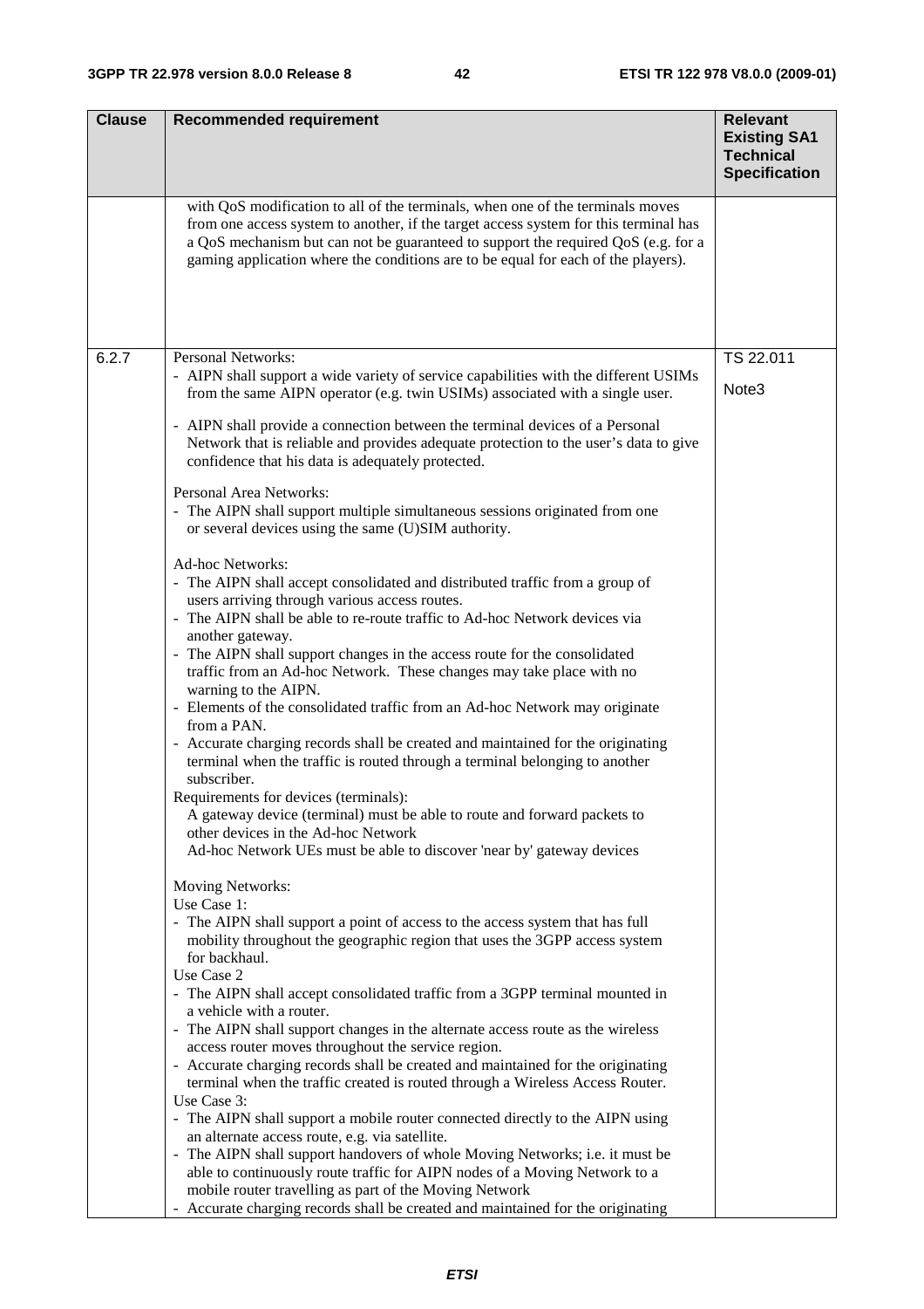| Clause | Recommended requirement | Relevant Existing SA1 Technical Specification |
|---|---|---|
| | with QoS modification to all of the terminals, when one of the terminals moves from one access system to another, if the target access system for this terminal has a QoS mechanism but can not be guaranteed to support the required QoS (e.g. for a gaming application where the conditions are to be equal for each of the players). | |
| 6.2.7 | Personal Networks:<br>- AIPN shall support a wide variety of service capabilities with the different USIMs from the same AIPN operator (e.g. twin USIMs) associated with a single user.<br>- AIPN shall provide a connection between the terminal devices of a Personal Network that is reliable and provides adequate protection to the user's data to give confidence that his data is adequately protected.<br><br>Personal Area Networks:<br>- The AIPN shall support multiple simultaneous sessions originated from one or several devices using the same (U)SIM authority.<br><br>Ad-hoc Networks:<br>- The AIPN shall accept consolidated and distributed traffic from a group of users arriving through various access routes.<br>- The AIPN shall be able to re-route traffic to Ad-hoc Network devices via another gateway.<br>- The AIPN shall support changes in the access route for the consolidated traffic from an Ad-hoc Network. These changes may take place with no warning to the AIPN.<br>- Elements of the consolidated traffic from an Ad-hoc Network may originate from a PAN.<br>- Accurate charging records shall be created and maintained for the originating terminal when the traffic is routed through a terminal belonging to another subscriber.<br>Requirements for devices (terminals):<br>A gateway device (terminal) must be able to route and forward packets to other devices in the Ad-hoc Network<br>Ad-hoc Network UEs must be able to discover 'near by' gateway devices<br><br>Moving Networks:<br>Use Case 1:<br>- The AIPN shall support a point of access to the access system that has full mobility throughout the geographic region that uses the 3GPP access system for backhaul.<br>Use Case 2<br>- The AIPN shall accept consolidated traffic from a 3GPP terminal mounted in a vehicle with a router.<br>- The AIPN shall support changes in the alternate access route as the wireless access router moves throughout the service region.<br>- Accurate charging records shall be created and maintained for the originating terminal when the traffic created is routed through a Wireless Access Router.<br>Use Case 3:<br>- The AIPN shall support a mobile router connected directly to the AIPN using an alternate access route, e.g. via satellite.<br>- The AIPN shall support handovers of whole Moving Networks; i.e. it must be able to continuously route traffic for AIPN nodes of a Moving Network to a mobile router travelling as part of the Moving Network<br>- Accurate charging records shall be created and maintained for the originating | TS 22.011<br><br>Note3 |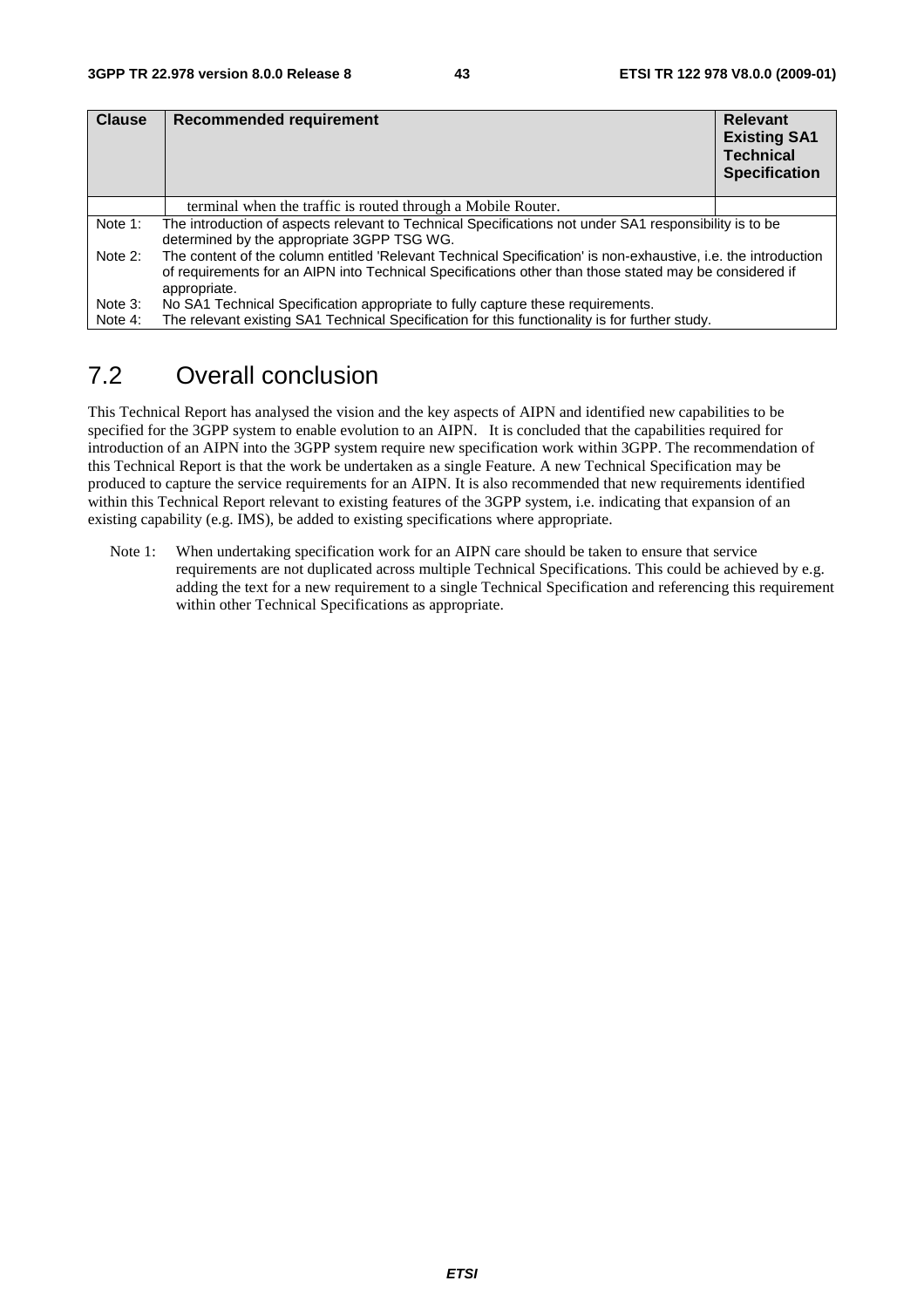| Clause | Recommended requirement | Relevant Existing SA1 Technical Specification |
|---|---|---|
| | terminal when the traffic is routed through a Mobile Router. | |
| Note 1: | The introduction of aspects relevant to Technical Specifications not under SA1 responsibility is to be determined by the appropriate 3GPP TSG WG. | |
| Note 2: | The content of the column entitled 'Relevant Technical Specification' is non-exhaustive, i.e. the introduction of requirements for an AIPN into Technical Specifications other than those stated may be considered if appropriate. | |
| Note 3: | No SA1 Technical Specification appropriate to fully capture these requirements. | |
| Note 4: | The relevant existing SA1 Technical Specification for this functionality is for further study. | |

## 7.2 Overall conclusion

This Technical Report has analysed the vision and the key aspects of AIPN and identified new capabilities to be specified for the 3GPP system to enable evolution to an AIPN. It is concluded that the capabilities required for introduction of an AIPN into the 3GPP system require new specification work within 3GPP. The recommendation of this Technical Report is that the work be undertaken as a single Feature. A new Technical Specification may be produced to capture the service requirements for an AIPN. It is also recommended that new requirements identified within this Technical Report relevant to existing features of the 3GPP system, i.e. indicating that expansion of an existing capability (e.g. IMS), be added to existing specifications where appropriate.

Note 1: When undertaking specification work for an AIPN care should be taken to ensure that service requirements are not duplicated across multiple Technical Specifications. This could be achieved by e.g. adding the text for a new requirement to a single Technical Specification and referencing this requirement within other Technical Specifications as appropriate.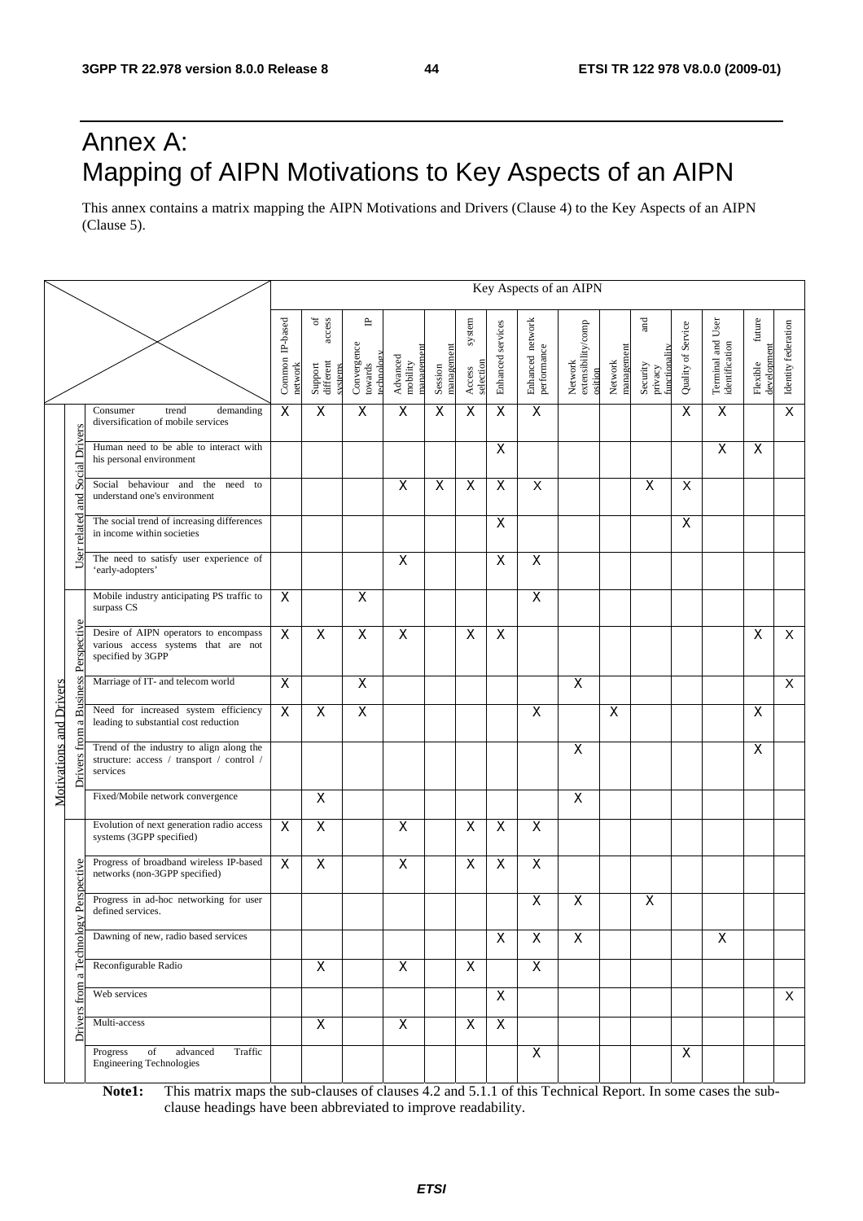# Annex A: Mapping of AIPN Motivations to Key Aspects of an AIPN

This annex contains a matrix mapping the AIPN Motivations and Drivers (Clause 4) to the Key Aspects of an AIPN (Clause 5).

| Motivations and Drivers | | | Key Aspects of an AIPN | | | | | | | | | | | | | | |
|---|---|---|---|---|---|---|---|---|---|---|---|---|---|---|---|---|---|
| | | | Common IP-based network | Support of different access systems | Convergence towards IP technology | Advanced mobility management | Session management | Access system selection | Enhanced services | Enhanced network performance | Network extensibility/composition | Network management | Security and privacy functionality | Quality of Service | Terminal and User identification | Flexible future development | Identity federation |
| Motivations and Drivers | User related and Social Drivers | Consumer trend demanding diversification of mobile services | X | X | X | X | X | X | X | X | | | | X | X | | X |
| | | Human need to be able to interact with his personal environment | | | | | | | X | | | | | | X | X | |
| | | Social behaviour and the need to understand one's environment | | | | X | X | X | X | X | | | X | X | | | |
| | | The social trend of increasing differences in income within societies | | | | | | | X | | | | | X | | | |
| | | The need to satisfy user experience of 'early-adopters' | | | | X | | | X | X | | | | | | | |
| | Drivers from a Business Perspective | Mobile industry anticipating PS traffic to surpass CS | X | | X | | | | | X | | | | | | | |
| | | Desire of AIPN operators to encompass various access systems that are not specified by 3GPP | X | X | X | X | | X | X | | | | | | | X | X |
| | | Marriage of IT- and telecom world | X | | X | | | | | | X | | | | | | X |
| | | Need for increased system efficiency leading to substantial cost reduction | X | X | X | | | | | X | | X | | | | X | |
| | | Trend of the industry to align along the structure: access / transport / control / services | | | | | | | | | X | | | | | X | |
| | | Fixed/Mobile network convergence | | X | | | | | | | X | | | | | | |
| | Drivers from a Technology Perspective | Evolution of next generation radio access systems (3GPP specified) | X | X | | X | | X | X | X | | | | | | | |
| | | Progress of broadband wireless IP-based networks (non-3GPP specified) | X | X | | X | | X | X | X | | | | | | | |
| | | Progress in ad-hoc networking for user defined services. | | | | | | | | X | X | | X | | | | |
| | | Dawning of new, radio based services | | | | | | | X | X | X | | | | X | | |
| | | Reconfigurable Radio | | X | | X | | X | | X | | | | | | | |
| | | Web services | | | | | | | X | | | | | | | | X |
| | | Multi-access | | X | | X | | X | X | | | | | | | | |
| | | Progress of advanced Traffic Engineering Technologies | | | | | | | | X | | | | X | | | |

**Note1:** This matrix maps the sub-clauses of clauses 4.2 and 5.1.1 of this Technical Report. In some cases the sub-clause headings have been abbreviated to improve readability.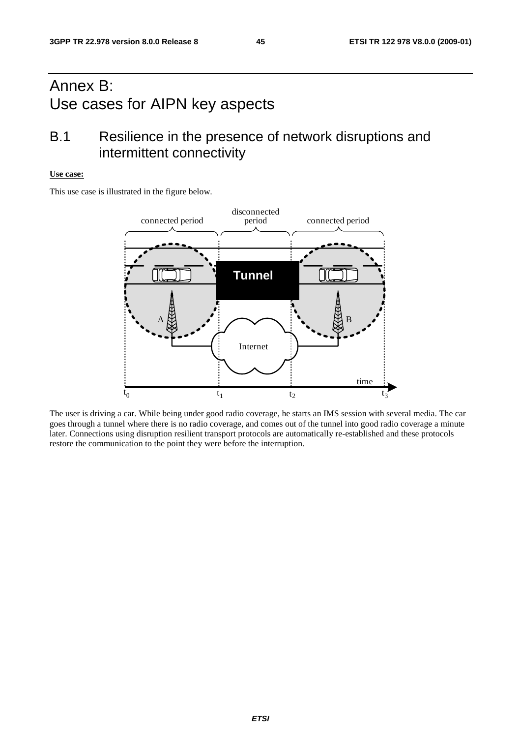# Annex B: Use cases for AIPN key aspects

## B.1 Resilience in the presence of network disruptions and intermittent connectivity

**Use case:**

This use case is illustrated in the figure below.

The user is driving a car. While being under good radio coverage, he starts an IMS session with several media. The car goes through a tunnel where there is no radio coverage, and comes out of the tunnel into good radio coverage a minute later. Connections using disruption resilient transport protocols are automatically re-established and these protocols restore the communication to the point they were before the interruption.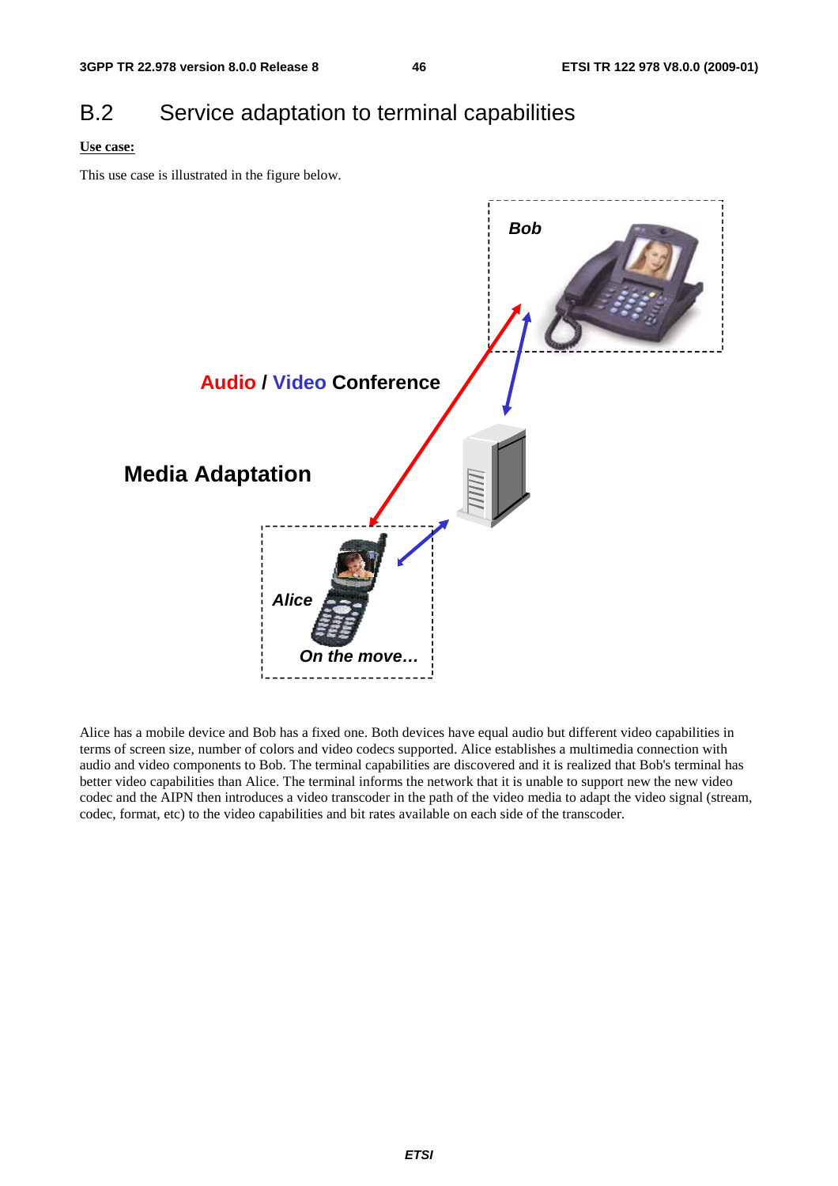# B.2 Service adaptation to terminal capabilities

**Use case:**

This use case is illustrated in the figure below.

Alice has a mobile device and Bob has a fixed one. Both devices have equal audio but different video capabilities in terms of screen size, number of colors and video codecs supported. Alice establishes a multimedia connection with audio and video components to Bob. The terminal capabilities are discovered and it is realized that Bob's terminal has better video capabilities than Alice. The terminal informs the network that it is unable to support new the new video codec and the AIPN then introduces a video transcoder in the path of the video media to adapt the video signal (stream, codec, format, etc) to the video capabilities and bit rates available on each side of the transcoder.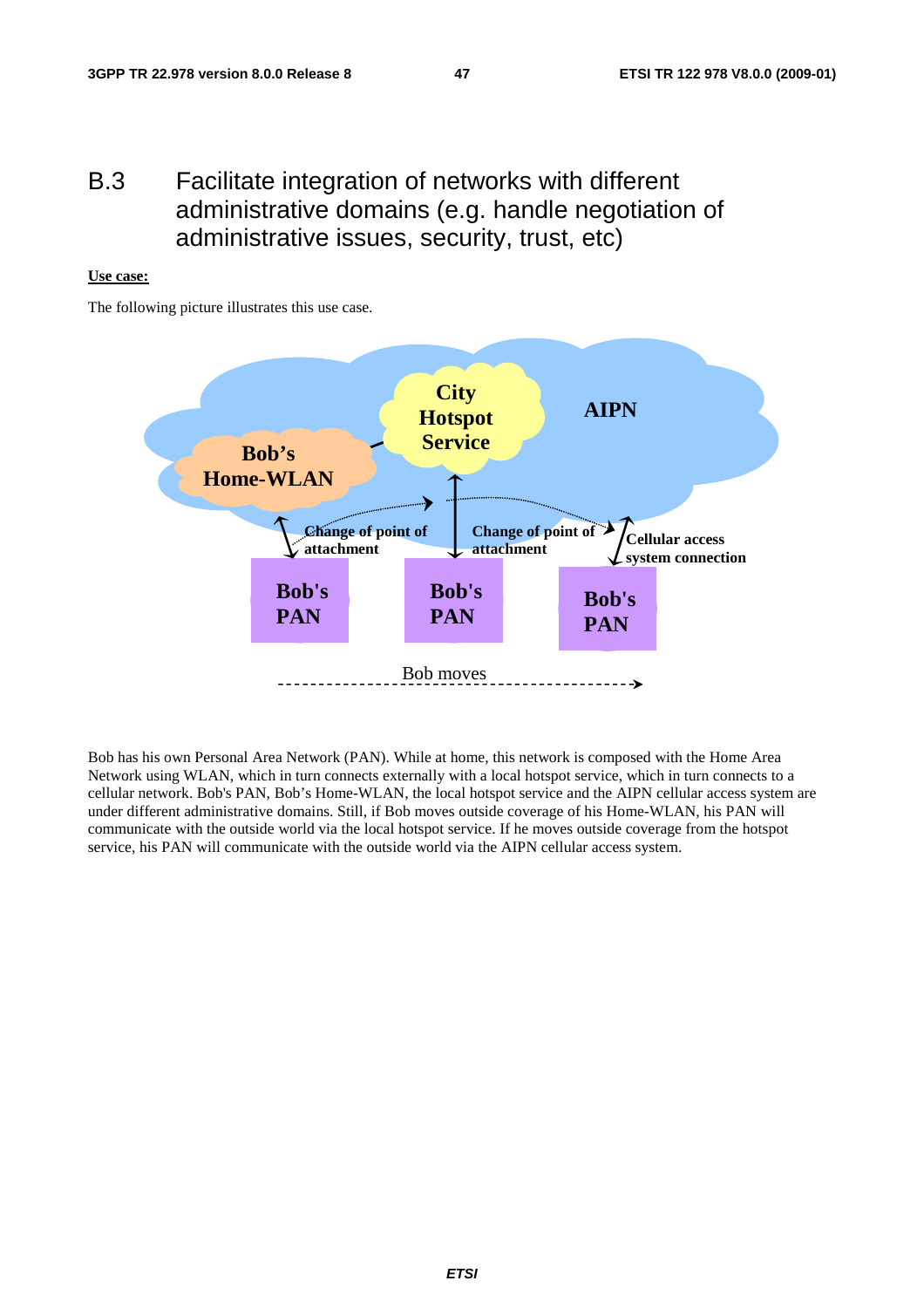# B.3 Facilitate integration of networks with different administrative domains (e.g. handle negotiation of administrative issues, security, trust, etc)

**Use case:**

The following picture illustrates this use case.

Bob has his own Personal Area Network (PAN). While at home, this network is composed with the Home Area Network using WLAN, which in turn connects externally with a local hotspot service, which in turn connects to a cellular network. Bob's PAN, Bob's Home-WLAN, the local hotspot service and the AIPN cellular access system are under different administrative domains. Still, if Bob moves outside coverage of his Home-WLAN, his PAN will communicate with the outside world via the local hotspot service. If he moves outside coverage from the hotspot service, his PAN will communicate with the outside world via the AIPN cellular access system.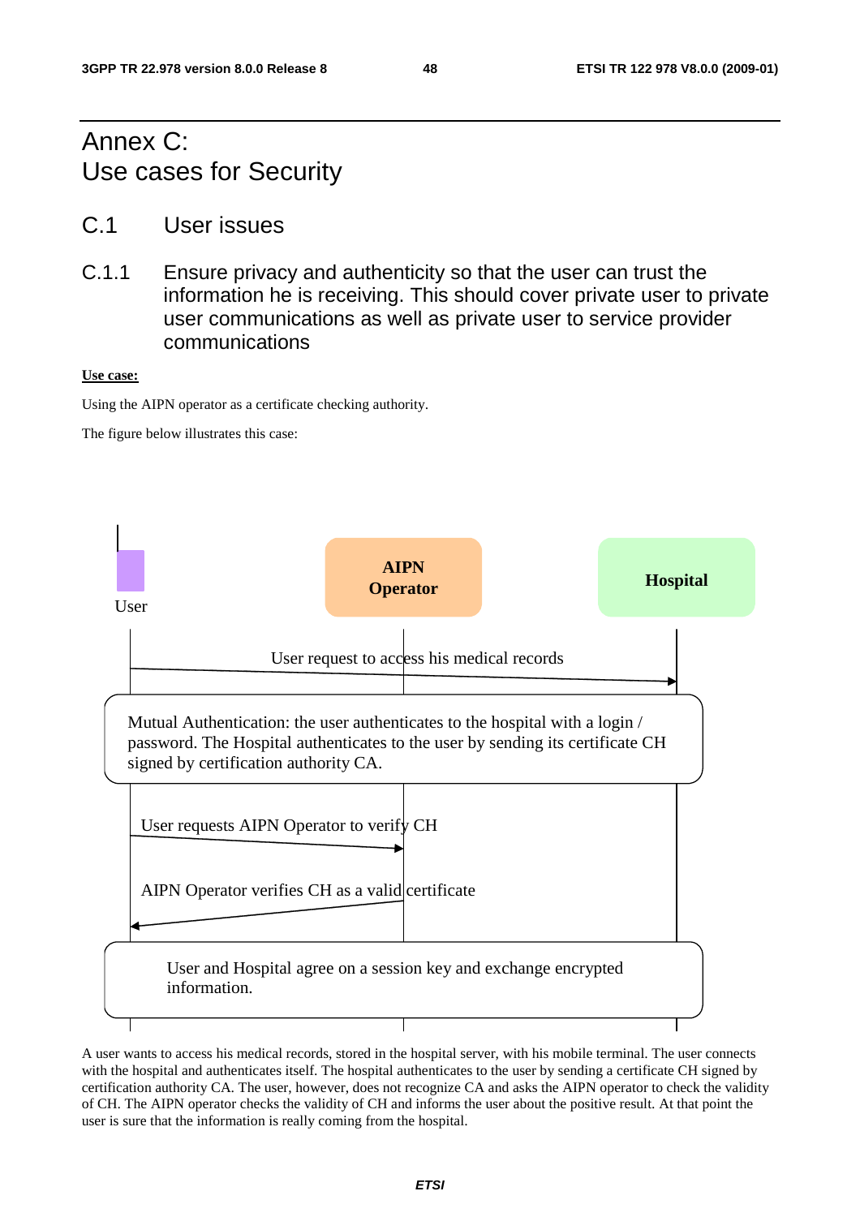# Annex C: Use cases for Security

## C.1 User issues

### C.1.1 Ensure privacy and authenticity so that the user can trust the information he is receiving. This should cover private user to private user communications as well as private user to service provider communications

**Use case:**

Using the AIPN operator as a certificate checking authority.

The figure below illustrates this case:

User

AIPN Operator

Hospital

User request to access his medical records

Mutual Authentication: the user authenticates to the hospital with a login / password. The Hospital authenticates to the user by sending its certificate CH signed by certification authority CA.

User requests AIPN Operator to verify CH

AIPN Operator verifies CH as a valid certificate

User and Hospital agree on a session key and exchange encrypted information.

A user wants to access his medical records, stored in the hospital server, with his mobile terminal. The user connects with the hospital and authenticates itself. The hospital authenticates to the user by sending a certificate CH signed by certification authority CA. The user, however, does not recognize CA and asks the AIPN operator to check the validity of CH. The AIPN operator checks the validity of CH and informs the user about the positive result. At that point the user is sure that the information is really coming from the hospital.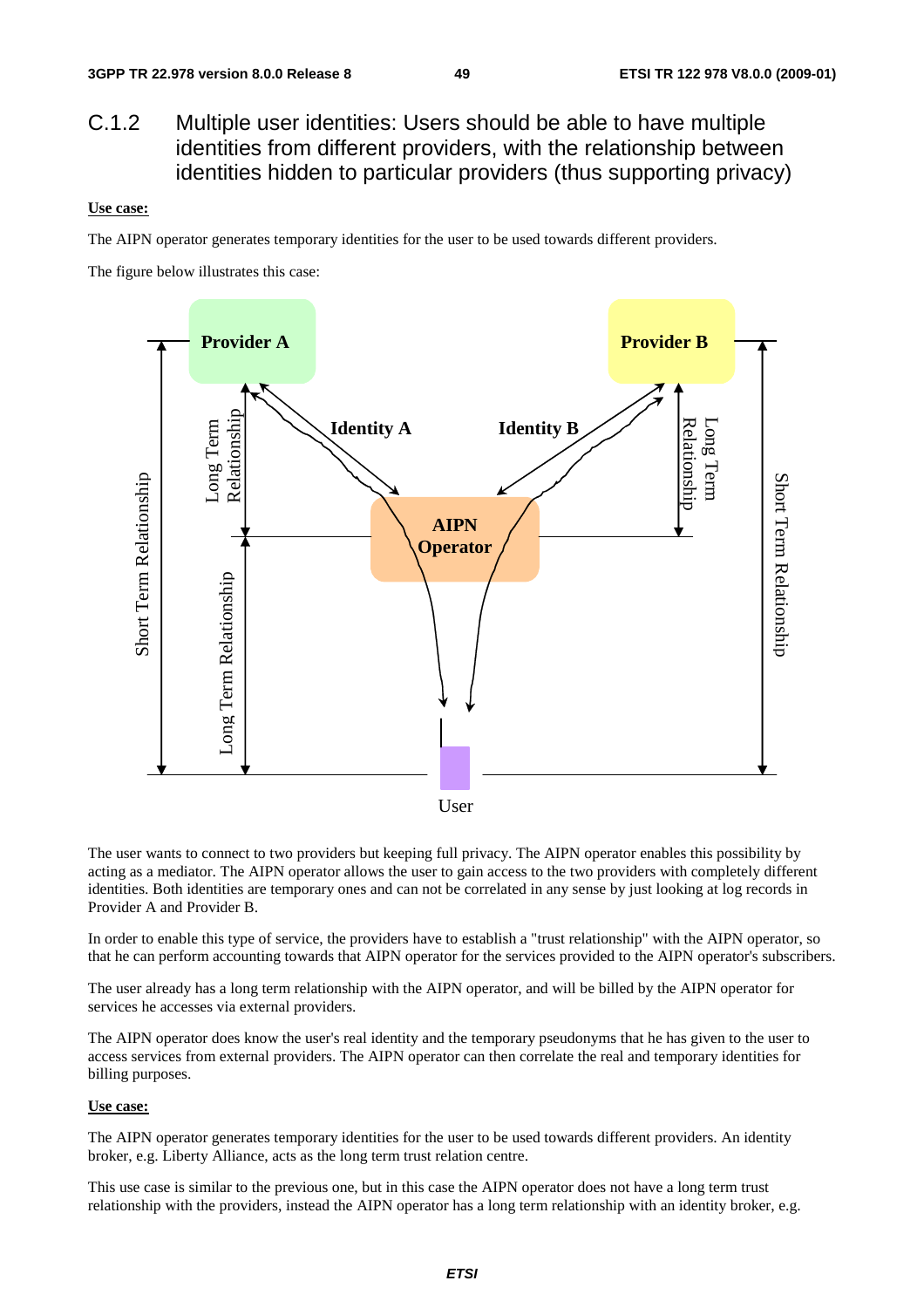## C.1.2 Multiple user identities: Users should be able to have multiple identities from different providers, with the relationship between identities hidden to particular providers (thus supporting privacy)

**Use case:**

The AIPN operator generates temporary identities for the user to be used towards different providers.

The figure below illustrates this case:

The user wants to connect to two providers but keeping full privacy. The AIPN operator enables this possibility by acting as a mediator. The AIPN operator allows the user to gain access to the two providers with completely different identities. Both identities are temporary ones and can not be correlated in any sense by just looking at log records in Provider A and Provider B.

In order to enable this type of service, the providers have to establish a "trust relationship" with the AIPN operator, so that he can perform accounting towards that AIPN operator for the services provided to the AIPN operator's subscribers.

The user already has a long term relationship with the AIPN operator, and will be billed by the AIPN operator for services he accesses via external providers.

The AIPN operator does know the user's real identity and the temporary pseudonyms that he has given to the user to access services from external providers. The AIPN operator can then correlate the real and temporary identities for billing purposes.

**Use case:**

The AIPN operator generates temporary identities for the user to be used towards different providers. An identity broker, e.g. Liberty Alliance, acts as the long term trust relation centre.

This use case is similar to the previous one, but in this case the AIPN operator does not have a long term trust relationship with the providers, instead the AIPN operator has a long term relationship with an identity broker, e.g.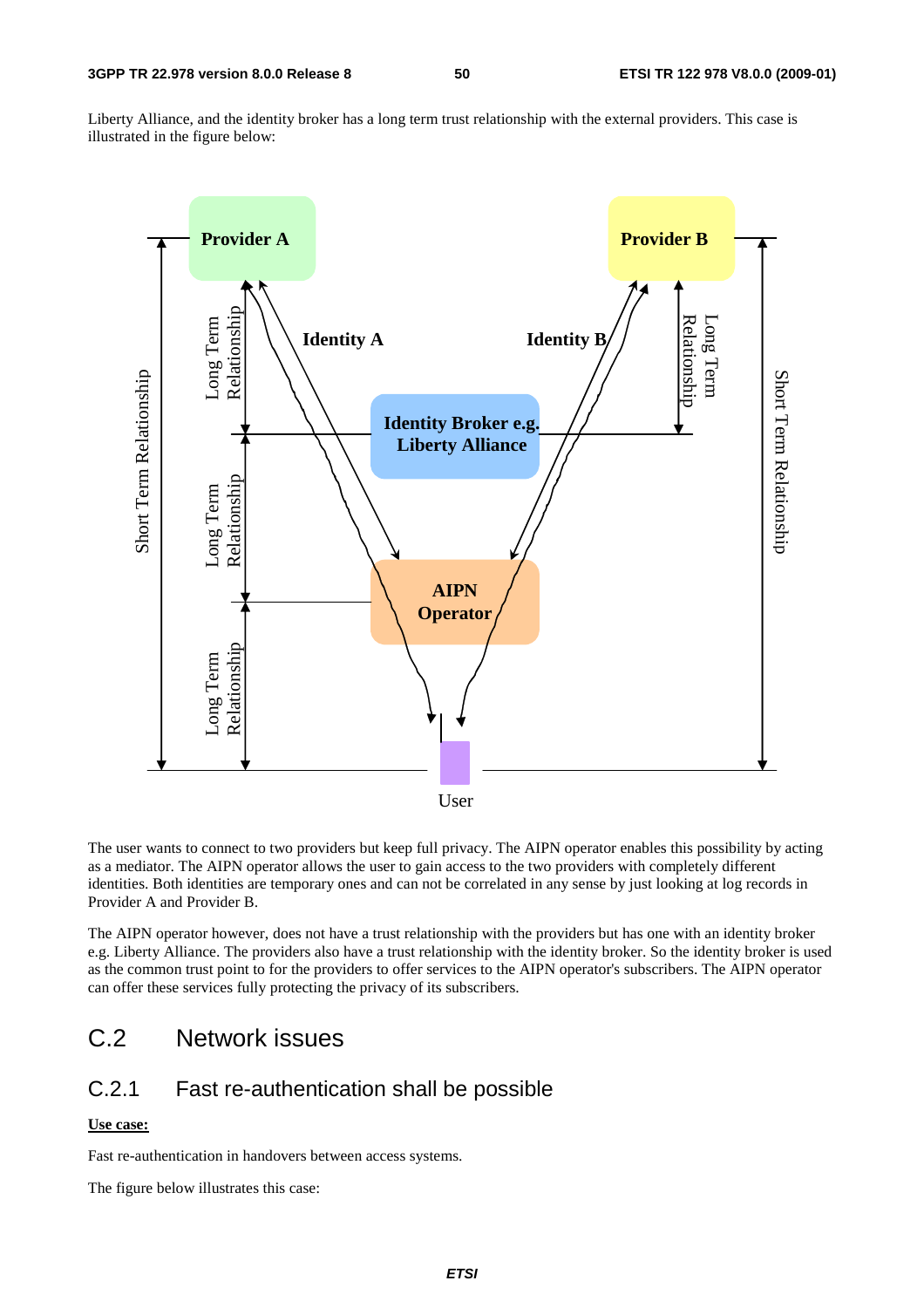Liberty Alliance, and the identity broker has a long term trust relationship with the external providers. This case is illustrated in the figure below:

The user wants to connect to two providers but keep full privacy. The AIPN operator enables this possibility by acting as a mediator. The AIPN operator allows the user to gain access to the two providers with completely different identities. Both identities are temporary ones and can not be correlated in any sense by just looking at log records in Provider A and Provider B.

The AIPN operator however, does not have a trust relationship with the providers but has one with an identity broker e.g. Liberty Alliance. The providers also have a trust relationship with the identity broker. So the identity broker is used as the common trust point to for the providers to offer services to the AIPN operator's subscribers. The AIPN operator can offer these services fully protecting the privacy of its subscribers.

## C.2 Network issues

### C.2.1 Fast re-authentication shall be possible

**Use case:**

Fast re-authentication in handovers between access systems.

The figure below illustrates this case: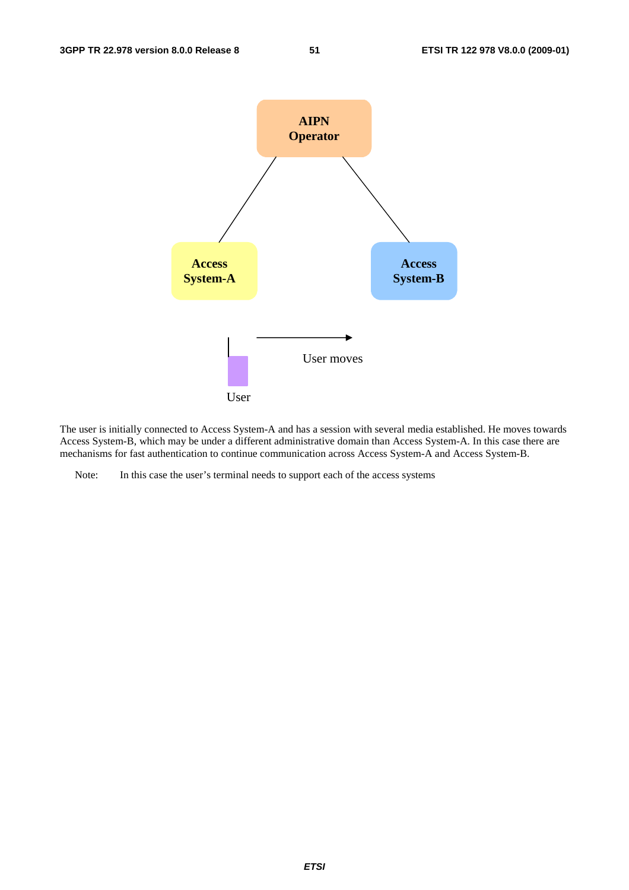The user is initially connected to Access System-A and has a session with several media established. He moves towards Access System-B, which may be under a different administrative domain than Access System-A. In this case there are mechanisms for fast authentication to continue communication across Access System-A and Access System-B.

Note: In this case the user's terminal needs to support each of the access systems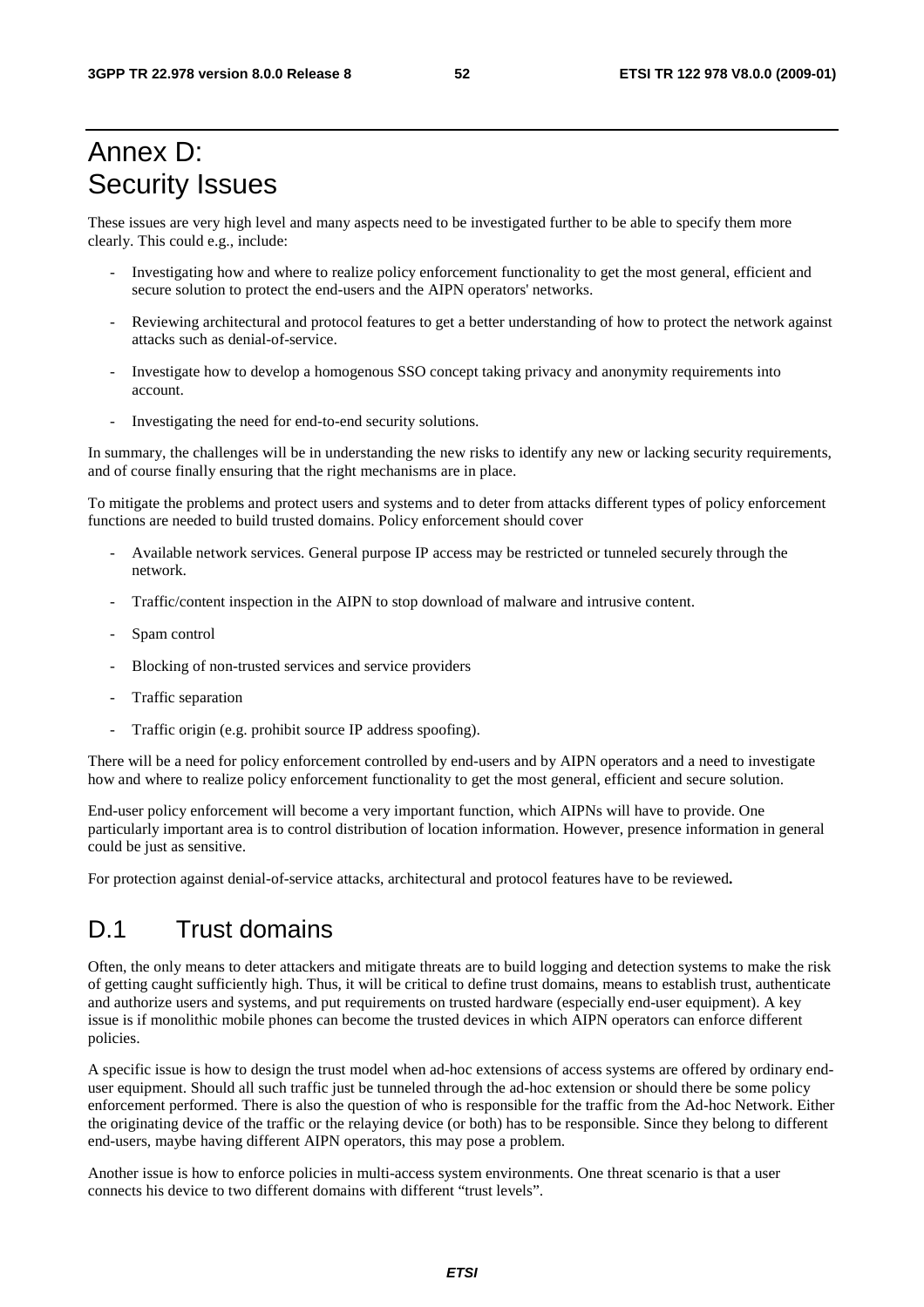# Annex D: Security Issues

These issues are very high level and many aspects need to be investigated further to be able to specify them more clearly. This could e.g., include:

- Investigating how and where to realize policy enforcement functionality to get the most general, efficient and secure solution to protect the end-users and the AIPN operators' networks.
- Reviewing architectural and protocol features to get a better understanding of how to protect the network against attacks such as denial-of-service.
- Investigate how to develop a homogenous SSO concept taking privacy and anonymity requirements into account.
- Investigating the need for end-to-end security solutions.

In summary, the challenges will be in understanding the new risks to identify any new or lacking security requirements, and of course finally ensuring that the right mechanisms are in place.

To mitigate the problems and protect users and systems and to deter from attacks different types of policy enforcement functions are needed to build trusted domains. Policy enforcement should cover

- Available network services. General purpose IP access may be restricted or tunneled securely through the network.
- Traffic/content inspection in the AIPN to stop download of malware and intrusive content.
- Spam control
- Blocking of non-trusted services and service providers
- Traffic separation
- Traffic origin (e.g. prohibit source IP address spoofing).

There will be a need for policy enforcement controlled by end-users and by AIPN operators and a need to investigate how and where to realize policy enforcement functionality to get the most general, efficient and secure solution.

End-user policy enforcement will become a very important function, which AIPNs will have to provide. One particularly important area is to control distribution of location information. However, presence information in general could be just as sensitive.

For protection against denial-of-service attacks, architectural and protocol features have to be reviewed**.**

## D.1 Trust domains

Often, the only means to deter attackers and mitigate threats are to build logging and detection systems to make the risk of getting caught sufficiently high. Thus, it will be critical to define trust domains, means to establish trust, authenticate and authorize users and systems, and put requirements on trusted hardware (especially end-user equipment). A key issue is if monolithic mobile phones can become the trusted devices in which AIPN operators can enforce different policies.

A specific issue is how to design the trust model when ad-hoc extensions of access systems are offered by ordinary end-user equipment. Should all such traffic just be tunneled through the ad-hoc extension or should there be some policy enforcement performed. There is also the question of who is responsible for the traffic from the Ad-hoc Network. Either the originating device of the traffic or the relaying device (or both) has to be responsible. Since they belong to different end-users, maybe having different AIPN operators, this may pose a problem.

Another issue is how to enforce policies in multi-access system environments. One threat scenario is that a user connects his device to two different domains with different "trust levels".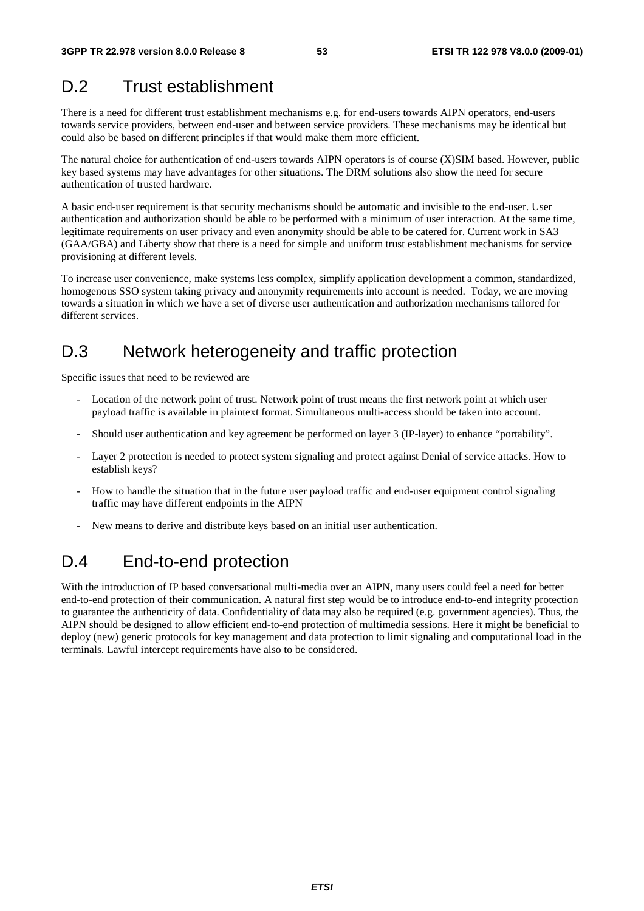## D.2 Trust establishment

There is a need for different trust establishment mechanisms e.g. for end-users towards AIPN operators, end-users towards service providers, between end-user and between service providers. These mechanisms may be identical but could also be based on different principles if that would make them more efficient.

The natural choice for authentication of end-users towards AIPN operators is of course (X)SIM based. However, public key based systems may have advantages for other situations. The DRM solutions also show the need for secure authentication of trusted hardware.

A basic end-user requirement is that security mechanisms should be automatic and invisible to the end-user. User authentication and authorization should be able to be performed with a minimum of user interaction. At the same time, legitimate requirements on user privacy and even anonymity should be able to be catered for. Current work in SA3 (GAA/GBA) and Liberty show that there is a need for simple and uniform trust establishment mechanisms for service provisioning at different levels.

To increase user convenience, make systems less complex, simplify application development a common, standardized, homogenous SSO system taking privacy and anonymity requirements into account is needed. Today, we are moving towards a situation in which we have a set of diverse user authentication and authorization mechanisms tailored for different services.

## D.3 Network heterogeneity and traffic protection

Specific issues that need to be reviewed are

- Location of the network point of trust. Network point of trust means the first network point at which user payload traffic is available in plaintext format. Simultaneous multi-access should be taken into account.
- Should user authentication and key agreement be performed on layer 3 (IP-layer) to enhance "portability".
- Layer 2 protection is needed to protect system signaling and protect against Denial of service attacks. How to establish keys?
- How to handle the situation that in the future user payload traffic and end-user equipment control signaling traffic may have different endpoints in the AIPN
- New means to derive and distribute keys based on an initial user authentication.

## D.4 End-to-end protection

With the introduction of IP based conversational multi-media over an AIPN, many users could feel a need for better end-to-end protection of their communication. A natural first step would be to introduce end-to-end integrity protection to guarantee the authenticity of data. Confidentiality of data may also be required (e.g. government agencies). Thus, the AIPN should be designed to allow efficient end-to-end protection of multimedia sessions. Here it might be beneficial to deploy (new) generic protocols for key management and data protection to limit signaling and computational load in the terminals. Lawful intercept requirements have also to be considered.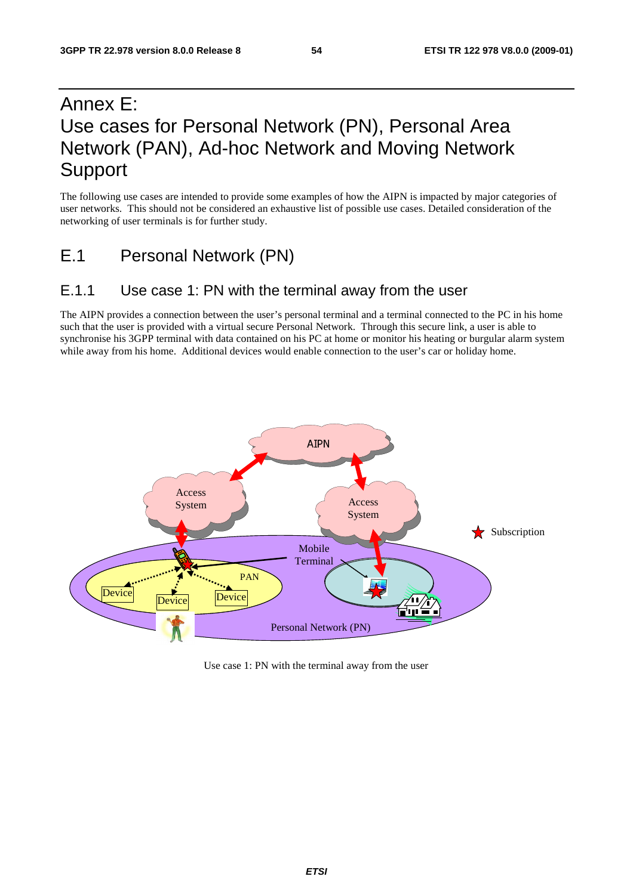# Annex E: Use cases for Personal Network (PN), Personal Area Network (PAN), Ad-hoc Network and Moving Network Support

The following use cases are intended to provide some examples of how the AIPN is impacted by major categories of user networks. This should not be considered an exhaustive list of possible use cases. Detailed consideration of the networking of user terminals is for further study.

## E.1 Personal Network (PN)

### E.1.1 Use case 1: PN with the terminal away from the user

The AIPN provides a connection between the user's personal terminal and a terminal connected to the PC in his home such that the user is provided with a virtual secure Personal Network. Through this secure link, a user is able to synchronise his 3GPP terminal with data contained on his PC at home or monitor his heating or burgular alarm system while away from his home. Additional devices would enable connection to the user's car or holiday home.

Use case 1: PN with the terminal away from the user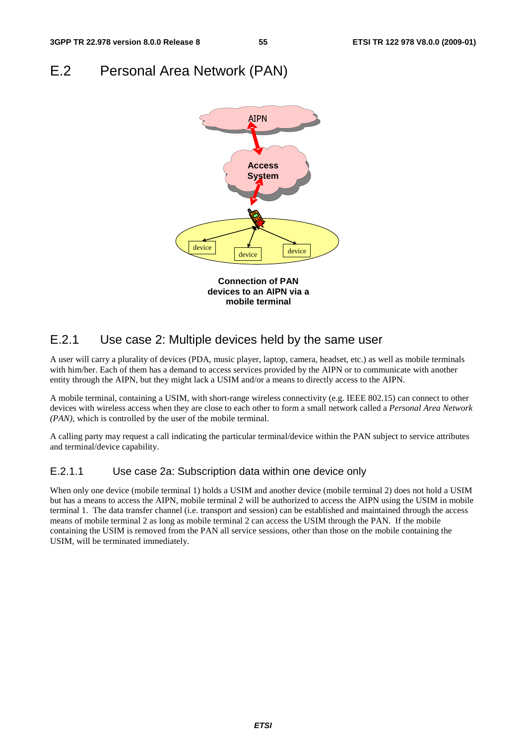# E.2 Personal Area Network (PAN)

Connection of PAN devices to an AIPN via a mobile terminal

## E.2.1 Use case 2: Multiple devices held by the same user

A user will carry a plurality of devices (PDA, music player, laptop, camera, headset, etc.) as well as mobile terminals with him/her. Each of them has a demand to access services provided by the AIPN or to communicate with another entity through the AIPN, but they might lack a USIM and/or a means to directly access to the AIPN.

A mobile terminal, containing a USIM, with short-range wireless connectivity (e.g. IEEE 802.15) can connect to other devices with wireless access when they are close to each other to form a small network called a *Personal Area Network (PAN),* which is controlled by the user of the mobile terminal.

A calling party may request a call indicating the particular terminal/device within the PAN subject to service attributes and terminal/device capability.

### E.2.1.1 Use case 2a: Subscription data within one device only

When only one device (mobile terminal 1) holds a USIM and another device (mobile terminal 2) does not hold a USIM but has a means to access the AIPN, mobile terminal 2 will be authorized to access the AIPN using the USIM in mobile terminal 1. The data transfer channel (i.e. transport and session) can be established and maintained through the access means of mobile terminal 2 as long as mobile terminal 2 can access the USIM through the PAN. If the mobile containing the USIM is removed from the PAN all service sessions, other than those on the mobile containing the USIM, will be terminated immediately.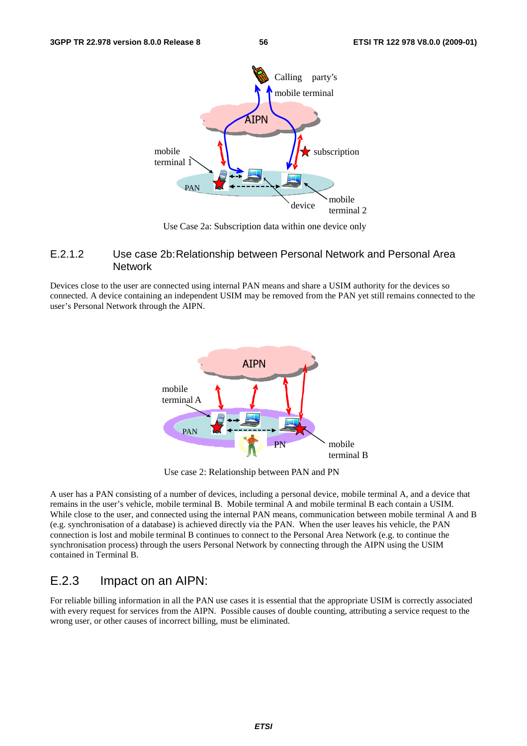Use Case 2a: Subscription data within one device only

### E.2.1.2 Use case 2b: Relationship between Personal Network and Personal Area Network

Devices close to the user are connected using internal PAN means and share a USIM authority for the devices so connected. A device containing an independent USIM may be removed from the PAN yet still remains connected to the user's Personal Network through the AIPN.

Use case 2: Relationship between PAN and PN

A user has a PAN consisting of a number of devices, including a personal device, mobile terminal A, and a device that remains in the user's vehicle, mobile terminal B. Mobile terminal A and mobile terminal B each contain a USIM. While close to the user, and connected using the internal PAN means, communication between mobile terminal A and B (e.g. synchronisation of a database) is achieved directly via the PAN. When the user leaves his vehicle, the PAN connection is lost and mobile terminal B continues to connect to the Personal Area Network (e.g. to continue the synchronisation process) through the users Personal Network by connecting through the AIPN using the USIM contained in Terminal B.

## E.2.3 Impact on an AIPN:

For reliable billing information in all the PAN use cases it is essential that the appropriate USIM is correctly associated with every request for services from the AIPN. Possible causes of double counting, attributing a service request to the wrong user, or other causes of incorrect billing, must be eliminated.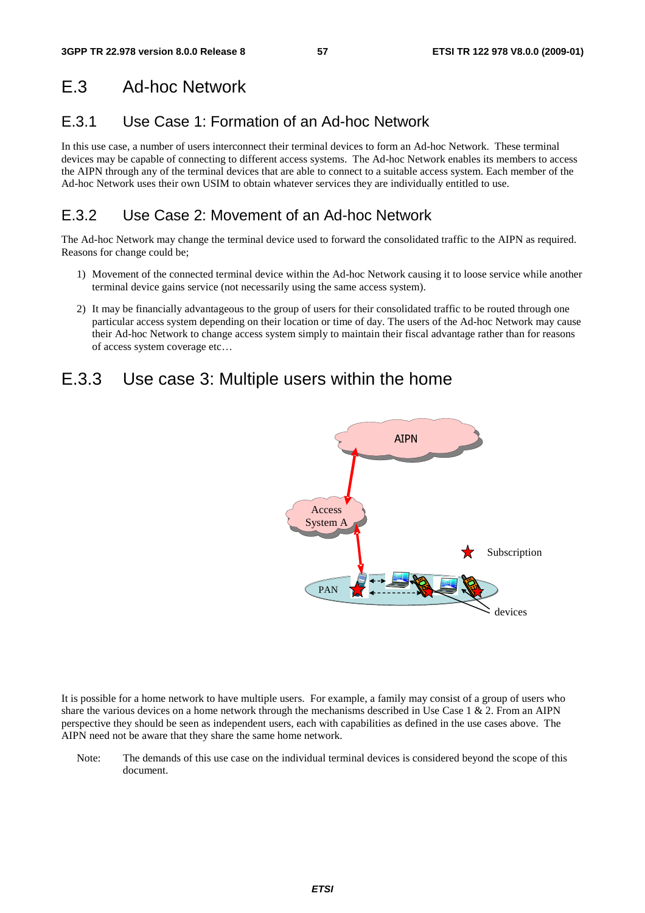# E.3 Ad-hoc Network

## E.3.1 Use Case 1: Formation of an Ad-hoc Network

In this use case, a number of users interconnect their terminal devices to form an Ad-hoc Network. These terminal devices may be capable of connecting to different access systems. The Ad-hoc Network enables its members to access the AIPN through any of the terminal devices that are able to connect to a suitable access system. Each member of the Ad-hoc Network uses their own USIM to obtain whatever services they are individually entitled to use.

## E.3.2 Use Case 2: Movement of an Ad-hoc Network

The Ad-hoc Network may change the terminal device used to forward the consolidated traffic to the AIPN as required. Reasons for change could be;

1) Movement of the connected terminal device within the Ad-hoc Network causing it to loose service while another terminal device gains service (not necessarily using the same access system).

2) It may be financially advantageous to the group of users for their consolidated traffic to be routed through one particular access system depending on their location or time of day. The users of the Ad-hoc Network may cause their Ad-hoc Network to change access system simply to maintain their fiscal advantage rather than for reasons of access system coverage etc…

## E.3.3 Use case 3: Multiple users within the home

AIPN

Access System A

Subscription

PAN

devices

It is possible for a home network to have multiple users. For example, a family may consist of a group of users who share the various devices on a home network through the mechanisms described in Use Case 1 & 2. From an AIPN perspective they should be seen as independent users, each with capabilities as defined in the use cases above. The AIPN need not be aware that they share the same home network.

Note: The demands of this use case on the individual terminal devices is considered beyond the scope of this document.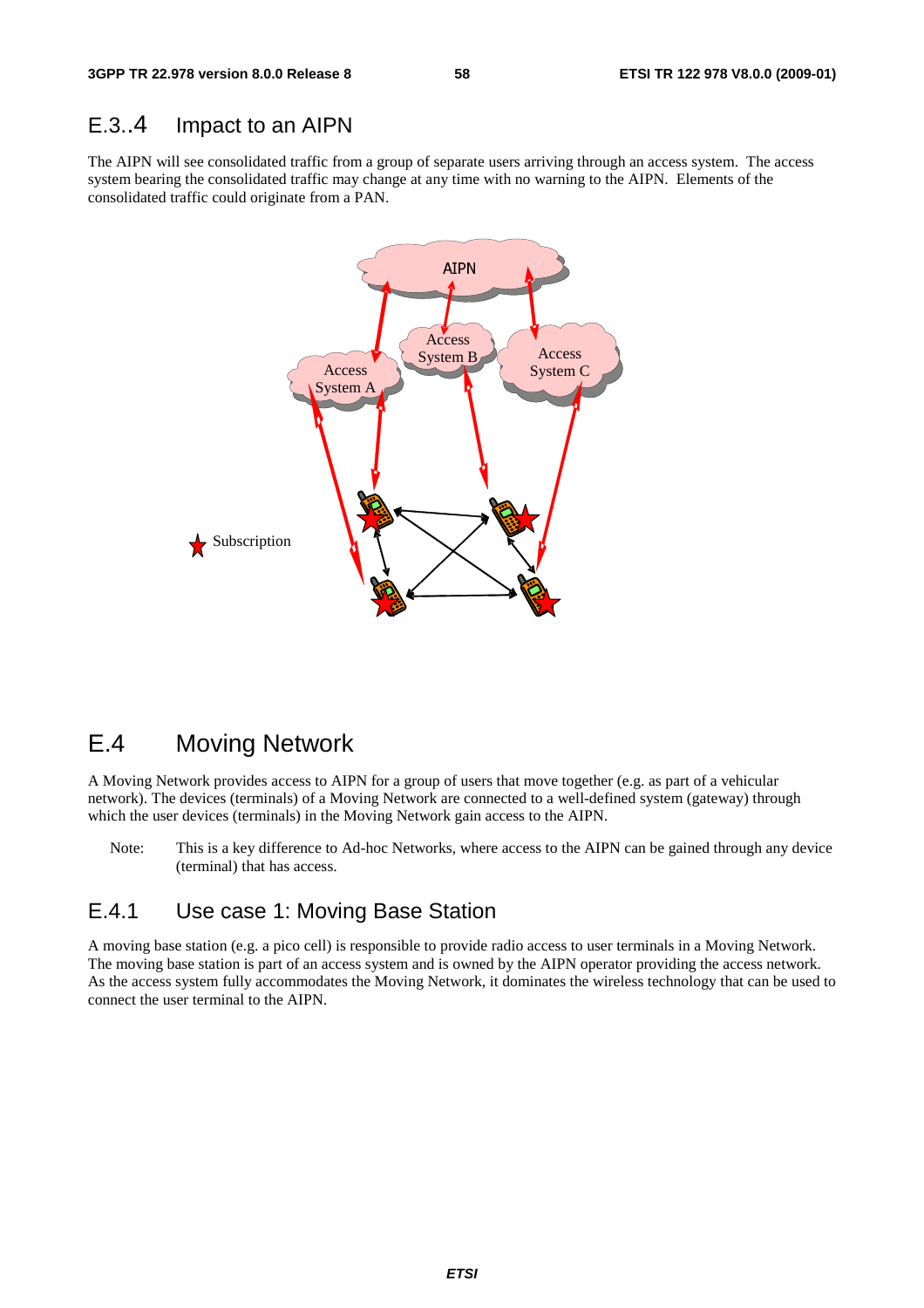### E.3..4 Impact to an AIPN

The AIPN will see consolidated traffic from a group of separate users arriving through an access system. The access system bearing the consolidated traffic may change at any time with no warning to the AIPN. Elements of the consolidated traffic could originate from a PAN.

## E.4 Moving Network

A Moving Network provides access to AIPN for a group of users that move together (e.g. as part of a vehicular network). The devices (terminals) of a Moving Network are connected to a well-defined system (gateway) through which the user devices (terminals) in the Moving Network gain access to the AIPN.

Note: This is a key difference to Ad-hoc Networks, where access to the AIPN can be gained through any device (terminal) that has access.

### E.4.1 Use case 1: Moving Base Station

A moving base station (e.g. a pico cell) is responsible to provide radio access to user terminals in a Moving Network. The moving base station is part of an access system and is owned by the AIPN operator providing the access network. As the access system fully accommodates the Moving Network, it dominates the wireless technology that can be used to connect the user terminal to the AIPN.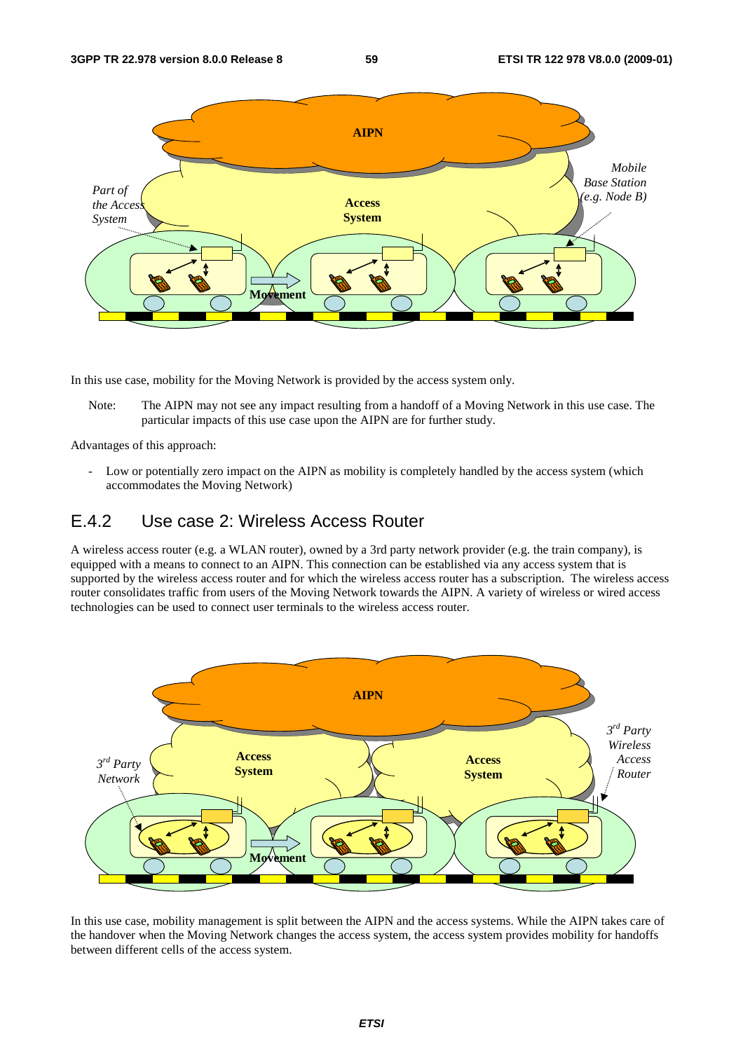In this use case, mobility for the Moving Network is provided by the access system only.

Note: The AIPN may not see any impact resulting from a handoff of a Moving Network in this use case. The particular impacts of this use case upon the AIPN are for further study.

Advantages of this approach:

- Low or potentially zero impact on the AIPN as mobility is completely handled by the access system (which accommodates the Moving Network)

## E.4.2 Use case 2: Wireless Access Router

A wireless access router (e.g. a WLAN router), owned by a 3rd party network provider (e.g. the train company), is equipped with a means to connect to an AIPN. This connection can be established via any access system that is supported by the wireless access router and for which the wireless access router has a subscription. The wireless access router consolidates traffic from users of the Moving Network towards the AIPN. A variety of wireless or wired access technologies can be used to connect user terminals to the wireless access router.

In this use case, mobility management is split between the AIPN and the access systems. While the AIPN takes care of the handover when the Moving Network changes the access system, the access system provides mobility for handoffs between different cells of the access system.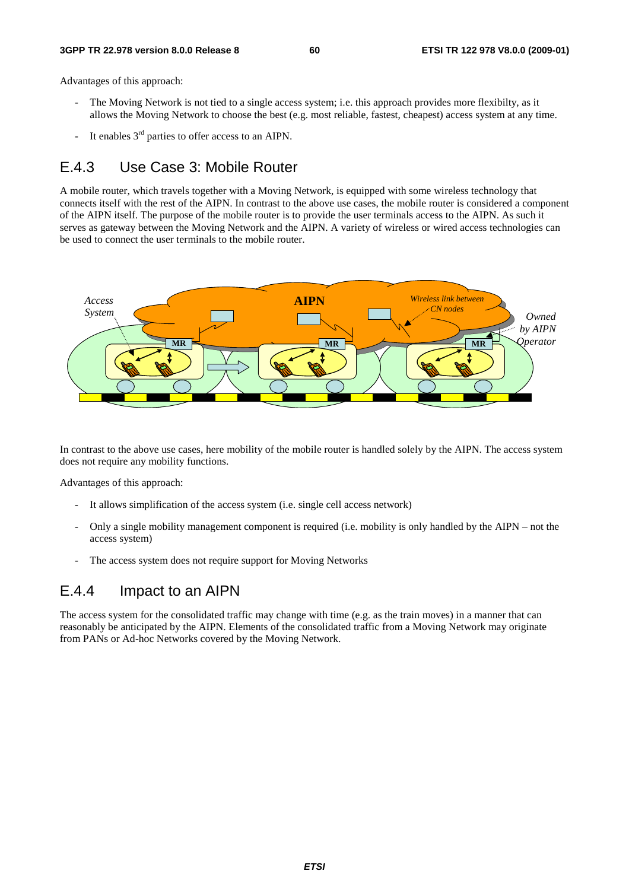Advantages of this approach:

- The Moving Network is not tied to a single access system; i.e. this approach provides more flexibilty, as it allows the Moving Network to choose the best (e.g. most reliable, fastest, cheapest) access system at any time.
- It enables 3[rd] parties to offer access to an AIPN.

## E.4.3 Use Case 3: Mobile Router

A mobile router, which travels together with a Moving Network, is equipped with some wireless technology that connects itself with the rest of the AIPN. In contrast to the above use cases, the mobile router is considered a component of the AIPN itself. The purpose of the mobile router is to provide the user terminals access to the AIPN. As such it serves as gateway between the Moving Network and the AIPN. A variety of wireless or wired access technologies can be used to connect the user terminals to the mobile router.

In contrast to the above use cases, here mobility of the mobile router is handled solely by the AIPN. The access system does not require any mobility functions.

Advantages of this approach:

- It allows simplification of the access system (i.e. single cell access network)
- Only a single mobility management component is required (i.e. mobility is only handled by the AIPN – not the access system)
- The access system does not require support for Moving Networks

## E.4.4 Impact to an AIPN

The access system for the consolidated traffic may change with time (e.g. as the train moves) in a manner that can reasonably be anticipated by the AIPN. Elements of the consolidated traffic from a Moving Network may originate from PANs or Ad-hoc Networks covered by the Moving Network.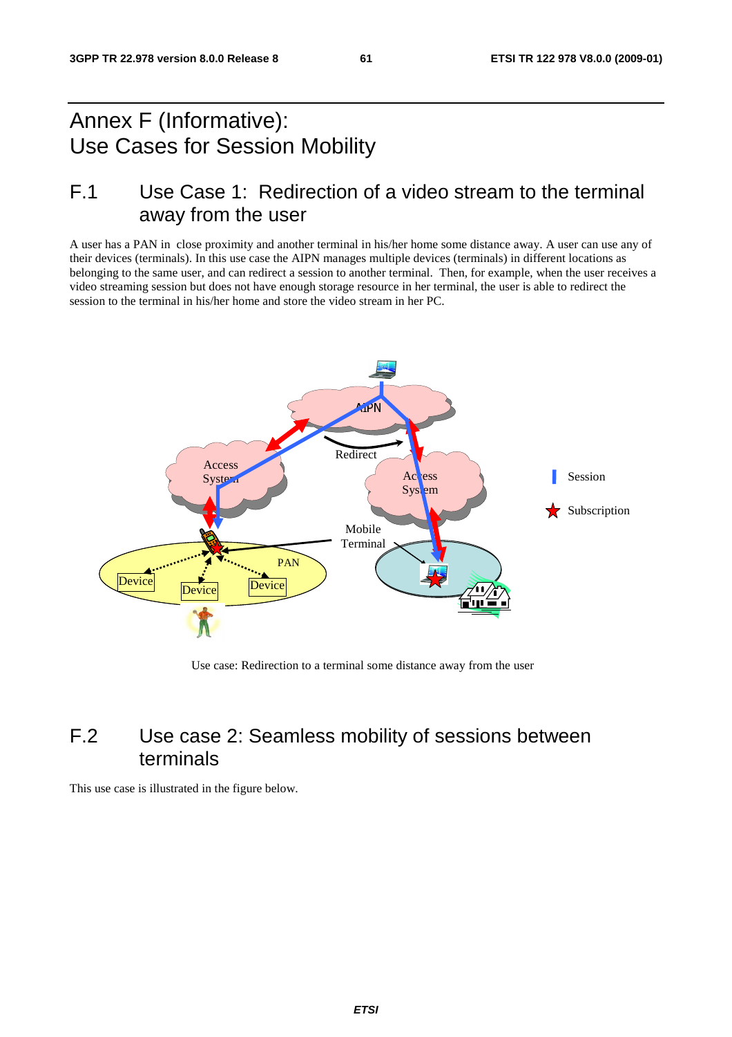# Annex F (Informative): Use Cases for Session Mobility

## F.1 Use Case 1: Redirection of a video stream to the terminal away from the user

A user has a PAN in close proximity and another terminal in his/her home some distance away. A user can use any of their devices (terminals). In this use case the AIPN manages multiple devices (terminals) in different locations as belonging to the same user, and can redirect a session to another terminal. Then, for example, when the user receives a video streaming session but does not have enough storage resource in her terminal, the user is able to redirect the session to the terminal in his/her home and store the video stream in her PC.

Use case: Redirection to a terminal some distance away from the user

## F.2 Use case 2: Seamless mobility of sessions between terminals

This use case is illustrated in the figure below.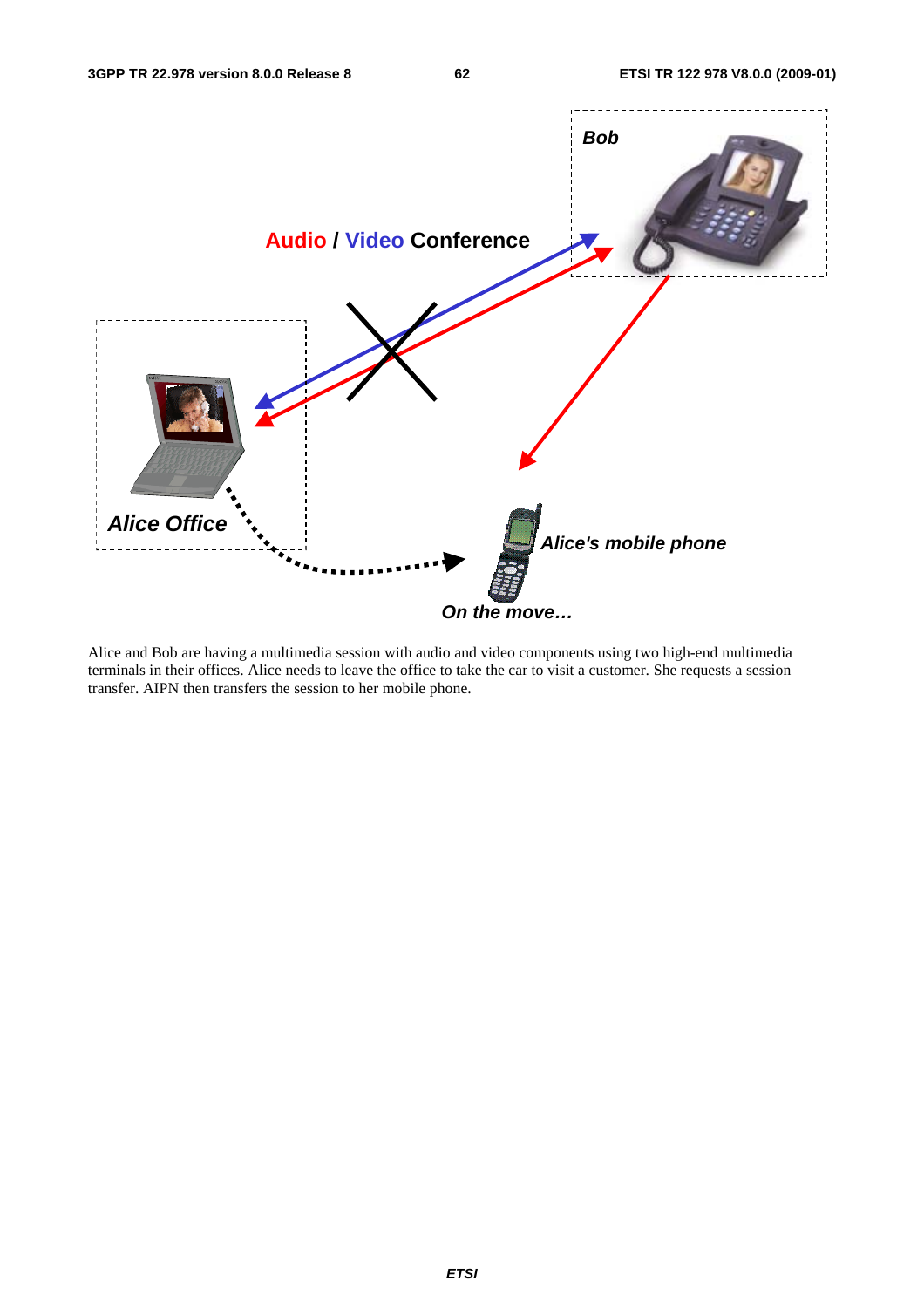Alice and Bob are having a multimedia session with audio and video components using two high-end multimedia terminals in their offices. Alice needs to leave the office to take the car to visit a customer. She requests a session transfer. AIPN then transfers the session to her mobile phone.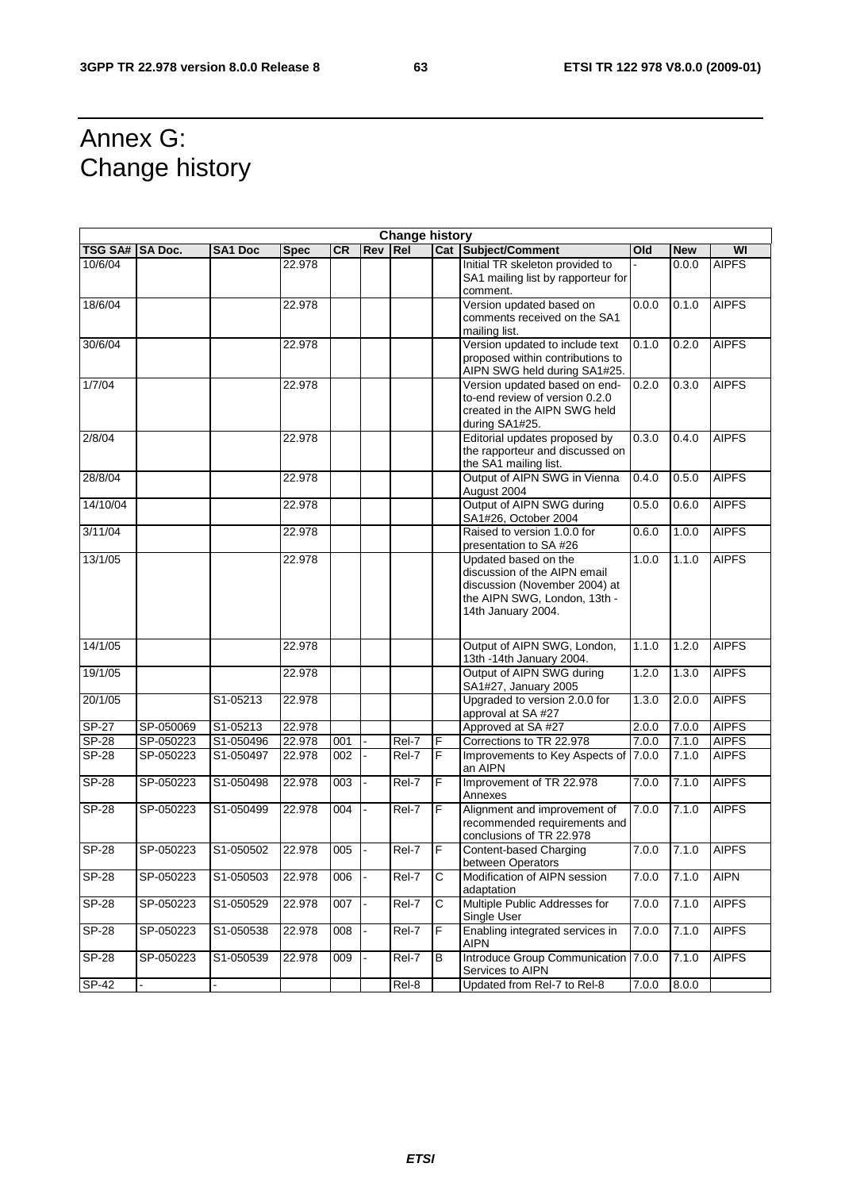# Annex G: Change history

| Change history | | | | | | | | | | | |
|---|---|---|---|---|---|---|---|---|---|---|---|
| **TSG SA#** | **SA Doc.** | **SA1 Doc** | **Spec** | **CR** | **Rev** | **Rel** | **Cat** | **Subject/Comment** | **Old** | **New** | **WI** |
| 10/6/04 | | | 22.978 | | | | | Initial TR skeleton provided to SA1 mailing list by rapporteur for comment. | - | 0.0.0 | AIPFS |
| 18/6/04 | | | 22.978 | | | | | Version updated based on comments received on the SA1 mailing list. | 0.0.0 | 0.1.0 | AIPFS |
| 30/6/04 | | | 22.978 | | | | | Version updated to include text proposed within contributions to AIPN SWG held during SA1#25. | 0.1.0 | 0.2.0 | AIPFS |
| 1/7/04 | | | 22.978 | | | | | Version updated based on end-to-end review of version 0.2.0 created in the AIPN SWG held during SA1#25. | 0.2.0 | 0.3.0 | AIPFS |
| 2/8/04 | | | 22.978 | | | | | Editorial updates proposed by the rapporteur and discussed on the SA1 mailing list. | 0.3.0 | 0.4.0 | AIPFS |
| 28/8/04 | | | 22.978 | | | | | Output of AIPN SWG in Vienna August 2004 | 0.4.0 | 0.5.0 | AIPFS |
| 14/10/04 | | | 22.978 | | | | | Output of AIPN SWG during SA1#26, October 2004 | 0.5.0 | 0.6.0 | AIPFS |
| 3/11/04 | | | 22.978 | | | | | Raised to version 1.0.0 for presentation to SA #26 | 0.6.0 | 1.0.0 | AIPFS |
| 13/1/05 | | | 22.978 | | | | | Updated based on the discussion of the AIPN email discussion (November 2004) at the AIPN SWG, London, 13th - 14th January 2004. | 1.0.0 | 1.1.0 | AIPFS |
| 14/1/05 | | | 22.978 | | | | | Output of AIPN SWG, London, 13th -14th January 2004. | 1.1.0 | 1.2.0 | AIPFS |
| 19/1/05 | | | 22.978 | | | | | Output of AIPN SWG during SA1#27, January 2005 | 1.2.0 | 1.3.0 | AIPFS |
| 20/1/05 | | S1-05213 | 22.978 | | | | | Upgraded to version 2.0.0 for approval at SA #27 | 1.3.0 | 2.0.0 | AIPFS |
| SP-27 | SP-050069 | S1-05213 | 22.978 | | | | | Approved at SA #27 | 2.0.0 | 7.0.0 | AIPFS |
| SP-28 | SP-050223 | S1-050496 | 22.978 | 001 | - | Rel-7 | F | Corrections to TR 22.978 | 7.0.0 | 7.1.0 | AIPFS |
| SP-28 | SP-050223 | S1-050497 | 22.978 | 002 | - | Rel-7 | F | Improvements to Key Aspects of an AIPN | 7.0.0 | 7.1.0 | AIPFS |
| SP-28 | SP-050223 | S1-050498 | 22.978 | 003 | - | Rel-7 | F | Improvement of TR 22.978 Annexes | 7.0.0 | 7.1.0 | AIPFS |
| SP-28 | SP-050223 | S1-050499 | 22.978 | 004 | - | Rel-7 | F | Alignment and improvement of recommended requirements and conclusions of TR 22.978 | 7.0.0 | 7.1.0 | AIPFS |
| SP-28 | SP-050223 | S1-050502 | 22.978 | 005 | - | Rel-7 | F | Content-based Charging between Operators | 7.0.0 | 7.1.0 | AIPFS |
| SP-28 | SP-050223 | S1-050503 | 22.978 | 006 | - | Rel-7 | C | Modification of AIPN session adaptation | 7.0.0 | 7.1.0 | AIPN |
| SP-28 | SP-050223 | S1-050529 | 22.978 | 007 | - | Rel-7 | C | Multiple Public Addresses for Single User | 7.0.0 | 7.1.0 | AIPFS |
| SP-28 | SP-050223 | S1-050538 | 22.978 | 008 | - | Rel-7 | F | Enabling integrated services in AIPN | 7.0.0 | 7.1.0 | AIPFS |
| SP-28 | SP-050223 | S1-050539 | 22.978 | 009 | - | Rel-7 | B | Introduce Group Communication Services to AIPN | 7.0.0 | 7.1.0 | AIPFS |
| SP-42 | - | - | | | | Rel-8 | | Updated from Rel-7 to Rel-8 | 7.0.0 | 8.0.0 | |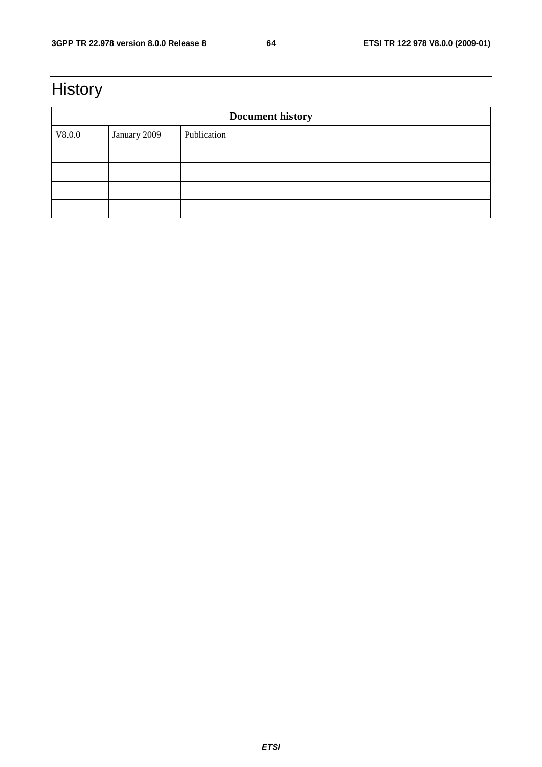# History

| Document history | | |
|---|---|---|
| V8.0.0 | January 2009 | Publication |
| | | |
| | | |
| | | |
| | | |